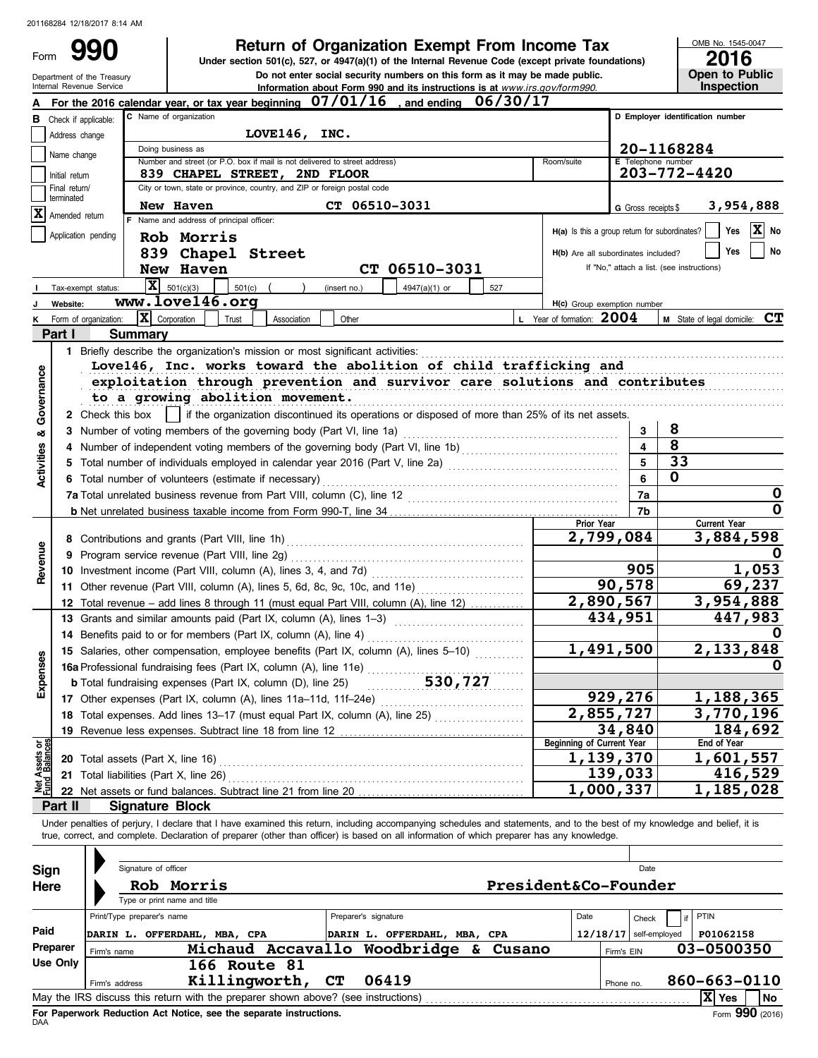201168284 12/18/2017 8:14 AM

# Form 990 — Return of Organization Exempt From Income Tax

Under section 501(c), 527, or 4947(a)(1) of the Internal Revenue Code (except private foundations)

Do not enter social security numbers on this form as it may be made public.

Information about Form 990 and its instructions is at *www.irs.gov/form990.*

Department of the Treasury
Internal Revenue Service

OMB No. 1545-0047
**2016**
**Open to Public Inspection**

**A** For the 2016 calendar year, or tax year beginning 07/01/16, and ending 06/30/17

**B** Check if applicable:
- Address change
- Name change
- Initial return
- Final return/terminated
- [X] Amended return
- Application pending

**C** Name of organization: LOVE146, INC.

Doing business as:

Number and street (or P.O. box if mail is not delivered to street address): 839 CHAPEL STREET, 2ND FLOOR — Room/suite:

City or town, state or province, country, and ZIP or foreign postal code: New Haven CT 06510-3031

**D** Employer identification number: 20-1168284

**E** Telephone number: 203-772-4420

**G** Gross receipts $ 3,954,888

**F** Name and address of principal officer:
Rob Morris
839 Chapel Street
New Haven CT 06510-3031

H(a) Is this a group return for subordinates? Yes [X] No

H(b) Are all subordinates included? Yes No
If "No," attach a list. (see instructions)

**I** Tax-exempt status: [X] 501(c)(3) 501(c) ( ) (insert no.) 4947(a)(1) or 527

**J** Website: www.love146.org

H(c) Group exemption number

**K** Form of organization: [X] Corporation Trust Association Other

**L** Year of formation: 2004

**M** State of legal domicile: CT

## Part I Summary

**Activities & Governance**

1 Briefly describe the organization's mission or most significant activities:
Love146, Inc. works toward the abolition of child trafficking and exploitation through prevention and survivor care solutions and contributes to a growing abolition movement.

2 Check this box [ ] if the organization discontinued its operations or disposed of more than 25% of its net assets.

| | | Line | Value |
|---|---|---|---|
| 3 | Number of voting members of the governing body (Part VI, line 1a) | 3 | 8 |
| 4 | Number of independent voting members of the governing body (Part VI, line 1b) | 4 | 8 |
| 5 | Total number of individuals employed in calendar year 2016 (Part V, line 2a) | 5 | 33 |
| 6 | Total number of volunteers (estimate if necessary) | 6 | 0 |
| 7a | Total unrelated business revenue from Part VIII, column (C), line 12 | 7a | 0 |
| b | Net unrelated business taxable income from Form 990-T, line 34 | 7b | 0 |

| | | Prior Year | Current Year |
|---|---|---|---|
| **Revenue** | | | |
| 8 | Contributions and grants (Part VIII, line 1h) | 2,799,084 | 3,884,598 |
| 9 | Program service revenue (Part VIII, line 2g) | | 0 |
| 10 | Investment income (Part VIII, column (A), lines 3, 4, and 7d) | 905 | 1,053 |
| 11 | Other revenue (Part VIII, column (A), lines 5, 6d, 8c, 9c, 10c, and 11e) | 90,578 | 69,237 |
| 12 | Total revenue – add lines 8 through 11 (must equal Part VIII, column (A), line 12) | 2,890,567 | 3,954,888 |
| **Expenses** | | | |
| 13 | Grants and similar amounts paid (Part IX, column (A), lines 1–3) | 434,951 | 447,983 |
| 14 | Benefits paid to or for members (Part IX, column (A), line 4) | | 0 |
| 15 | Salaries, other compensation, employee benefits (Part IX, column (A), lines 5–10) | 1,491,500 | 2,133,848 |
| 16a | Professional fundraising fees (Part IX, column (A), line 11e) | | 0 |
| b | Total fundraising expenses (Part IX, column (D), line 25) 530,727 | | |
| 17 | Other expenses (Part IX, column (A), lines 11a–11d, 11f–24e) | 929,276 | 1,188,365 |
| 18 | Total expenses. Add lines 13–17 (must equal Part IX, column (A), line 25) | 2,855,727 | 3,770,196 |
| 19 | Revenue less expenses. Subtract line 18 from line 12 | 34,840 | 184,692 |

| **Net Assets or Fund Balances** | | Beginning of Current Year | End of Year |
|---|---|---|---|
| 20 | Total assets (Part X, line 16) | 1,139,370 | 1,601,557 |
| 21 | Total liabilities (Part X, line 26) | 139,033 | 416,529 |
| 22 | Net assets or fund balances. Subtract line 21 from line 20 | 1,000,337 | 1,185,028 |

## Part II Signature Block

Under penalties of perjury, I declare that I have examined this return, including accompanying schedules and statements, and to the best of my knowledge and belief, it is true, correct, and complete. Declaration of preparer (other than officer) is based on all information of which preparer has any knowledge.

**Sign Here**

Signature of officer — Date

Rob Morris — President&Co-Founder
Type or print name and title

**Paid Preparer Use Only**

| Print/Type preparer's name | Preparer's signature | Date | Check if self-employed | PTIN |
|---|---|---|---|---|
| DARIN L. OFFERDAHL, MBA, CPA | DARIN L. OFFERDAHL, MBA, CPA | 12/18/17 | | P01062158 |

Firm's name: Michaud Accavallo Woodbridge & Cusano — Firm's EIN: 03-0500350

Firm's address: 166 Route 81, Killingworth, CT 06419 — Phone no. 860-663-0110

May the IRS discuss this return with the preparer shown above? (see instructions) [X] Yes No

**For Paperwork Reduction Act Notice, see the separate instructions.**
DAA
Form **990** (2016)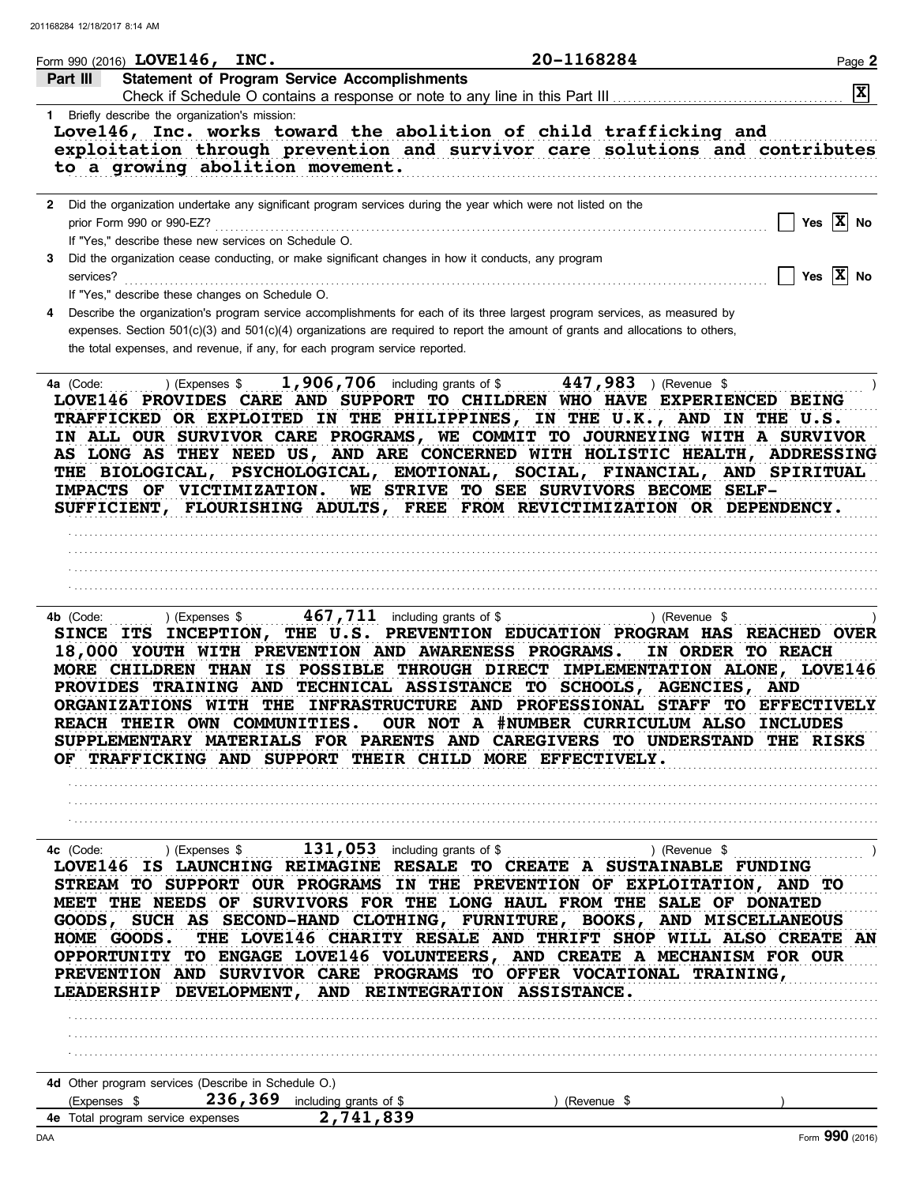Form 990 (2016) **LOVE146, INC.** **20-1168284**

## Part III Statement of Program Service Accomplishments

Check if Schedule O contains a response or note to any line in this Part III ..... [X]

1 Briefly describe the organization's mission:

**Love146, Inc. works toward the abolition of child trafficking and exploitation through prevention and survivor care solutions and contributes to a growing abolition movement.**

2 Did the organization undertake any significant program services during the year which were not listed on the prior Form 990 or 990-EZ? ..... [ ] Yes [X] No

If "Yes," describe these new services on Schedule O.

3 Did the organization cease conducting, or make significant changes in how it conducts, any program services? ..... [ ] Yes [X] No

If "Yes," describe these changes on Schedule O.

4 Describe the organization's program service accomplishments for each of its three largest program services, as measured by expenses. Section 501(c)(3) and 501(c)(4) organizations are required to report the amount of grants and allocations to others, the total expenses, and revenue, if any, for each program service reported.

4a (Code: ) (Expenses $ **1,906,706** including grants of $ **447,983** ) (Revenue $ )

**LOVE146 PROVIDES CARE AND SUPPORT TO CHILDREN WHO HAVE EXPERIENCED BEING TRAFFICKED OR EXPLOITED IN THE PHILIPPINES, IN THE U.K., AND IN THE U.S. IN ALL OUR SURVIVOR CARE PROGRAMS, WE COMMIT TO JOURNEYING WITH A SURVIVOR AS LONG AS THEY NEED US, AND ARE CONCERNED WITH HOLISTIC HEALTH, ADDRESSING THE BIOLOGICAL, PSYCHOLOGICAL, EMOTIONAL, SOCIAL, FINANCIAL, AND SPIRITUAL IMPACTS OF VICTIMIZATION. WE STRIVE TO SEE SURVIVORS BECOME SELF-SUFFICIENT, FLOURISHING ADULTS, FREE FROM REVICTIMIZATION OR DEPENDENCY.**

4b (Code: ) (Expenses $ **467,711** including grants of $ ) (Revenue $ )

**SINCE ITS INCEPTION, THE U.S. PREVENTION EDUCATION PROGRAM HAS REACHED OVER 18,000 YOUTH WITH PREVENTION AND AWARENESS PROGRAMS. IN ORDER TO REACH MORE CHILDREN THAN IS POSSIBLE THROUGH DIRECT IMPLEMENTATION ALONE, LOVE146 PROVIDES TRAINING AND TECHNICAL ASSISTANCE TO SCHOOLS, AGENCIES, AND ORGANIZATIONS WITH THE INFRASTRUCTURE AND PROFESSIONAL STAFF TO EFFECTIVELY REACH THEIR OWN COMMUNITIES. OUR NOT A #NUMBER CURRICULUM ALSO INCLUDES SUPPLEMENTARY MATERIALS FOR PARENTS AND CAREGIVERS TO UNDERSTAND THE RISKS OF TRAFFICKING AND SUPPORT THEIR CHILD MORE EFFECTIVELY.**

4c (Code: ) (Expenses $ **131,053** including grants of $ ) (Revenue $ )

**LOVE146 IS LAUNCHING REIMAGINE RESALE TO CREATE A SUSTAINABLE FUNDING STREAM TO SUPPORT OUR PROGRAMS IN THE PREVENTION OF EXPLOITATION, AND TO MEET THE NEEDS OF SURVIVORS FOR THE LONG HAUL FROM THE SALE OF DONATED GOODS, SUCH AS SECOND-HAND CLOTHING, FURNITURE, BOOKS, AND MISCELLANEOUS HOME GOODS. THE LOVE146 CHARITY RESALE AND THRIFT SHOP WILL ALSO CREATE AN OPPORTUNITY TO ENGAGE LOVE146 VOLUNTEERS, AND CREATE A MECHANISM FOR OUR PREVENTION AND SURVIVOR CARE PROGRAMS TO OFFER VOCATIONAL TRAINING, LEADERSHIP DEVELOPMENT, AND REINTEGRATION ASSISTANCE.**

4d Other program services (Describe in Schedule O.)

(Expenses $ **236,369** including grants of $ ) (Revenue $ )

4e Total program service expenses **2,741,839**

Form **990** (2016)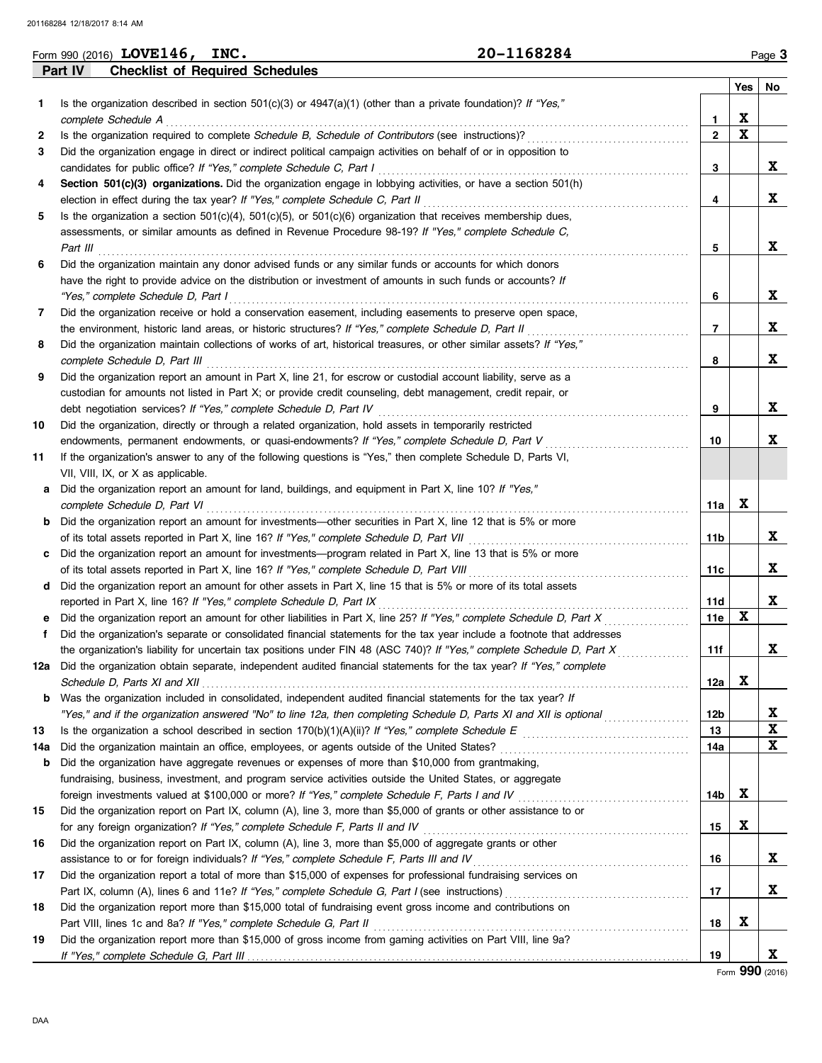Form 990 (2016) **LOVE146, INC.** **20-1168284**

## Part IV Checklist of Required Schedules

| | | | Yes | No |
|---|---|---|---|---|
| 1 | Is the organization described in section 501(c)(3) or 4947(a)(1) (other than a private foundation)? *If "Yes," complete Schedule A* | 1 | X | |
| 2 | Is the organization required to complete *Schedule B, Schedule of Contributors* (see instructions)? | 2 | X | |
| 3 | Did the organization engage in direct or indirect political campaign activities on behalf of or in opposition to candidates for public office? *If "Yes," complete Schedule C, Part I* | 3 | | X |
| 4 | **Section 501(c)(3) organizations.** Did the organization engage in lobbying activities, or have a section 501(h) election in effect during the tax year? *If "Yes," complete Schedule C, Part II* | 4 | | X |
| 5 | Is the organization a section 501(c)(4), 501(c)(5), or 501(c)(6) organization that receives membership dues, assessments, or similar amounts as defined in Revenue Procedure 98-19? *If "Yes," complete Schedule C, Part III* | 5 | | X |
| 6 | Did the organization maintain any donor advised funds or any similar funds or accounts for which donors have the right to provide advice on the distribution or investment of amounts in such funds or accounts? *If "Yes," complete Schedule D, Part I* | 6 | | X |
| 7 | Did the organization receive or hold a conservation easement, including easements to preserve open space, the environment, historic land areas, or historic structures? *If "Yes," complete Schedule D, Part II* | 7 | | X |
| 8 | Did the organization maintain collections of works of art, historical treasures, or other similar assets? *If "Yes," complete Schedule D, Part III* | 8 | | X |
| 9 | Did the organization report an amount in Part X, line 21, for escrow or custodial account liability, serve as a custodian for amounts not listed in Part X; or provide credit counseling, debt management, credit repair, or debt negotiation services? *If "Yes," complete Schedule D, Part IV* | 9 | | X |
| 10 | Did the organization, directly or through a related organization, hold assets in temporarily restricted endowments, permanent endowments, or quasi-endowments? *If "Yes," complete Schedule D, Part V* | 10 | | X |
| 11 | If the organization's answer to any of the following questions is "Yes," then complete Schedule D, Parts VI, VII, VIII, IX, or X as applicable. | | | |
| a | Did the organization report an amount for land, buildings, and equipment in Part X, line 10? *If "Yes," complete Schedule D, Part VI* | 11a | X | |
| b | Did the organization report an amount for investments—other securities in Part X, line 12 that is 5% or more of its total assets reported in Part X, line 16? *If "Yes," complete Schedule D, Part VII* | 11b | | X |
| c | Did the organization report an amount for investments—program related in Part X, line 13 that is 5% or more of its total assets reported in Part X, line 16? *If "Yes," complete Schedule D, Part VIII* | 11c | | X |
| d | Did the organization report an amount for other assets in Part X, line 15 that is 5% or more of its total assets reported in Part X, line 16? *If "Yes," complete Schedule D, Part IX* | 11d | | X |
| e | Did the organization report an amount for other liabilities in Part X, line 25? *If "Yes," complete Schedule D, Part X* | 11e | X | |
| f | Did the organization's separate or consolidated financial statements for the tax year include a footnote that addresses the organization's liability for uncertain tax positions under FIN 48 (ASC 740)? *If "Yes," complete Schedule D, Part X* | 11f | | X |
| 12a | Did the organization obtain separate, independent audited financial statements for the tax year? *If "Yes," complete Schedule D, Parts XI and XII* | 12a | X | |
| b | Was the organization included in consolidated, independent audited financial statements for the tax year? *If "Yes," and if the organization answered "No" to line 12a, then completing Schedule D, Parts XI and XII is optional* | 12b | | X |
| 13 | Is the organization a school described in section 170(b)(1)(A)(ii)? *If "Yes," complete Schedule E* | 13 | | X |
| 14a | Did the organization maintain an office, employees, or agents outside of the United States? | 14a | | X |
| b | Did the organization have aggregate revenues or expenses of more than $10,000 from grantmaking, fundraising, business, investment, and program service activities outside the United States, or aggregate foreign investments valued at $100,000 or more? *If "Yes," complete Schedule F, Parts I and IV* | 14b | X | |
| 15 | Did the organization report on Part IX, column (A), line 3, more than $5,000 of grants or other assistance to or for any foreign organization? *If "Yes," complete Schedule F, Parts II and IV* | 15 | X | |
| 16 | Did the organization report on Part IX, column (A), line 3, more than $5,000 of aggregate grants or other assistance to or for foreign individuals? *If "Yes," complete Schedule F, Parts III and IV* | 16 | | X |
| 17 | Did the organization report a total of more than $15,000 of expenses for professional fundraising services on Part IX, column (A), lines 6 and 11e? *If "Yes," complete Schedule G, Part I* (see instructions) | 17 | | X |
| 18 | Did the organization report more than $15,000 total of fundraising event gross income and contributions on Part VIII, lines 1c and 8a? *If "Yes," complete Schedule G, Part II* | 18 | X | |
| 19 | Did the organization report more than $15,000 of gross income from gaming activities on Part VIII, line 9a? *If "Yes," complete Schedule G, Part III* | 19 | | X |

Form **990** (2016)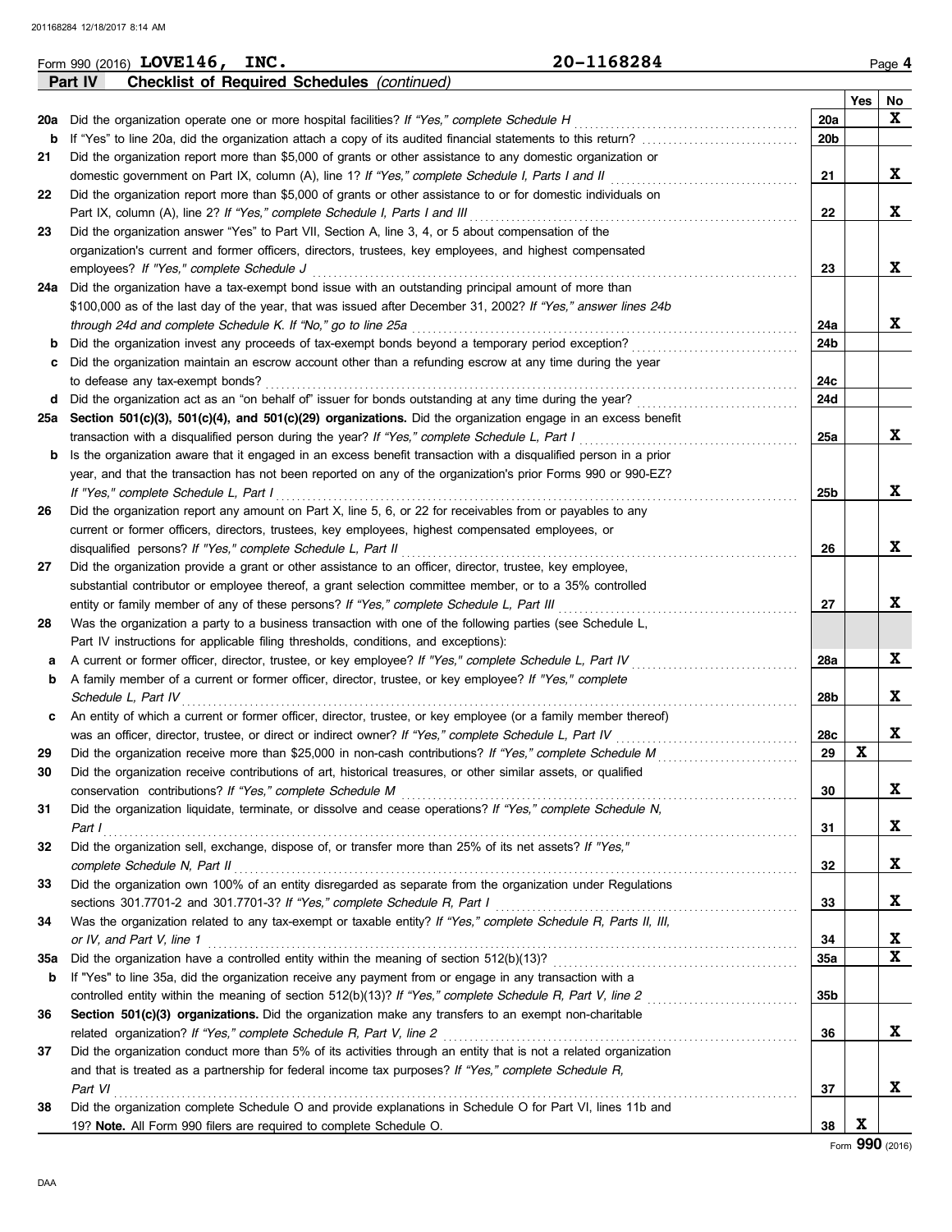Form 990 (2016) **LOVE146, INC.** **20-1168284** Page **4**

**Part IV** **Checklist of Required Schedules** *(continued)*

| | | | Yes | No |
|---|---|---|---|---|
| **20a** | Did the organization operate one or more hospital facilities? *If "Yes," complete Schedule H* | 20a | | X |
| **b** | If "Yes" to line 20a, did the organization attach a copy of its audited financial statements to this return? | 20b | | |
| **21** | Did the organization report more than $5,000 of grants or other assistance to any domestic organization or domestic government on Part IX, column (A), line 1? *If "Yes," complete Schedule I, Parts I and II* | 21 | | X |
| **22** | Did the organization report more than $5,000 of grants or other assistance to or for domestic individuals on Part IX, column (A), line 2? *If "Yes," complete Schedule I, Parts I and III* | 22 | | X |
| **23** | Did the organization answer "Yes" to Part VII, Section A, line 3, 4, or 5 about compensation of the organization's current and former officers, directors, trustees, key employees, and highest compensated employees? *If "Yes," complete Schedule J* | 23 | | X |
| **24a** | Did the organization have a tax-exempt bond issue with an outstanding principal amount of more than $100,000 as of the last day of the year, that was issued after December 31, 2002? *If "Yes," answer lines 24b through 24d and complete Schedule K. If "No," go to line 25a* | 24a | | X |
| **b** | Did the organization invest any proceeds of tax-exempt bonds beyond a temporary period exception? | 24b | | |
| **c** | Did the organization maintain an escrow account other than a refunding escrow at any time during the year to defease any tax-exempt bonds? | 24c | | |
| **d** | Did the organization act as an "on behalf of" issuer for bonds outstanding at any time during the year? | 24d | | |
| **25a** | **Section 501(c)(3), 501(c)(4), and 501(c)(29) organizations.** Did the organization engage in an excess benefit transaction with a disqualified person during the year? *If "Yes," complete Schedule L, Part I* | 25a | | X |
| **b** | Is the organization aware that it engaged in an excess benefit transaction with a disqualified person in a prior year, and that the transaction has not been reported on any of the organization's prior Forms 990 or 990-EZ? *If "Yes," complete Schedule L, Part I* | 25b | | X |
| **26** | Did the organization report any amount on Part X, line 5, 6, or 22 for receivables from or payables to any current or former officers, directors, trustees, key employees, highest compensated employees, or disqualified persons? *If "Yes," complete Schedule L, Part II* | 26 | | X |
| **27** | Did the organization provide a grant or other assistance to an officer, director, trustee, key employee, substantial contributor or employee thereof, a grant selection committee member, or to a 35% controlled entity or family member of any of these persons? *If "Yes," complete Schedule L, Part III* | 27 | | X |
| **28** | Was the organization a party to a business transaction with one of the following parties (see Schedule L, Part IV instructions for applicable filing thresholds, conditions, and exceptions): | | | |
| **a** | A current or former officer, director, trustee, or key employee? *If "Yes," complete Schedule L, Part IV* | 28a | | X |
| **b** | A family member of a current or former officer, director, trustee, or key employee? *If "Yes," complete Schedule L, Part IV* | 28b | | X |
| **c** | An entity of which a current or former officer, director, trustee, or key employee (or a family member thereof) was an officer, director, trustee, or direct or indirect owner? *If "Yes," complete Schedule L, Part IV* | 28c | | X |
| **29** | Did the organization receive more than $25,000 in non-cash contributions? *If "Yes," complete Schedule M* | 29 | X | |
| **30** | Did the organization receive contributions of art, historical treasures, or other similar assets, or qualified conservation contributions? *If "Yes," complete Schedule M* | 30 | | X |
| **31** | Did the organization liquidate, terminate, or dissolve and cease operations? *If "Yes," complete Schedule N, Part I* | 31 | | X |
| **32** | Did the organization sell, exchange, dispose of, or transfer more than 25% of its net assets? *If "Yes," complete Schedule N, Part II* | 32 | | X |
| **33** | Did the organization own 100% of an entity disregarded as separate from the organization under Regulations sections 301.7701-2 and 301.7701-3? *If "Yes," complete Schedule R, Part I* | 33 | | X |
| **34** | Was the organization related to any tax-exempt or taxable entity? *If "Yes," complete Schedule R, Parts II, III, or IV, and Part V, line 1* | 34 | | X |
| **35a** | Did the organization have a controlled entity within the meaning of section 512(b)(13)? | 35a | | X |
| **b** | If "Yes" to line 35a, did the organization receive any payment from or engage in any transaction with a controlled entity within the meaning of section 512(b)(13)? *If "Yes," complete Schedule R, Part V, line 2* | 35b | | |
| **36** | **Section 501(c)(3) organizations.** Did the organization make any transfers to an exempt non-charitable related organization? *If "Yes," complete Schedule R, Part V, line 2* | 36 | | X |
| **37** | Did the organization conduct more than 5% of its activities through an entity that is not a related organization and that is treated as a partnership for federal income tax purposes? *If "Yes," complete Schedule R, Part VI* | 37 | | X |
| **38** | Did the organization complete Schedule O and provide explanations in Schedule O for Part VI, lines 11b and 19? **Note.** All Form 990 filers are required to complete Schedule O. | 38 | X | |

Form **990** (2016)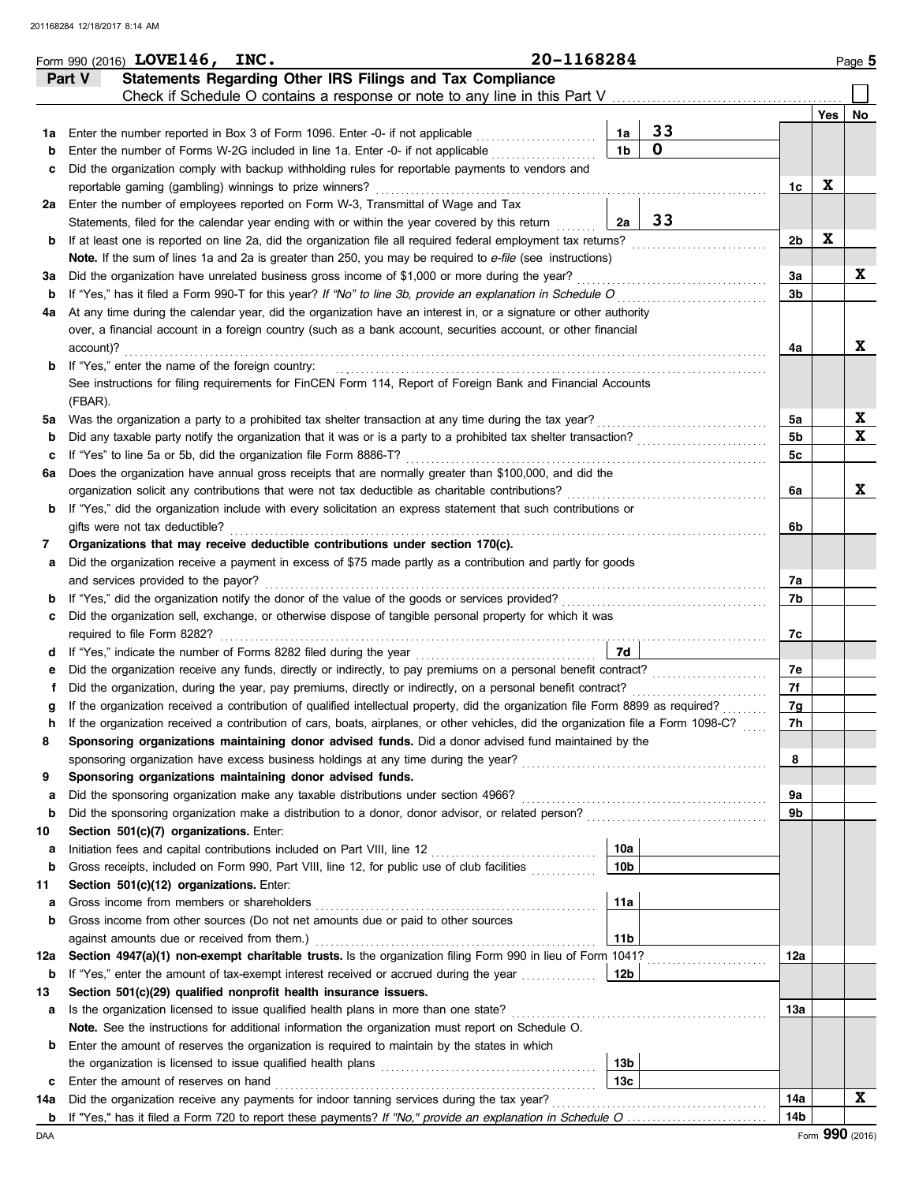Form 990 (2016) **LOVE146, INC.** **20-1168284** Page 5

## Part V Statements Regarding Other IRS Filings and Tax Compliance

Check if Schedule O contains a response or note to any line in this Part V . . . . . . ☐

| | | | | | Yes | No |
|---|---|---|---|---|---|---|
| **1a** | Enter the number reported in Box 3 of Form 1096. Enter -0- if not applicable | 1a | 33 | | | |
| **b** | Enter the number of Forms W-2G included in line 1a. Enter -0- if not applicable | 1b | 0 | | | |
| **c** | Did the organization comply with backup withholding rules for reportable payments to vendors and reportable gaming (gambling) winnings to prize winners? | | | 1c | X | |
| **2a** | Enter the number of employees reported on Form W-3, Transmittal of Wage and Tax Statements, filed for the calendar year ending with or within the year covered by this return | 2a | 33 | | | |
| **b** | If at least one is reported on line 2a, did the organization file all required federal employment tax returns? | | | 2b | X | |
| | **Note.** If the sum of lines 1a and 2a is greater than 250, you may be required to *e-file* (see instructions) | | | | | |
| **3a** | Did the organization have unrelated business gross income of $1,000 or more during the year? | | | 3a | | X |
| **b** | If "Yes," has it filed a Form 990-T for this year? *If "No" to line 3b, provide an explanation in Schedule O* | | | 3b | | |
| **4a** | At any time during the calendar year, did the organization have an interest in, or a signature or other authority over, a financial account in a foreign country (such as a bank account, securities account, or other financial account)? | | | 4a | | X |
| **b** | If "Yes," enter the name of the foreign country: See instructions for filing requirements for FinCEN Form 114, Report of Foreign Bank and Financial Accounts (FBAR). | | | | | |
| **5a** | Was the organization a party to a prohibited tax shelter transaction at any time during the tax year? | | | 5a | | X |
| **b** | Did any taxable party notify the organization that it was or is a party to a prohibited tax shelter transaction? | | | 5b | | X |
| **c** | If "Yes" to line 5a or 5b, did the organization file Form 8886-T? | | | 5c | | |
| **6a** | Does the organization have annual gross receipts that are normally greater than $100,000, and did the organization solicit any contributions that were not tax deductible as charitable contributions? | | | 6a | | X |
| **b** | If "Yes," did the organization include with every solicitation an express statement that such contributions or gifts were not tax deductible? | | | 6b | | |
| **7** | **Organizations that may receive deductible contributions under section 170(c).** | | | | | |
| **a** | Did the organization receive a payment in excess of $75 made partly as a contribution and partly for goods and services provided to the payor? | | | 7a | | |
| **b** | If "Yes," did the organization notify the donor of the value of the goods or services provided? | | | 7b | | |
| **c** | Did the organization sell, exchange, or otherwise dispose of tangible personal property for which it was required to file Form 8282? | | | 7c | | |
| **d** | If "Yes," indicate the number of Forms 8282 filed during the year | 7d | | | | |
| **e** | Did the organization receive any funds, directly or indirectly, to pay premiums on a personal benefit contract? | | | 7e | | |
| **f** | Did the organization, during the year, pay premiums, directly or indirectly, on a personal benefit contract? | | | 7f | | |
| **g** | If the organization received a contribution of qualified intellectual property, did the organization file Form 8899 as required? | | | 7g | | |
| **h** | If the organization received a contribution of cars, boats, airplanes, or other vehicles, did the organization file a Form 1098-C? | | | 7h | | |
| **8** | **Sponsoring organizations maintaining donor advised funds.** Did a donor advised fund maintained by the sponsoring organization have excess business holdings at any time during the year? | | | 8 | | |
| **9** | **Sponsoring organizations maintaining donor advised funds.** | | | | | |
| **a** | Did the sponsoring organization make any taxable distributions under section 4966? | | | 9a | | |
| **b** | Did the sponsoring organization make a distribution to a donor, donor advisor, or related person? | | | 9b | | |
| **10** | **Section 501(c)(7) organizations.** Enter: | | | | | |
| **a** | Initiation fees and capital contributions included on Part VIII, line 12 | 10a | | | | |
| **b** | Gross receipts, included on Form 990, Part VIII, line 12, for public use of club facilities | 10b | | | | |
| **11** | **Section 501(c)(12) organizations.** Enter: | | | | | |
| **a** | Gross income from members or shareholders | 11a | | | | |
| **b** | Gross income from other sources (Do not net amounts due or paid to other sources against amounts due or received from them.) | 11b | | | | |
| **12a** | **Section 4947(a)(1) non-exempt charitable trusts.** Is the organization filing Form 990 in lieu of Form 1041? | | | 12a | | |
| **b** | If "Yes," enter the amount of tax-exempt interest received or accrued during the year | 12b | | | | |
| **13** | **Section 501(c)(29) qualified nonprofit health insurance issuers.** | | | | | |
| **a** | Is the organization licensed to issue qualified health plans in more than one state? | | | 13a | | |
| | **Note.** See the instructions for additional information the organization must report on Schedule O. | | | | | |
| **b** | Enter the amount of reserves the organization is required to maintain by the states in which the organization is licensed to issue qualified health plans | 13b | | | | |
| **c** | Enter the amount of reserves on hand | 13c | | | | |
| **14a** | Did the organization receive any payments for indoor tanning services during the tax year? | | | 14a | | X |
| **b** | If "Yes," has it filed a Form 720 to report these payments? *If "No," provide an explanation in Schedule O* | | | 14b | | |

Form **990** (2016)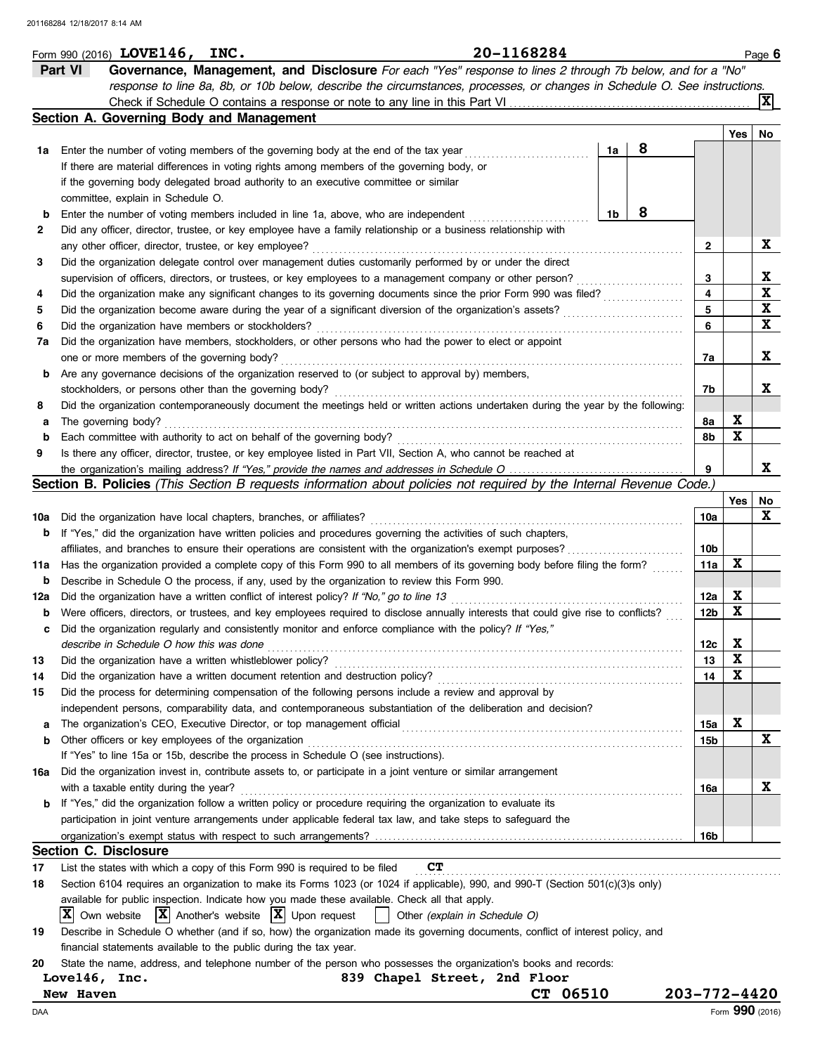Form 990 (2016) **LOVE146, INC.** **20-1168284** Page **6**

## Part VI Governance, Management, and Disclosure

*For each "Yes" response to lines 2 through 7b below, and for a "No" response to line 8a, 8b, or 10b below, describe the circumstances, processes, or changes in Schedule O. See instructions.*

Check if Schedule O contains a response or note to any line in this Part VI .......... [X]

### Section A. Governing Body and Management

| | | | | Yes | No |
|---|---|---|---|---|---|
| **1a** | Enter the number of voting members of the governing body at the end of the tax year | 1a | 8 | | |
| | If there are material differences in voting rights among members of the governing body, or if the governing body delegated broad authority to an executive committee or similar committee, explain in Schedule O. | | | | |
| **b** | Enter the number of voting members included in line 1a, above, who are independent | 1b | 8 | | |
| **2** | Did any officer, director, trustee, or key employee have a family relationship or a business relationship with any other officer, director, trustee, or key employee? | 2 | | | X |
| **3** | Did the organization delegate control over management duties customarily performed by or under the direct supervision of officers, directors, or trustees, or key employees to a management company or other person? | 3 | | | X |
| **4** | Did the organization make any significant changes to its governing documents since the prior Form 990 was filed? | 4 | | | X |
| **5** | Did the organization become aware during the year of a significant diversion of the organization's assets? | 5 | | | X |
| **6** | Did the organization have members or stockholders? | 6 | | | X |
| **7a** | Did the organization have members, stockholders, or other persons who had the power to elect or appoint one or more members of the governing body? | 7a | | | X |
| **b** | Are any governance decisions of the organization reserved to (or subject to approval by) members, stockholders, or persons other than the governing body? | 7b | | | X |
| **8** | Did the organization contemporaneously document the meetings held or written actions undertaken during the year by the following: | | | | |
| **a** | The governing body? | 8a | | X | |
| **b** | Each committee with authority to act on behalf of the governing body? | 8b | | X | |
| **9** | Is there any officer, director, trustee, or key employee listed in Part VII, Section A, who cannot be reached at the organization's mailing address? *If "Yes," provide the names and addresses in Schedule O* | 9 | | | X |

### Section B. Policies *(This Section B requests information about policies not required by the Internal Revenue Code.)*

| | | | Yes | No |
|---|---|---|---|---|
| **10a** | Did the organization have local chapters, branches, or affiliates? | 10a | | X |
| **b** | If "Yes," did the organization have written policies and procedures governing the activities of such chapters, affiliates, and branches to ensure their operations are consistent with the organization's exempt purposes? | 10b | | |
| **11a** | Has the organization provided a complete copy of this Form 990 to all members of its governing body before filing the form? | 11a | X | |
| **b** | Describe in Schedule O the process, if any, used by the organization to review this Form 990. | | | |
| **12a** | Did the organization have a written conflict of interest policy? *If "No," go to line 13* | 12a | X | |
| **b** | Were officers, directors, or trustees, and key employees required to disclose annually interests that could give rise to conflicts? | 12b | X | |
| **c** | Did the organization regularly and consistently monitor and enforce compliance with the policy? *If "Yes," describe in Schedule O how this was done* | 12c | X | |
| **13** | Did the organization have a written whistleblower policy? | 13 | X | |
| **14** | Did the organization have a written document retention and destruction policy? | 14 | X | |
| **15** | Did the process for determining compensation of the following persons include a review and approval by independent persons, comparability data, and contemporaneous substantiation of the deliberation and decision? | | | |
| **a** | The organization's CEO, Executive Director, or top management official | 15a | X | |
| **b** | Other officers or key employees of the organization | 15b | | X |
| | If "Yes" to line 15a or 15b, describe the process in Schedule O (see instructions). | | | |
| **16a** | Did the organization invest in, contribute assets to, or participate in a joint venture or similar arrangement with a taxable entity during the year? | 16a | | X |
| **b** | If "Yes," did the organization follow a written policy or procedure requiring the organization to evaluate its participation in joint venture arrangements under applicable federal tax law, and take steps to safeguard the organization's exempt status with respect to such arrangements? | 16b | | |

### Section C. Disclosure

**17** List the states with which a copy of this Form 990 is required to be filed **CT**

**18** Section 6104 requires an organization to make its Forms 1023 (or 1024 if applicable), 990, and 990-T (Section 501(c)(3)s only) available for public inspection. Indicate how you made these available. Check all that apply.

[X] Own website [X] Another's website [X] Upon request [ ] Other *(explain in Schedule O)*

**19** Describe in Schedule O whether (and if so, how) the organization made its governing documents, conflict of interest policy, and financial statements available to the public during the tax year.

**20** State the name, address, and telephone number of the person who possesses the organization's books and records:

Love146, Inc. 839 Chapel Street, 2nd Floor
New Haven CT 06510 203-772-4420

Form **990** (2016)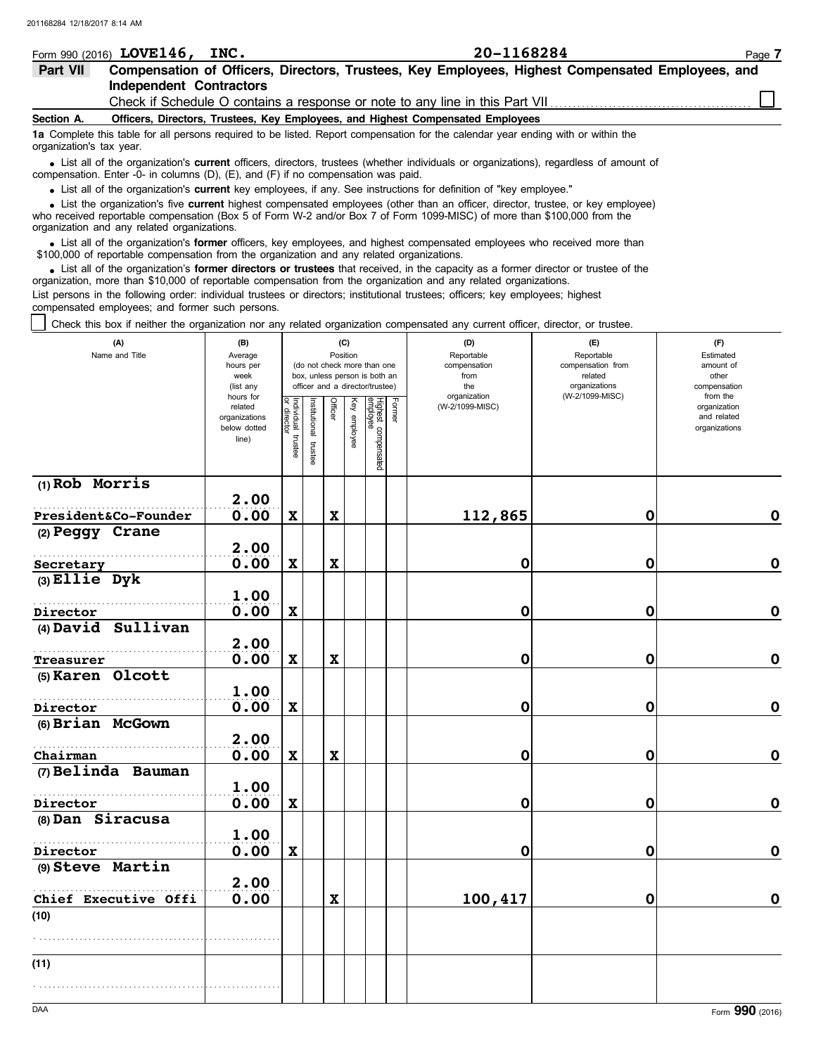Form 990 (2016) **LOVE146, INC.** **20-1168284** Page **7**

## Part VII Compensation of Officers, Directors, Trustees, Key Employees, Highest Compensated Employees, and Independent Contractors

Check if Schedule O contains a response or note to any line in this Part VII ☐

### Section A. Officers, Directors, Trustees, Key Employees, and Highest Compensated Employees

**1a** Complete this table for all persons required to be listed. Report compensation for the calendar year ending with or within the organization's tax year.

- List all of the organization's **current** officers, directors, trustees (whether individuals or organizations), regardless of amount of compensation. Enter -0- in columns (D), (E), and (F) if no compensation was paid.
- List all of the organization's **current** key employees, if any. See instructions for definition of "key employee."
- List the organization's five **current** highest compensated employees (other than an officer, director, trustee, or key employee) who received reportable compensation (Box 5 of Form W-2 and/or Box 7 of Form 1099-MISC) of more than $100,000 from the organization and any related organizations.
- List all of the organization's **former** officers, key employees, and highest compensated employees who received more than $100,000 of reportable compensation from the organization and any related organizations.
- List all of the organization's **former directors or trustees** that received, in the capacity as a former director or trustee of the organization, more than $10,000 of reportable compensation from the organization and any related organizations.

List persons in the following order: individual trustees or directors; institutional trustees; officers; key employees; highest compensated employees; and former such persons.

☐ Check this box if neither the organization nor any related organization compensated any current officer, director, or trustee.

| (A) Name and Title | (B) Average hours per week (list any hours for related organizations below dotted line) | (C) Position: Individual trustee or director | Institutional trustee | Officer | Key employee | Highest compensated employee | Former | (D) Reportable compensation from the organization (W-2/1099-MISC) | (E) Reportable compensation from related organizations (W-2/1099-MISC) | (F) Estimated amount of other compensation from the organization and related organizations |
|---|---|---|---|---|---|---|---|---|---|---|
| (1) Rob Morris<br>President&Co-Founder | 2.00<br>0.00 | X | | X | | | | 112,865 | 0 | 0 |
| (2) Peggy Crane<br>Secretary | 2.00<br>0.00 | X | | X | | | | 0 | 0 | 0 |
| (3) Ellie Dyk<br>Director | 1.00<br>0.00 | X | | | | | | 0 | 0 | 0 |
| (4) David Sullivan<br>Treasurer | 2.00<br>0.00 | X | | X | | | | 0 | 0 | 0 |
| (5) Karen Olcott<br>Director | 1.00<br>0.00 | X | | | | | | 0 | 0 | 0 |
| (6) Brian McGown<br>Chairman | 2.00<br>0.00 | X | | X | | | | 0 | 0 | 0 |
| (7) Belinda Bauman<br>Director | 1.00<br>0.00 | X | | | | | | 0 | 0 | 0 |
| (8) Dan Siracusa<br>Director | 1.00<br>0.00 | X | | | | | | 0 | 0 | 0 |
| (9) Steve Martin<br>Chief Executive Offi | 2.00<br>0.00 | | | X | | | | 100,417 | 0 | 0 |
| (10) | | | | | | | | | | |
| (11) | | | | | | | | | | |

Form **990** (2016)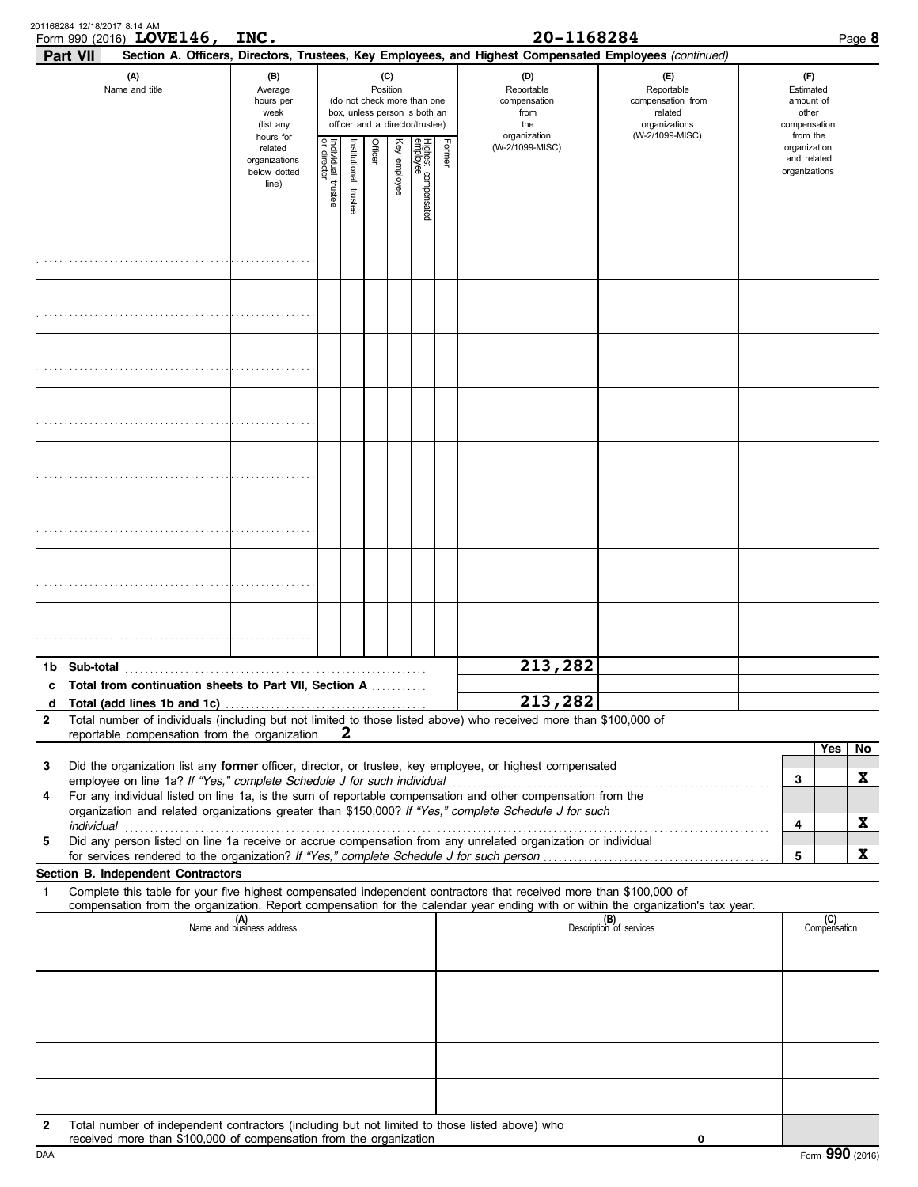Form 990 (2016) **LOVE146, INC.** **20-1168284**

**Part VII** **Section A. Officers, Directors, Trustees, Key Employees, and Highest Compensated Employees** *(continued)*

| (A) Name and title | (B) Average hours per week (list any hours for related organizations below dotted line) | (C) Position (do not check more than one box, unless person is both an officer and a director/trustee) | | | | | | (D) Reportable compensation from the organization (W-2/1099-MISC) | (E) Reportable compensation from related organizations (W-2/1099-MISC) | (F) Estimated amount of other compensation from the organization and related organizations |
|---|---|---|---|---|---|---|---|---|---|---|
| | | Individual trustee or director | Institutional trustee | Officer | Key employee | Highest compensated employee | Former | | | |
| | | | | | | | | | | |
| | | | | | | | | | | |
| | | | | | | | | | | |
| | | | | | | | | | | |
| | | | | | | | | | | |
| | | | | | | | | | | |
| | | | | | | | | | | |
| | | | | | | | | | | |
| **1b Sub-total** | | | | | | | | **213,282** | | |
| **c Total from continuation sheets to Part VII, Section A** | | | | | | | | | | |
| **d Total (add lines 1b and 1c)** | | | | | | | | **213,282** | | |

**2** Total number of individuals (including but not limited to those listed above) who received more than $100,000 of reportable compensation from the organization **2**

| | | Yes | No |
|---|---|---|---|
| **3** Did the organization list any **former** officer, director, or trustee, key employee, or highest compensated employee on line 1a? *If "Yes," complete Schedule J for such individual* | 3 | | X |
| **4** For any individual listed on line 1a, is the sum of reportable compensation and other compensation from the organization and related organizations greater than $150,000? *If "Yes," complete Schedule J for such individual* | 4 | | X |
| **5** Did any person listed on line 1a receive or accrue compensation from any unrelated organization or individual for services rendered to the organization? *If "Yes," complete Schedule J for such person* | 5 | | X |

**Section B. Independent Contractors**

**1** Complete this table for your five highest compensated independent contractors that received more than $100,000 of compensation from the organization. Report compensation for the calendar year ending with or within the organization's tax year.

| (A) Name and business address | (B) Description of services | (C) Compensation |
|---|---|---|
| | | |
| | | |
| | | |
| | | |
| | | |

**2** Total number of independent contractors (including but not limited to those listed above) who received more than $100,000 of compensation from the organization **0**

Form **990** (2016)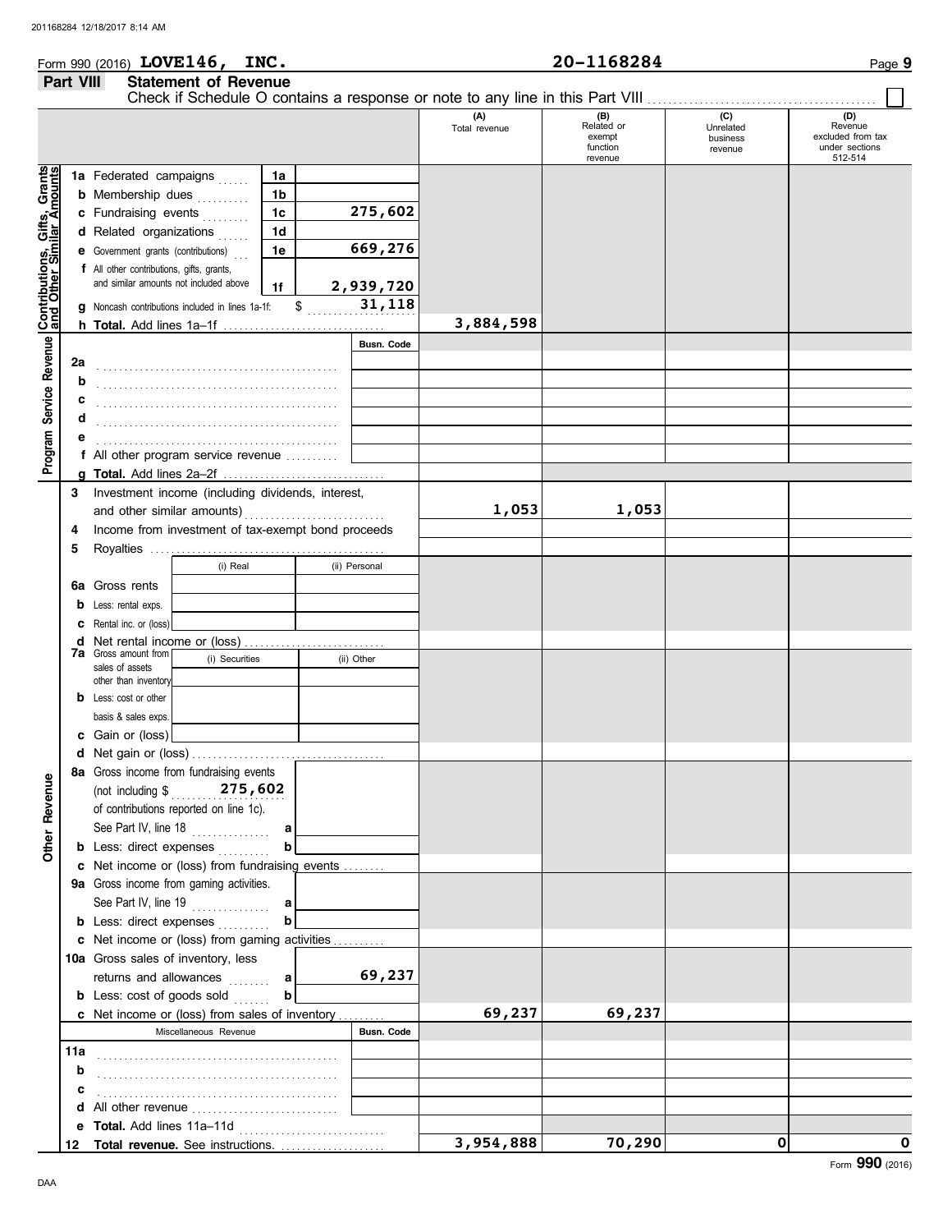Form 990 (2016) **LOVE146, INC.** **20-1168284** Page **9**

## Part VIII Statement of Revenue

Check if Schedule O contains a response or note to any line in this Part VIII

| | | | (A) Total revenue | (B) Related or exempt function revenue | (C) Unrelated business revenue | (D) Revenue excluded from tax under sections 512-514 |
|---|---|---|---|---|---|---|
| **Contributions, Gifts, Grants and Other Similar Amounts** | | | | | | |
| 1a | Federated campaigns | 1a | | | | |
| b | Membership dues | 1b | | | | |
| c | Fundraising events | 1c 275,602 | | | | |
| d | Related organizations | 1d | | | | |
| e | Government grants (contributions) | 1e 669,276 | | | | |
| f | All other contributions, gifts, grants, and similar amounts not included above | 1f 2,939,720 | | | | |
| g | Noncash contributions included in lines 1a-1f: | $ 31,118 | | | | |
| h | **Total.** Add lines 1a–1f | | 3,884,598 | | | |
| **Program Service Revenue** | | Busn. Code | | | | |
| 2a | | | | | | |
| b | | | | | | |
| c | | | | | | |
| d | | | | | | |
| e | | | | | | |
| f | All other program service revenue | | | | | |
| g | **Total.** Add lines 2a–2f | | | | | |
| **Other Revenue** | | | | | | |
| 3 | Investment income (including dividends, interest, and other similar amounts) | | 1,053 | 1,053 | | |
| 4 | Income from investment of tax-exempt bond proceeds | | | | | |
| 5 | Royalties | | | | | |
| | | (i) Real / (ii) Personal | | | | |
| 6a | Gross rents | | | | | |
| b | Less: rental exps. | | | | | |
| c | Rental inc. or (loss) | | | | | |
| d | Net rental income or (loss) | | | | | |
| | | (i) Securities / (ii) Other | | | | |
| 7a | Gross amount from sales of assets other than inventory | | | | | |
| b | Less: cost or other basis & sales exps. | | | | | |
| c | Gain or (loss) | | | | | |
| d | Net gain or (loss) | | | | | |
| 8a | Gross income from fundraising events (not including $ 275,602 of contributions reported on line 1c). See Part IV, line 18 | a | | | | |
| b | Less: direct expenses | b | | | | |
| c | Net income or (loss) from fundraising events | | | | | |
| 9a | Gross income from gaming activities. See Part IV, line 19 | a | | | | |
| b | Less: direct expenses | b | | | | |
| c | Net income or (loss) from gaming activities | | | | | |
| 10a | Gross sales of inventory, less returns and allowances | a 69,237 | | | | |
| b | Less: cost of goods sold | b | | | | |
| c | Net income or (loss) from sales of inventory | | 69,237 | 69,237 | | |
| | Miscellaneous Revenue | Busn. Code | | | | |
| 11a | | | | | | |
| b | | | | | | |
| c | | | | | | |
| d | All other revenue | | | | | |
| e | **Total.** Add lines 11a–11d | | | | | |
| 12 | **Total revenue.** See instructions. | | 3,954,888 | 70,290 | 0 | 0 |

Form **990** (2016)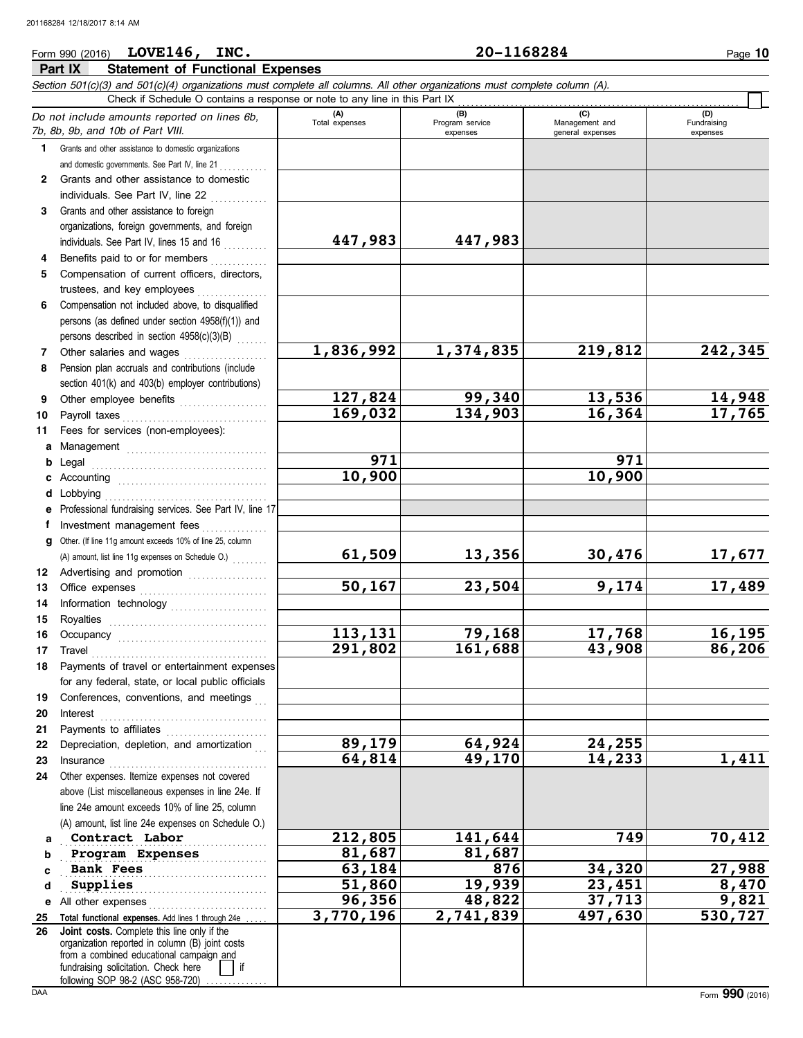Form 990 (2016) **LOVE146, INC.** **20-1168284**

## Part IX Statement of Functional Expenses

*Section 501(c)(3) and 501(c)(4) organizations must complete all columns. All other organizations must complete column (A).*

Check if Schedule O contains a response or note to any line in this Part IX

| *Do not include amounts reported on lines 6b, 7b, 8b, 9b, and 10b of Part VIII.* | (A) Total expenses | (B) Program service expenses | (C) Management and general expenses | (D) Fundraising expenses |
|---|---|---|---|---|
| 1 Grants and other assistance to domestic organizations and domestic governments. See Part IV, line 21 | | | | |
| 2 Grants and other assistance to domestic individuals. See Part IV, line 22 | | | | |
| 3 Grants and other assistance to foreign organizations, foreign governments, and foreign individuals. See Part IV, lines 15 and 16 | 447,983 | 447,983 | | |
| 4 Benefits paid to or for members | | | | |
| 5 Compensation of current officers, directors, trustees, and key employees | | | | |
| 6 Compensation not included above, to disqualified persons (as defined under section 4958(f)(1)) and persons described in section 4958(c)(3)(B) | | | | |
| 7 Other salaries and wages | 1,836,992 | 1,374,835 | 219,812 | 242,345 |
| 8 Pension plan accruals and contributions (include section 401(k) and 403(b) employer contributions) | | | | |
| 9 Other employee benefits | 127,824 | 99,340 | 13,536 | 14,948 |
| 10 Payroll taxes | 169,032 | 134,903 | 16,364 | 17,765 |
| 11 Fees for services (non-employees): | | | | |
| a Management | | | | |
| b Legal | 971 | | 971 | |
| c Accounting | 10,900 | | 10,900 | |
| d Lobbying | | | | |
| e Professional fundraising services. See Part IV, line 17 | | | | |
| f Investment management fees | | | | |
| g Other. (If line 11g amount exceeds 10% of line 25, column (A) amount, list line 11g expenses on Schedule O.) | 61,509 | 13,356 | 30,476 | 17,677 |
| 12 Advertising and promotion | | | | |
| 13 Office expenses | 50,167 | 23,504 | 9,174 | 17,489 |
| 14 Information technology | | | | |
| 15 Royalties | | | | |
| 16 Occupancy | 113,131 | 79,168 | 17,768 | 16,195 |
| 17 Travel | 291,802 | 161,688 | 43,908 | 86,206 |
| 18 Payments of travel or entertainment expenses for any federal, state, or local public officials | | | | |
| 19 Conferences, conventions, and meetings | | | | |
| 20 Interest | | | | |
| 21 Payments to affiliates | | | | |
| 22 Depreciation, depletion, and amortization | 89,179 | 64,924 | 24,255 | |
| 23 Insurance | 64,814 | 49,170 | 14,233 | 1,411 |
| 24 Other expenses. Itemize expenses not covered above (List miscellaneous expenses in line 24e. If line 24e amount exceeds 10% of line 25, column (A) amount, list line 24e expenses on Schedule O.) | | | | |
| a Contract Labor | 212,805 | 141,644 | 749 | 70,412 |
| b Program Expenses | 81,687 | 81,687 | | |
| c Bank Fees | 63,184 | 876 | 34,320 | 27,988 |
| d Supplies | 51,860 | 19,939 | 23,451 | 8,470 |
| e All other expenses | 96,356 | 48,822 | 37,713 | 9,821 |
| 25 **Total functional expenses.** Add lines 1 through 24e | 3,770,196 | 2,741,839 | 497,630 | 530,727 |
| 26 **Joint costs.** Complete this line only if the organization reported in column (B) joint costs from a combined educational campaign and fundraising solicitation. Check here [ ] if following SOP 98-2 (ASC 958-720) | | | | |

Form **990** (2016)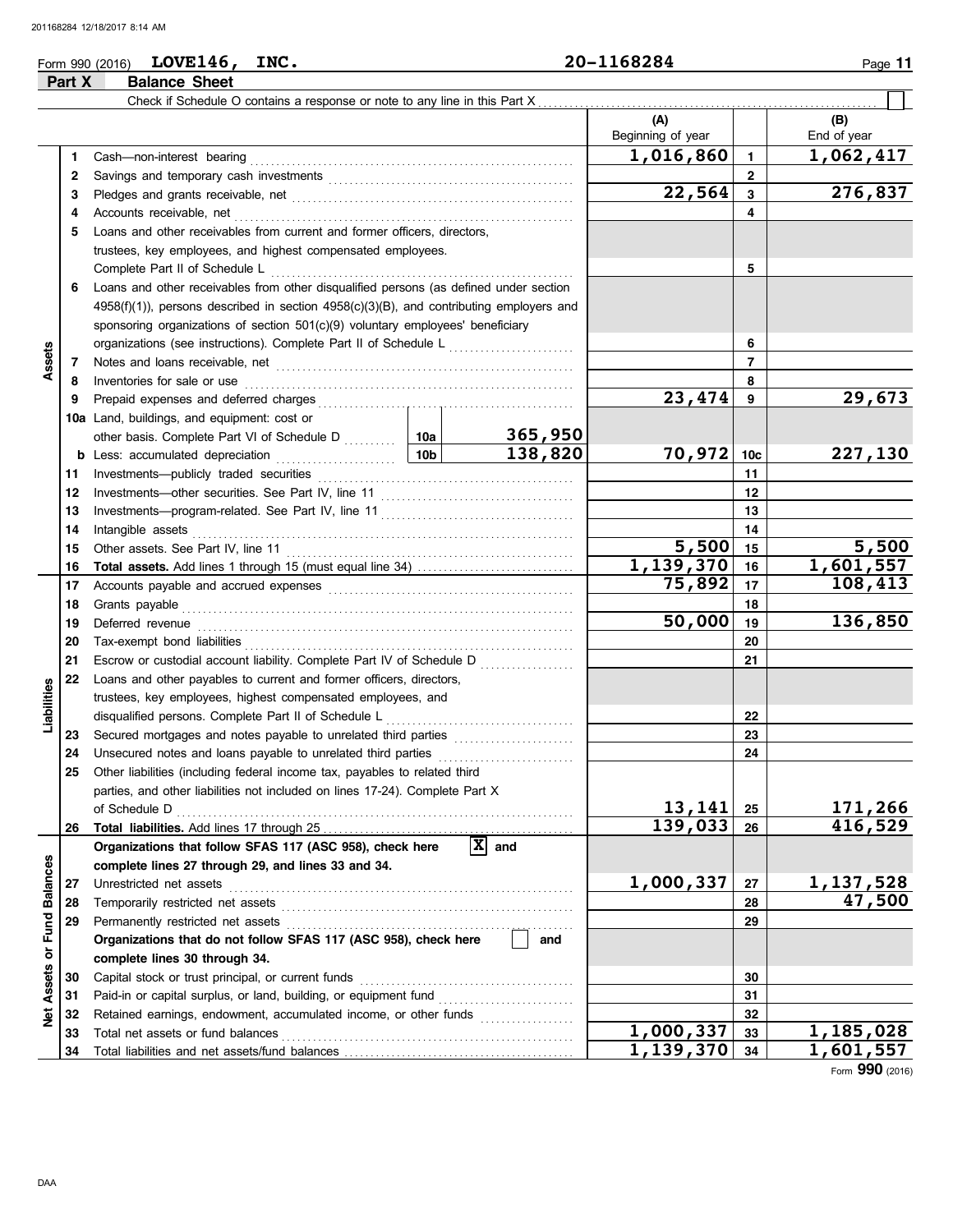Form 990 (2016) **LOVE146, INC.** **20-1168284** Page **11**

## Part X Balance Sheet

Check if Schedule O contains a response or note to any line in this Part X ☐

| | | | | | (A) Beginning of year | | (B) End of year |
|---|---|---|---|---|---|---|---|
| **Assets** | 1 | Cash—non-interest bearing | | | 1,016,860 | 1 | 1,062,417 |
| | 2 | Savings and temporary cash investments | | | | 2 | |
| | 3 | Pledges and grants receivable, net | | | 22,564 | 3 | 276,837 |
| | 4 | Accounts receivable, net | | | | 4 | |
| | 5 | Loans and other receivables from current and former officers, directors, trustees, key employees, and highest compensated employees. Complete Part II of Schedule L | | | | 5 | |
| | 6 | Loans and other receivables from other disqualified persons (as defined under section 4958(f)(1)), persons described in section 4958(c)(3)(B), and contributing employers and sponsoring organizations of section 501(c)(9) voluntary employees' beneficiary organizations (see instructions). Complete Part II of Schedule L | | | | 6 | |
| | 7 | Notes and loans receivable, net | | | | 7 | |
| | 8 | Inventories for sale or use | | | | 8 | |
| | 9 | Prepaid expenses and deferred charges | | | 23,474 | 9 | 29,673 |
| | 10a | Land, buildings, and equipment: cost or other basis. Complete Part VI of Schedule D | 10a | 365,950 | | | |
| | b | Less: accumulated depreciation | 10b | 138,820 | 70,972 | 10c | 227,130 |
| | 11 | Investments—publicly traded securities | | | | 11 | |
| | 12 | Investments—other securities. See Part IV, line 11 | | | | 12 | |
| | 13 | Investments—program-related. See Part IV, line 11 | | | | 13 | |
| | 14 | Intangible assets | | | | 14 | |
| | 15 | Other assets. See Part IV, line 11 | | | 5,500 | 15 | 5,500 |
| | 16 | **Total assets.** Add lines 1 through 15 (must equal line 34) | | | 1,139,370 | 16 | 1,601,557 |
| **Liabilities** | 17 | Accounts payable and accrued expenses | | | 75,892 | 17 | 108,413 |
| | 18 | Grants payable | | | | 18 | |
| | 19 | Deferred revenue | | | 50,000 | 19 | 136,850 |
| | 20 | Tax-exempt bond liabilities | | | | 20 | |
| | 21 | Escrow or custodial account liability. Complete Part IV of Schedule D | | | | 21 | |
| | 22 | Loans and other payables to current and former officers, directors, trustees, key employees, highest compensated employees, and disqualified persons. Complete Part II of Schedule L | | | | 22 | |
| | 23 | Secured mortgages and notes payable to unrelated third parties | | | | 23 | |
| | 24 | Unsecured notes and loans payable to unrelated third parties | | | | 24 | |
| | 25 | Other liabilities (including federal income tax, payables to related third parties, and other liabilities not included on lines 17-24). Complete Part X of Schedule D | | | 13,141 | 25 | 171,266 |
| | 26 | **Total liabilities.** Add lines 17 through 25 | | | 139,033 | 26 | 416,529 |
| **Net Assets or Fund Balances** | | **Organizations that follow SFAS 117 (ASC 958), check here** ☒ **and complete lines 27 through 29, and lines 33 and 34.** | | | | | |
| | 27 | Unrestricted net assets | | | 1,000,337 | 27 | 1,137,528 |
| | 28 | Temporarily restricted net assets | | | | 28 | 47,500 |
| | 29 | Permanently restricted net assets | | | | 29 | |
| | | **Organizations that do not follow SFAS 117 (ASC 958), check here** ☐ **and complete lines 30 through 34.** | | | | | |
| | 30 | Capital stock or trust principal, or current funds | | | | 30 | |
| | 31 | Paid-in or capital surplus, or land, building, or equipment fund | | | | 31 | |
| | 32 | Retained earnings, endowment, accumulated income, or other funds | | | | 32 | |
| | 33 | Total net assets or fund balances | | | 1,000,337 | 33 | 1,185,028 |
| | 34 | Total liabilities and net assets/fund balances | | | 1,139,370 | 34 | 1,601,557 |

Form **990** (2016)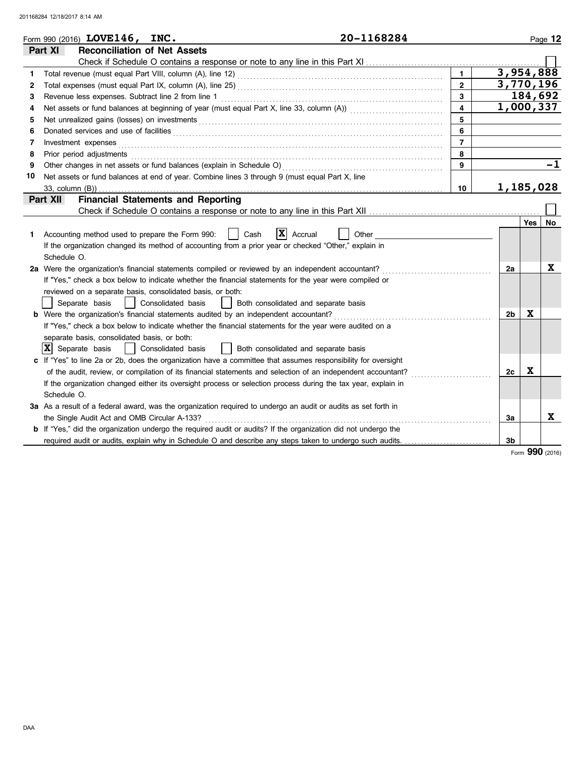Form 990 (2016) **LOVE146, INC.** **20-1168284** Page **12**

## Part XI Reconciliation of Net Assets

Check if Schedule O contains a response or note to any line in this Part XI ☐

| | | | |
|---|---|---|---|
| 1 | Total revenue (must equal Part VIII, column (A), line 12) | 1 | 3,954,888 |
| 2 | Total expenses (must equal Part IX, column (A), line 25) | 2 | 3,770,196 |
| 3 | Revenue less expenses. Subtract line 2 from line 1 | 3 | 184,692 |
| 4 | Net assets or fund balances at beginning of year (must equal Part X, line 33, column (A)) | 4 | 1,000,337 |
| 5 | Net unrealized gains (losses) on investments | 5 | |
| 6 | Donated services and use of facilities | 6 | |
| 7 | Investment expenses | 7 | |
| 8 | Prior period adjustments | 8 | |
| 9 | Other changes in net assets or fund balances (explain in Schedule O) | 9 | -1 |
| 10 | Net assets or fund balances at end of year. Combine lines 3 through 9 (must equal Part X, line 33, column (B)) | 10 | 1,185,028 |

## Part XII Financial Statements and Reporting

Check if Schedule O contains a response or note to any line in this Part XII ☐

| | | | Yes | No |
|---|---|---|---|---|
| 1 | Accounting method used to prepare the Form 990: ☐ Cash ☒ Accrual ☐ Other<br>If the organization changed its method of accounting from a prior year or checked "Other," explain in Schedule O. | | | |
| 2a | Were the organization's financial statements compiled or reviewed by an independent accountant?<br>If "Yes," check a box below to indicate whether the financial statements for the year were compiled or reviewed on a separate basis, consolidated basis, or both:<br>☐ Separate basis ☐ Consolidated basis ☐ Both consolidated and separate basis | 2a | | X |
| b | Were the organization's financial statements audited by an independent accountant?<br>If "Yes," check a box below to indicate whether the financial statements for the year were audited on a separate basis, consolidated basis, or both:<br>☒ Separate basis ☐ Consolidated basis ☐ Both consolidated and separate basis | 2b | X | |
| c | If "Yes" to line 2a or 2b, does the organization have a committee that assumes responsibility for oversight of the audit, review, or compilation of its financial statements and selection of an independent accountant?<br>If the organization changed either its oversight process or selection process during the tax year, explain in Schedule O. | 2c | X | |
| 3a | As a result of a federal award, was the organization required to undergo an audit or audits as set forth in the Single Audit Act and OMB Circular A-133? | 3a | | X |
| b | If "Yes," did the organization undergo the required audit or audits? If the organization did not undergo the required audit or audits, explain why in Schedule O and describe any steps taken to undergo such audits. | 3b | | |

Form **990** (2016)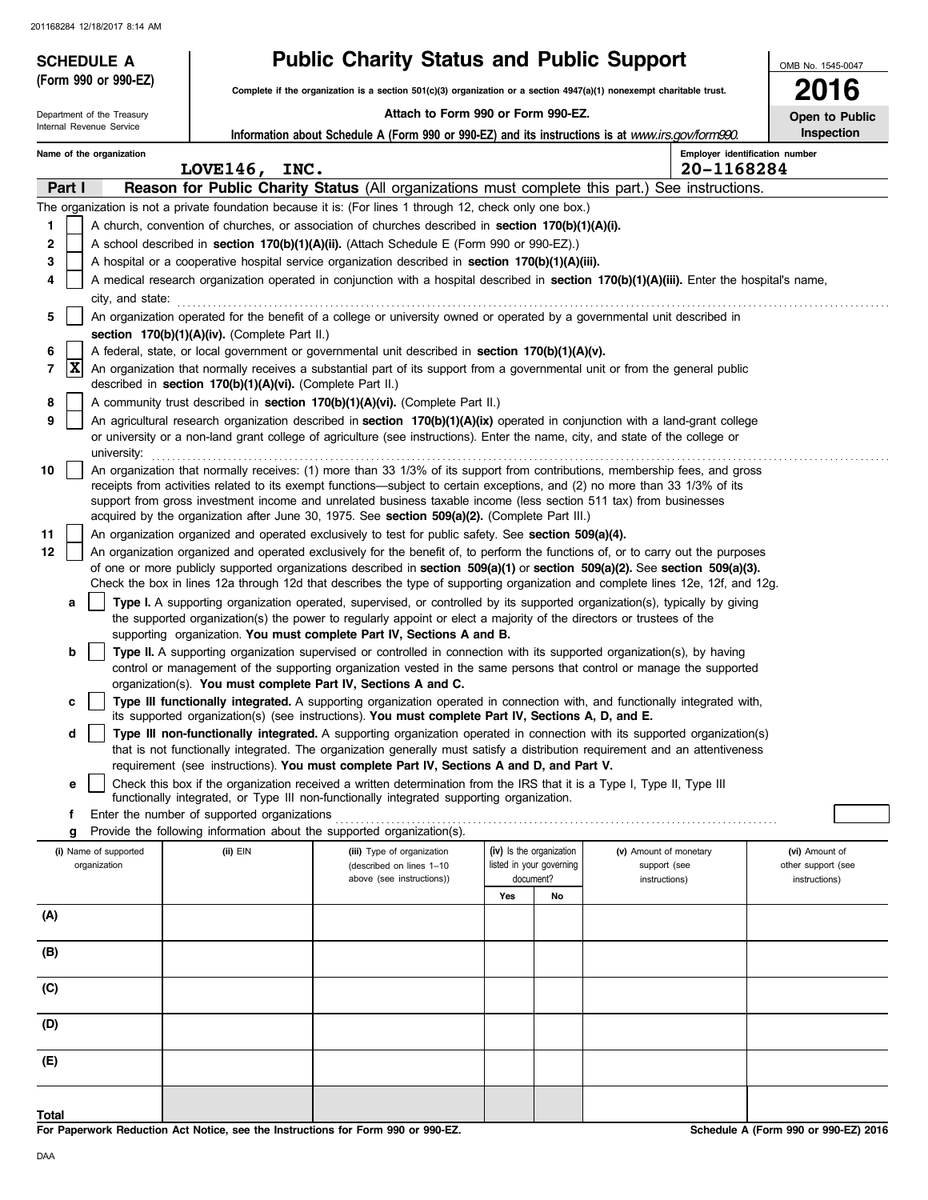201168284 12/18/2017 8:14 AM

**SCHEDULE A (Form 990 or 990-EZ)**

Department of the Treasury
Internal Revenue Service

# Public Charity Status and Public Support

**Complete if the organization is a section 501(c)(3) organization or a section 4947(a)(1) nonexempt charitable trust.**

**Attach to Form 990 or Form 990-EZ.**

**Information about Schedule A (Form 990 or 990-EZ) and its instructions is at *www.irs.gov/form990*.**

OMB No. 1545-0047

**2016**

**Open to Public Inspection**

Name of the organization: **LOVE146, INC.**

Employer identification number: **20-1168284**

## Part I Reason for Public Charity Status (All organizations must complete this part.) See instructions.

The organization is not a private foundation because it is: (For lines 1 through 12, check only one box.)

1. [ ] A church, convention of churches, or association of churches described in **section 170(b)(1)(A)(i).**
2. [ ] A school described in **section 170(b)(1)(A)(ii).** (Attach Schedule E (Form 990 or 990-EZ).)
3. [ ] A hospital or a cooperative hospital service organization described in **section 170(b)(1)(A)(iii).**
4. [ ] A medical research organization operated in conjunction with a hospital described in **section 170(b)(1)(A)(iii).** Enter the hospital's name, city, and state:
5. [ ] An organization operated for the benefit of a college or university owned or operated by a governmental unit described in **section 170(b)(1)(A)(iv).** (Complete Part II.)
6. [ ] A federal, state, or local government or governmental unit described in **section 170(b)(1)(A)(v).**
7. [X] An organization that normally receives a substantial part of its support from a governmental unit or from the general public described in **section 170(b)(1)(A)(vi).** (Complete Part II.)
8. [ ] A community trust described in **section 170(b)(1)(A)(vi).** (Complete Part II.)
9. [ ] An agricultural research organization described in **section 170(b)(1)(A)(ix)** operated in conjunction with a land-grant college or university or a non-land grant college of agriculture (see instructions). Enter the name, city, and state of the college or university:
10. [ ] An organization that normally receives: (1) more than 33 1/3% of its support from contributions, membership fees, and gross receipts from activities related to its exempt functions—subject to certain exceptions, and (2) no more than 33 1/3% of its support from gross investment income and unrelated business taxable income (less section 511 tax) from businesses acquired by the organization after June 30, 1975. See **section 509(a)(2).** (Complete Part III.)
11. [ ] An organization organized and operated exclusively to test for public safety. See **section 509(a)(4).**
12. [ ] An organization organized and operated exclusively for the benefit of, to perform the functions of, or to carry out the purposes of one or more publicly supported organizations described in **section 509(a)(1)** or **section 509(a)(2).** See **section 509(a)(3).** Check the box in lines 12a through 12d that describes the type of supporting organization and complete lines 12e, 12f, and 12g.
   - a [ ] **Type I.** A supporting organization operated, supervised, or controlled by its supported organization(s), typically by giving the supported organization(s) the power to regularly appoint or elect a majority of the directors or trustees of the supporting organization. **You must complete Part IV, Sections A and B.**
   - b [ ] **Type II.** A supporting organization supervised or controlled in connection with its supported organization(s), by having control or management of the supporting organization vested in the same persons that control or manage the supported organization(s). **You must complete Part IV, Sections A and C.**
   - c [ ] **Type III functionally integrated.** A supporting organization operated in connection with, and functionally integrated with, its supported organization(s) (see instructions). **You must complete Part IV, Sections A, D, and E.**
   - d [ ] **Type III non-functionally integrated.** A supporting organization operated in connection with its supported organization(s) that is not functionally integrated. The organization generally must satisfy a distribution requirement and an attentiveness requirement (see instructions). **You must complete Part IV, Sections A and D, and Part V.**
   - e [ ] Check this box if the organization received a written determination from the IRS that it is a Type I, Type II, Type III functionally integrated, or Type III non-functionally integrated supporting organization.
   - f Enter the number of supported organizations
   - g Provide the following information about the supported organization(s).

| (i) Name of supported organization | (ii) EIN | (iii) Type of organization (described on lines 1–10 above (see instructions)) | (iv) Is the organization listed in your governing document? Yes | No | (v) Amount of monetary support (see instructions) | (vi) Amount of other support (see instructions) |
|---|---|---|---|---|---|---|
| (A) | | | | | | |
| (B) | | | | | | |
| (C) | | | | | | |
| (D) | | | | | | |
| (E) | | | | | | |
| Total | | | | | | |

**For Paperwork Reduction Act Notice, see the Instructions for Form 990 or 990-EZ.**

**Schedule A (Form 990 or 990-EZ) 2016**

DAA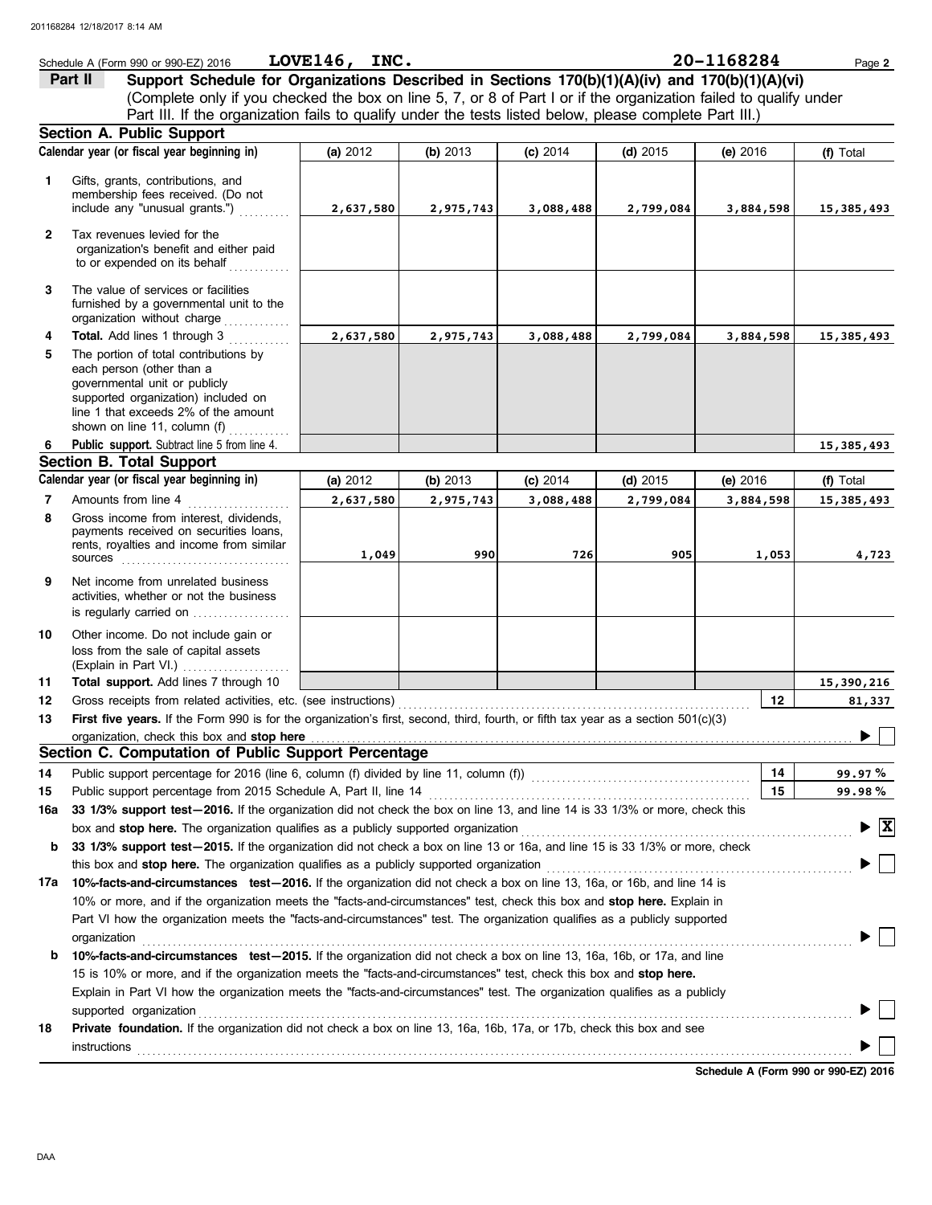Schedule A (Form 990 or 990-EZ) 2016 **LOVE146, INC.** **20-1168284**

## Part II Support Schedule for Organizations Described in Sections 170(b)(1)(A)(iv) and 170(b)(1)(A)(vi)

(Complete only if you checked the box on line 5, 7, or 8 of Part I or if the organization failed to qualify under Part III. If the organization fails to qualify under the tests listed below, please complete Part III.)

### Section A. Public Support

| Calendar year (or fiscal year beginning in) | (a) 2012 | (b) 2013 | (c) 2014 | (d) 2015 | (e) 2016 | (f) Total |
|---|---|---|---|---|---|---|
| **1** Gifts, grants, contributions, and membership fees received. (Do not include any "unusual grants.") | 2,637,580 | 2,975,743 | 3,088,488 | 2,799,084 | 3,884,598 | 15,385,493 |
| **2** Tax revenues levied for the organization's benefit and either paid to or expended on its behalf | | | | | | |
| **3** The value of services or facilities furnished by a governmental unit to the organization without charge | | | | | | |
| **4** **Total.** Add lines 1 through 3 | 2,637,580 | 2,975,743 | 3,088,488 | 2,799,084 | 3,884,598 | 15,385,493 |
| **5** The portion of total contributions by each person (other than a governmental unit or publicly supported organization) included on line 1 that exceeds 2% of the amount shown on line 11, column (f) | | | | | | |
| **6** **Public support.** Subtract line 5 from line 4. | | | | | | 15,385,493 |

### Section B. Total Support

| Calendar year (or fiscal year beginning in) | (a) 2012 | (b) 2013 | (c) 2014 | (d) 2015 | (e) 2016 | (f) Total |
|---|---|---|---|---|---|---|
| **7** Amounts from line 4 | 2,637,580 | 2,975,743 | 3,088,488 | 2,799,084 | 3,884,598 | 15,385,493 |
| **8** Gross income from interest, dividends, payments received on securities loans, rents, royalties and income from similar sources | 1,049 | 990 | 726 | 905 | 1,053 | 4,723 |
| **9** Net income from unrelated business activities, whether or not the business is regularly carried on | | | | | | |
| **10** Other income. Do not include gain or loss from the sale of capital assets (Explain in Part VI.) | | | | | | |
| **11** **Total support.** Add lines 7 through 10 | | | | | | 15,390,216 |

**12** Gross receipts from related activities, etc. (see instructions) — **12** — 81,337

**13** **First five years.** If the Form 990 is for the organization's first, second, third, fourth, or fifth tax year as a section 501(c)(3) organization, check this box and **stop here** ☐

### Section C. Computation of Public Support Percentage

**14** Public support percentage for 2016 (line 6, column (f) divided by line 11, column (f)) — **14** — 99.97 %

**15** Public support percentage from 2015 Schedule A, Part II, line 14 — **15** — 99.98 %

**16a** **33 1/3% support test—2016.** If the organization did not check the box on line 13, and line 14 is 33 1/3% or more, check this box and **stop here.** The organization qualifies as a publicly supported organization ☒

**b** **33 1/3% support test—2015.** If the organization did not check a box on line 13 or 16a, and line 15 is 33 1/3% or more, check this box and **stop here.** The organization qualifies as a publicly supported organization ☐

**17a** **10%-facts-and-circumstances test—2016.** If the organization did not check a box on line 13, 16a, or 16b, and line 14 is 10% or more, and if the organization meets the "facts-and-circumstances" test, check this box and **stop here.** Explain in Part VI how the organization meets the "facts-and-circumstances" test. The organization qualifies as a publicly supported organization ☐

**b** **10%-facts-and-circumstances test—2015.** If the organization did not check a box on line 13, 16a, 16b, or 17a, and line 15 is 10% or more, and if the organization meets the "facts-and-circumstances" test, check this box and **stop here.** Explain in Part VI how the organization meets the "facts-and-circumstances" test. The organization qualifies as a publicly supported organization ☐

**18** **Private foundation.** If the organization did not check a box on line 13, 16a, 16b, 17a, or 17b, check this box and see instructions ☐

**Schedule A (Form 990 or 990-EZ) 2016**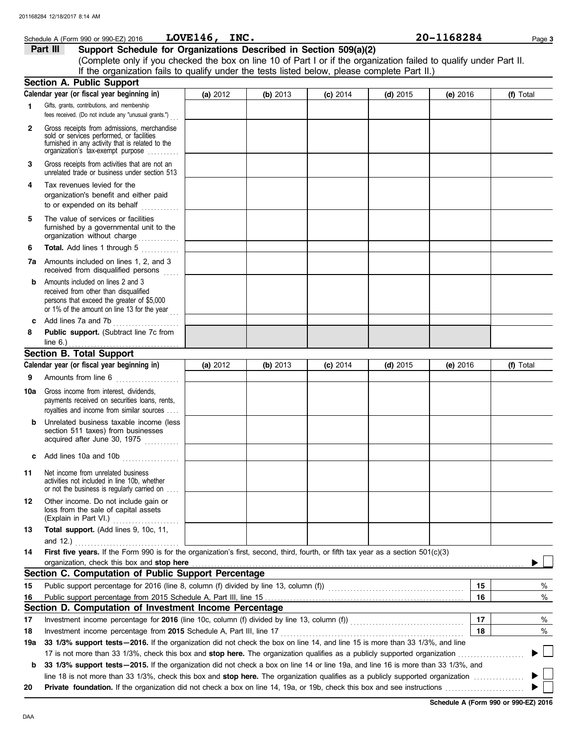Schedule A (Form 990 or 990-EZ) 2016 **LOVE146, INC.** **20-1168284**

## Part III Support Schedule for Organizations Described in Section 509(a)(2)

(Complete only if you checked the box on line 10 of Part I or if the organization failed to qualify under Part II. If the organization fails to qualify under the tests listed below, please complete Part II.)

### Section A. Public Support

| Calendar year (or fiscal year beginning in) | (a) 2012 | (b) 2013 | (c) 2014 | (d) 2015 | (e) 2016 | (f) Total |
|---|---|---|---|---|---|---|
| **1** Gifts, grants, contributions, and membership fees received. (Do not include any "unusual grants.") | | | | | | |
| **2** Gross receipts from admissions, merchandise sold or services performed, or facilities furnished in any activity that is related to the organization's tax-exempt purpose | | | | | | |
| **3** Gross receipts from activities that are not an unrelated trade or business under section 513 | | | | | | |
| **4** Tax revenues levied for the organization's benefit and either paid to or expended on its behalf | | | | | | |
| **5** The value of services or facilities furnished by a governmental unit to the organization without charge | | | | | | |
| **6** **Total.** Add lines 1 through 5 | | | | | | |
| **7a** Amounts included on lines 1, 2, and 3 received from disqualified persons | | | | | | |
| **b** Amounts included on lines 2 and 3 received from other than disqualified persons that exceed the greater of $5,000 or 1% of the amount on line 13 for the year | | | | | | |
| **c** Add lines 7a and 7b | | | | | | |
| **8** **Public support.** (Subtract line 7c from line 6.) | | | | | | |

### Section B. Total Support

| Calendar year (or fiscal year beginning in) | (a) 2012 | (b) 2013 | (c) 2014 | (d) 2015 | (e) 2016 | (f) Total |
|---|---|---|---|---|---|---|
| **9** Amounts from line 6 | | | | | | |
| **10a** Gross income from interest, dividends, payments received on securities loans, rents, royalties and income from similar sources | | | | | | |
| **b** Unrelated business taxable income (less section 511 taxes) from businesses acquired after June 30, 1975 | | | | | | |
| **c** Add lines 10a and 10b | | | | | | |
| **11** Net income from unrelated business activities not included in line 10b, whether or not the business is regularly carried on | | | | | | |
| **12** Other income. Do not include gain or loss from the sale of capital assets (Explain in Part VI.) | | | | | | |
| **13** **Total support.** (Add lines 9, 10c, 11, and 12.) | | | | | | |

**14** **First five years.** If the Form 990 is for the organization's first, second, third, fourth, or fifth tax year as a section 501(c)(3) organization, check this box and **stop here** ▶ ☐

### Section C. Computation of Public Support Percentage

| | | | |
|---|---|---|---|
| **15** | Public support percentage for 2016 (line 8, column (f) divided by line 13, column (f)) | **15** | % |
| **16** | Public support percentage from 2015 Schedule A, Part III, line 15 | **16** | % |

### Section D. Computation of Investment Income Percentage

| | | | |
|---|---|---|---|
| **17** | Investment income percentage for **2016** (line 10c, column (f) divided by line 13, column (f)) | **17** | % |
| **18** | Investment income percentage from **2015** Schedule A, Part III, line 17 | **18** | % |

**19a** **33 1/3% support tests—2016.** If the organization did not check the box on line 14, and line 15 is more than 33 1/3%, and line 17 is not more than 33 1/3%, check this box and **stop here.** The organization qualifies as a publicly supported organization ▶ ☐

**b** **33 1/3% support tests—2015.** If the organization did not check a box on line 14 or line 19a, and line 16 is more than 33 1/3%, and line 18 is not more than 33 1/3%, check this box and **stop here.** The organization qualifies as a publicly supported organization ▶ ☐

**20** **Private foundation.** If the organization did not check a box on line 14, 19a, or 19b, check this box and see instructions ▶ ☐

**Schedule A (Form 990 or 990-EZ) 2016**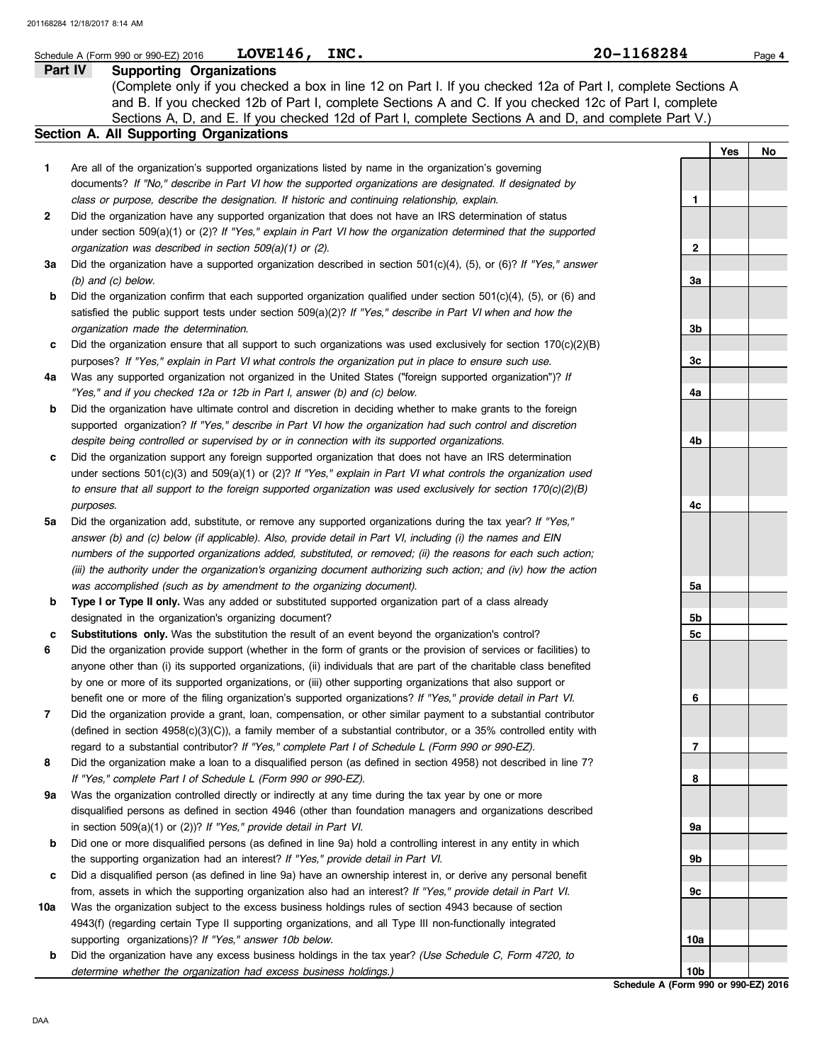Schedule A (Form 990 or 990-EZ) 2016 **LOVE146, INC.** **20-1168284**

## Part IV Supporting Organizations

(Complete only if you checked a box in line 12 on Part I. If you checked 12a of Part I, complete Sections A and B. If you checked 12b of Part I, complete Sections A and C. If you checked 12c of Part I, complete Sections A, D, and E. If you checked 12d of Part I, complete Sections A and D, and complete Part V.)

### Section A. All Supporting Organizations

| | | | Yes | No |
|---|---|---|---|---|
| **1** | Are all of the organization's supported organizations listed by name in the organization's governing documents? *If "No," describe in Part VI how the supported organizations are designated. If designated by class or purpose, describe the designation. If historic and continuing relationship, explain.* | 1 | | |
| **2** | Did the organization have any supported organization that does not have an IRS determination of status under section 509(a)(1) or (2)? *If "Yes," explain in Part VI how the organization determined that the supported organization was described in section 509(a)(1) or (2).* | 2 | | |
| **3a** | Did the organization have a supported organization described in section 501(c)(4), (5), or (6)? *If "Yes," answer (b) and (c) below.* | 3a | | |
| **b** | Did the organization confirm that each supported organization qualified under section 501(c)(4), (5), or (6) and satisfied the public support tests under section 509(a)(2)? *If "Yes," describe in Part VI when and how the organization made the determination.* | 3b | | |
| **c** | Did the organization ensure that all support to such organizations was used exclusively for section 170(c)(2)(B) purposes? *If "Yes," explain in Part VI what controls the organization put in place to ensure such use.* | 3c | | |
| **4a** | Was any supported organization not organized in the United States ("foreign supported organization")? *If "Yes," and if you checked 12a or 12b in Part I, answer (b) and (c) below.* | 4a | | |
| **b** | Did the organization have ultimate control and discretion in deciding whether to make grants to the foreign supported organization? *If "Yes," describe in Part VI how the organization had such control and discretion despite being controlled or supervised by or in connection with its supported organizations.* | 4b | | |
| **c** | Did the organization support any foreign supported organization that does not have an IRS determination under sections 501(c)(3) and 509(a)(1) or (2)? *If "Yes," explain in Part VI what controls the organization used to ensure that all support to the foreign supported organization was used exclusively for section 170(c)(2)(B) purposes.* | 4c | | |
| **5a** | Did the organization add, substitute, or remove any supported organizations during the tax year? *If "Yes," answer (b) and (c) below (if applicable). Also, provide detail in Part VI, including (i) the names and EIN numbers of the supported organizations added, substituted, or removed; (ii) the reasons for each such action; (iii) the authority under the organization's organizing document authorizing such action; and (iv) how the action was accomplished (such as by amendment to the organizing document).* | 5a | | |
| **b** | **Type I or Type II only.** Was any added or substituted supported organization part of a class already designated in the organization's organizing document? | 5b | | |
| **c** | **Substitutions only.** Was the substitution the result of an event beyond the organization's control? | 5c | | |
| **6** | Did the organization provide support (whether in the form of grants or the provision of services or facilities) to anyone other than (i) its supported organizations, (ii) individuals that are part of the charitable class benefited by one or more of its supported organizations, or (iii) other supporting organizations that also support or benefit one or more of the filing organization's supported organizations? *If "Yes," provide detail in Part VI.* | 6 | | |
| **7** | Did the organization provide a grant, loan, compensation, or other similar payment to a substantial contributor (defined in section 4958(c)(3)(C)), a family member of a substantial contributor, or a 35% controlled entity with regard to a substantial contributor? *If "Yes," complete Part I of Schedule L (Form 990 or 990-EZ).* | 7 | | |
| **8** | Did the organization make a loan to a disqualified person (as defined in section 4958) not described in line 7? *If "Yes," complete Part I of Schedule L (Form 990 or 990-EZ).* | 8 | | |
| **9a** | Was the organization controlled directly or indirectly at any time during the tax year by one or more disqualified persons as defined in section 4946 (other than foundation managers and organizations described in section 509(a)(1) or (2))? *If "Yes," provide detail in Part VI.* | 9a | | |
| **b** | Did one or more disqualified persons (as defined in line 9a) hold a controlling interest in any entity in which the supporting organization had an interest? *If "Yes," provide detail in Part VI.* | 9b | | |
| **c** | Did a disqualified person (as defined in line 9a) have an ownership interest in, or derive any personal benefit from, assets in which the supporting organization also had an interest? *If "Yes," provide detail in Part VI.* | 9c | | |
| **10a** | Was the organization subject to the excess business holdings rules of section 4943 because of section 4943(f) (regarding certain Type II supporting organizations, and all Type III non-functionally integrated supporting organizations)? *If "Yes," answer 10b below.* | 10a | | |
| **b** | Did the organization have any excess business holdings in the tax year? *(Use Schedule C, Form 4720, to determine whether the organization had excess business holdings.)* | 10b | | |

**Schedule A (Form 990 or 990-EZ) 2016**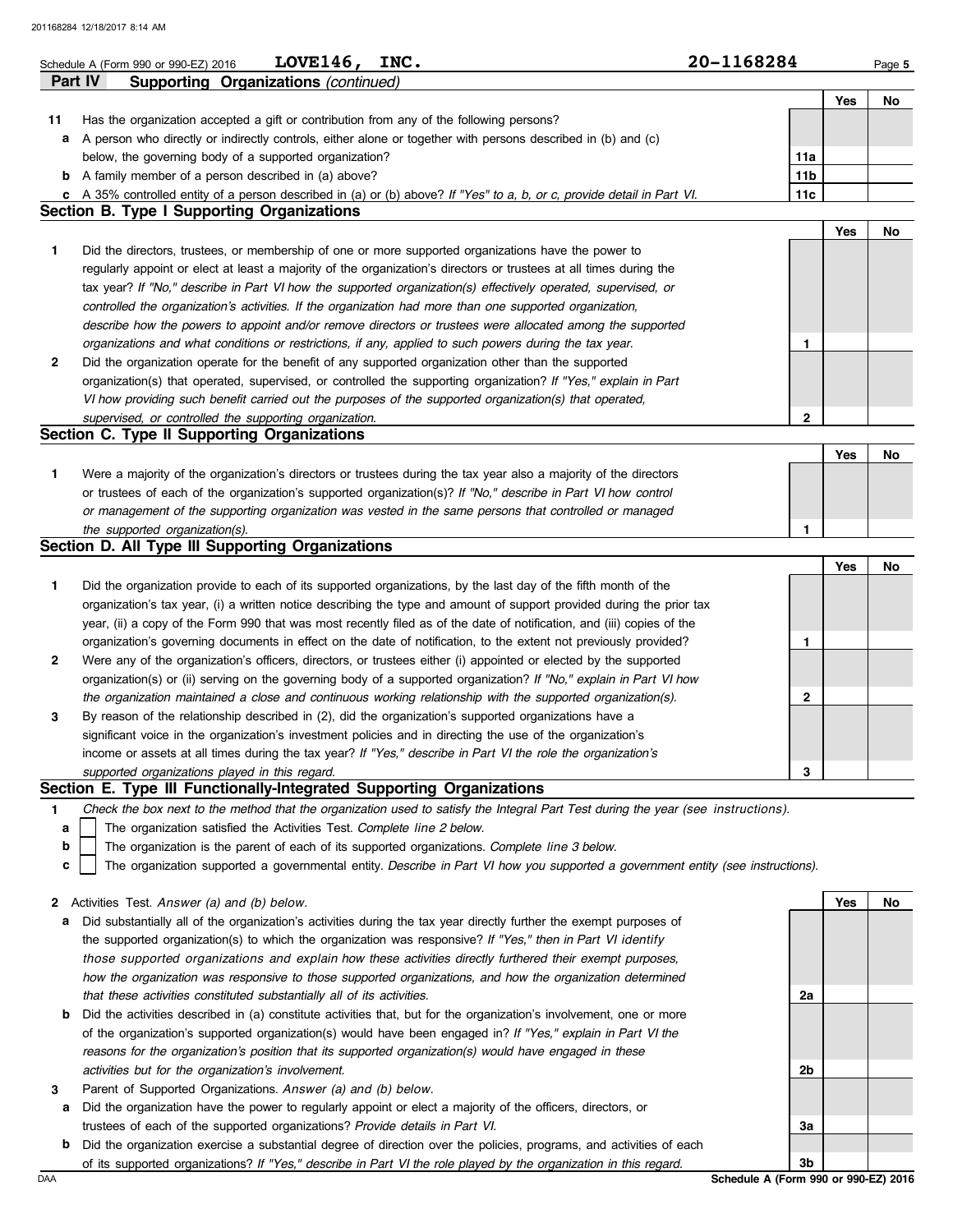Schedule A (Form 990 or 990-EZ) 2016 **LOVE146, INC.** **20-1168284**

## Part IV Supporting Organizations *(continued)*

| | | | Yes | No |
|---|---|---|---|---|
| **11** | Has the organization accepted a gift or contribution from any of the following persons? | | | |
| **a** | A person who directly or indirectly controls, either alone or together with persons described in (b) and (c) below, the governing body of a supported organization? | **11a** | | |
| **b** | A family member of a person described in (a) above? | **11b** | | |
| **c** | A 35% controlled entity of a person described in (a) or (b) above? *If "Yes" to a, b, or c, provide detail in Part VI.* | **11c** | | |

### Section B. Type I Supporting Organizations

| | | | Yes | No |
|---|---|---|---|---|
| **1** | Did the directors, trustees, or membership of one or more supported organizations have the power to regularly appoint or elect at least a majority of the organization's directors or trustees at all times during the tax year? *If "No," describe in Part VI how the supported organization(s) effectively operated, supervised, or controlled the organization's activities. If the organization had more than one supported organization, describe how the powers to appoint and/or remove directors or trustees were allocated among the supported organizations and what conditions or restrictions, if any, applied to such powers during the tax year.* | **1** | | |
| **2** | Did the organization operate for the benefit of any supported organization other than the supported organization(s) that operated, supervised, or controlled the supporting organization? *If "Yes," explain in Part VI how providing such benefit carried out the purposes of the supported organization(s) that operated, supervised, or controlled the supporting organization.* | **2** | | |

### Section C. Type II Supporting Organizations

| | | | Yes | No |
|---|---|---|---|---|
| **1** | Were a majority of the organization's directors or trustees during the tax year also a majority of the directors or trustees of each of the organization's supported organization(s)? *If "No," describe in Part VI how control or management of the supporting organization was vested in the same persons that controlled or managed the supported organization(s).* | **1** | | |

### Section D. All Type III Supporting Organizations

| | | | Yes | No |
|---|---|---|---|---|
| **1** | Did the organization provide to each of its supported organizations, by the last day of the fifth month of the organization's tax year, (i) a written notice describing the type and amount of support provided during the prior tax year, (ii) a copy of the Form 990 that was most recently filed as of the date of notification, and (iii) copies of the organization's governing documents in effect on the date of notification, to the extent not previously provided? | **1** | | |
| **2** | Were any of the organization's officers, directors, or trustees either (i) appointed or elected by the supported organization(s) or (ii) serving on the governing body of a supported organization? *If "No," explain in Part VI how the organization maintained a close and continuous working relationship with the supported organization(s).* | **2** | | |
| **3** | By reason of the relationship described in (2), did the organization's supported organizations have a significant voice in the organization's investment policies and in directing the use of the organization's income or assets at all times during the tax year? *If "Yes," describe in Part VI the role the organization's supported organizations played in this regard.* | **3** | | |

### Section E. Type III Functionally-Integrated Supporting Organizations

**1** *Check the box next to the method that the organization used to satisfy the Integral Part Test during the year (see instructions).*

- **a** ☐ The organization satisfied the Activities Test. *Complete line 2 below.*
- **b** ☐ The organization is the parent of each of its supported organizations. *Complete line 3 below.*
- **c** ☐ The organization supported a governmental entity. *Describe in Part VI how you supported a government entity (see instructions).*

| | | | Yes | No |
|---|---|---|---|---|
| **2** | Activities Test. *Answer (a) and (b) below.* | | | |
| **a** | Did substantially all of the organization's activities during the tax year directly further the exempt purposes of the supported organization(s) to which the organization was responsive? *If "Yes," then in Part VI identify those supported organizations and explain how these activities directly furthered their exempt purposes, how the organization was responsive to those supported organizations, and how the organization determined that these activities constituted substantially all of its activities.* | **2a** | | |
| **b** | Did the activities described in (a) constitute activities that, but for the organization's involvement, one or more of the organization's supported organization(s) would have been engaged in? *If "Yes," explain in Part VI the reasons for the organization's position that its supported organization(s) would have engaged in these activities but for the organization's involvement.* | **2b** | | |
| **3** | Parent of Supported Organizations. *Answer (a) and (b) below.* | | | |
| **a** | Did the organization have the power to regularly appoint or elect a majority of the officers, directors, or trustees of each of the supported organizations? *Provide details in Part VI.* | **3a** | | |
| **b** | Did the organization exercise a substantial degree of direction over the policies, programs, and activities of each of its supported organizations? *If "Yes," describe in Part VI the role played by the organization in this regard.* | **3b** | | |

**Schedule A (Form 990 or 990-EZ) 2016**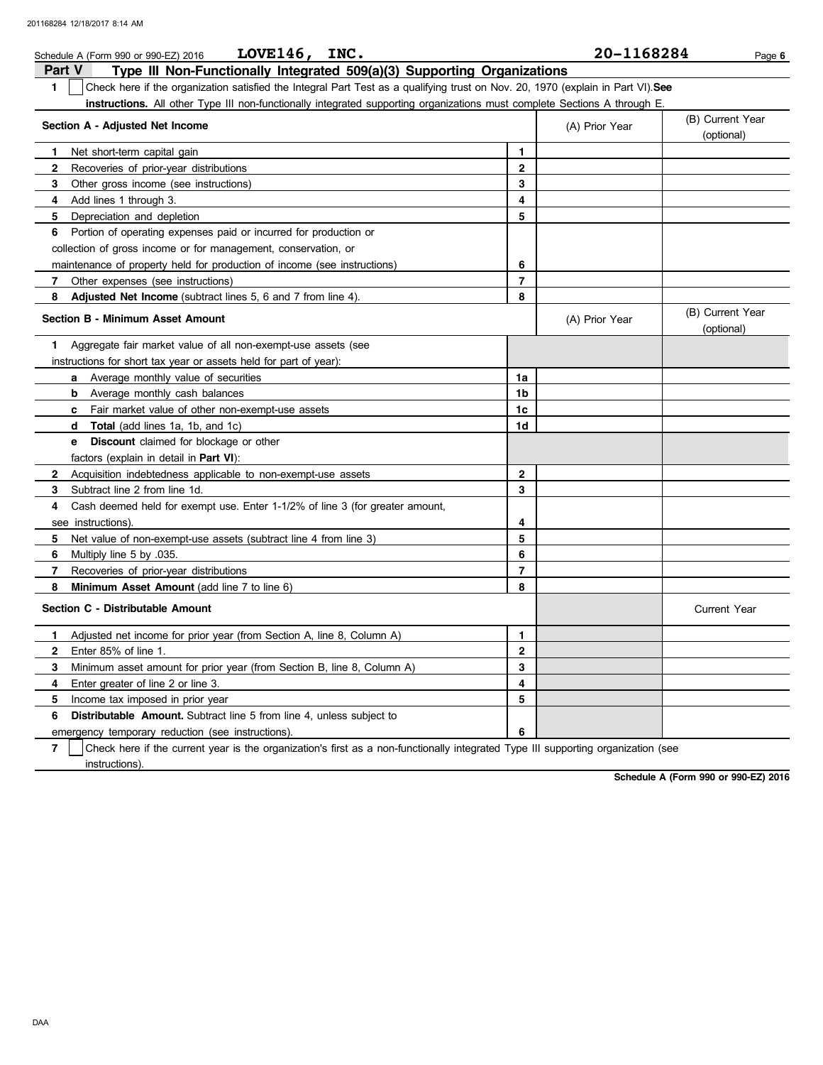Schedule A (Form 990 or 990-EZ) 2016 **LOVE146, INC.** **20-1168284**

## Part V Type III Non-Functionally Integrated 509(a)(3) Supporting Organizations

**1** ☐ Check here if the organization satisfied the Integral Part Test as a qualifying trust on Nov. 20, 1970 (explain in Part VI). **See instructions.** All other Type III non-functionally integrated supporting organizations must complete Sections A through E.

| **Section A - Adjusted Net Income** | | (A) Prior Year | (B) Current Year (optional) |
|---|---|---|---|
| **1** Net short-term capital gain | **1** | | |
| **2** Recoveries of prior-year distributions | **2** | | |
| **3** Other gross income (see instructions) | **3** | | |
| **4** Add lines 1 through 3. | **4** | | |
| **5** Depreciation and depletion | **5** | | |
| **6** Portion of operating expenses paid or incurred for production or collection of gross income or for management, conservation, or maintenance of property held for production of income (see instructions) | **6** | | |
| **7** Other expenses (see instructions) | **7** | | |
| **8** **Adjusted Net Income** (subtract lines 5, 6 and 7 from line 4). | **8** | | |

| **Section B - Minimum Asset Amount** | | (A) Prior Year | (B) Current Year (optional) |
|---|---|---|---|
| **1** Aggregate fair market value of all non-exempt-use assets (see instructions for short tax year or assets held for part of year): | | | |
| **a** Average monthly value of securities | **1a** | | |
| **b** Average monthly cash balances | **1b** | | |
| **c** Fair market value of other non-exempt-use assets | **1c** | | |
| **d** **Total** (add lines 1a, 1b, and 1c) | **1d** | | |
| **e** **Discount** claimed for blockage or other factors (explain in detail in **Part VI**): | | | |
| **2** Acquisition indebtedness applicable to non-exempt-use assets | **2** | | |
| **3** Subtract line 2 from line 1d. | **3** | | |
| **4** Cash deemed held for exempt use. Enter 1-1/2% of line 3 (for greater amount, see instructions). | **4** | | |
| **5** Net value of non-exempt-use assets (subtract line 4 from line 3) | **5** | | |
| **6** Multiply line 5 by .035. | **6** | | |
| **7** Recoveries of prior-year distributions | **7** | | |
| **8** **Minimum Asset Amount** (add line 7 to line 6) | **8** | | |

| **Section C - Distributable Amount** | | | Current Year |
|---|---|---|---|
| **1** Adjusted net income for prior year (from Section A, line 8, Column A) | **1** | | |
| **2** Enter 85% of line 1. | **2** | | |
| **3** Minimum asset amount for prior year (from Section B, line 8, Column A) | **3** | | |
| **4** Enter greater of line 2 or line 3. | **4** | | |
| **5** Income tax imposed in prior year | **5** | | |
| **6** **Distributable Amount.** Subtract line 5 from line 4, unless subject to emergency temporary reduction (see instructions). | **6** | | |

**7** ☐ Check here if the current year is the organization's first as a non-functionally integrated Type III supporting organization (see instructions).

**Schedule A (Form 990 or 990-EZ) 2016**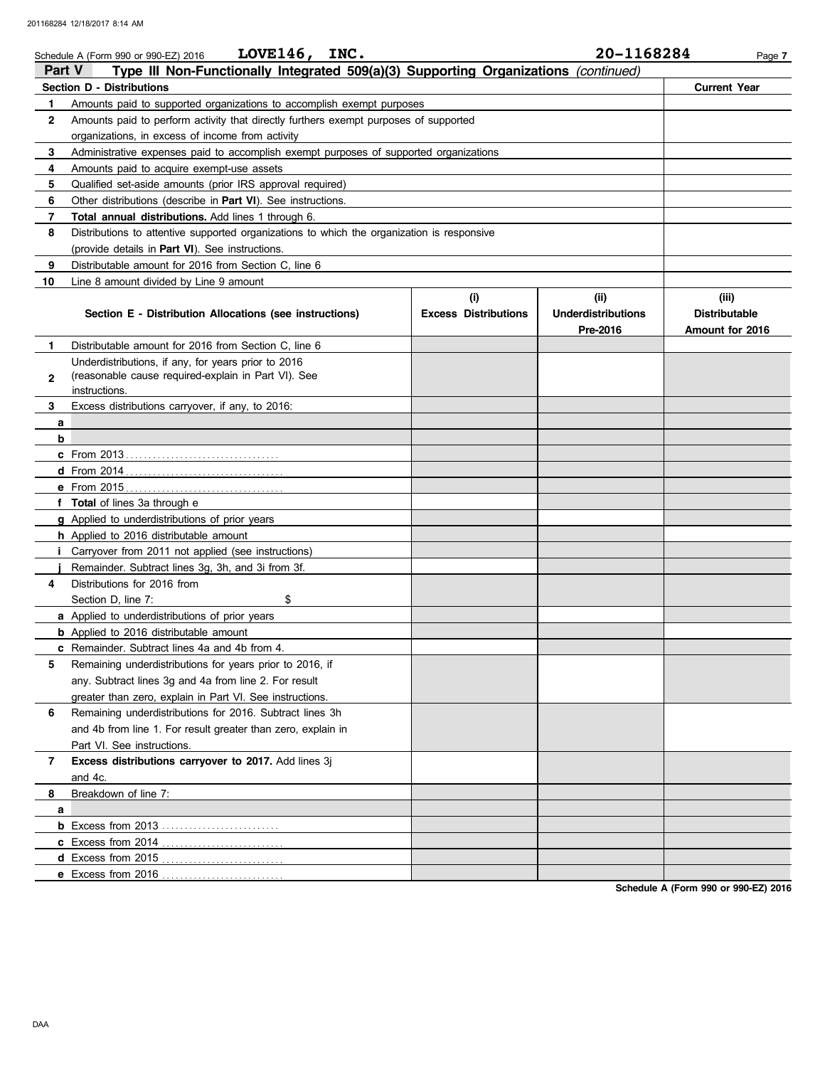Schedule A (Form 990 or 990-EZ) 2016 **LOVE146, INC.** **20-1168284**

## Part V Type III Non-Functionally Integrated 509(a)(3) Supporting Organizations *(continued)*

| **Section D - Distributions** | | **Current Year** |
|---|---|---|
| 1 | Amounts paid to supported organizations to accomplish exempt purposes | |
| 2 | Amounts paid to perform activity that directly furthers exempt purposes of supported organizations, in excess of income from activity | |
| 3 | Administrative expenses paid to accomplish exempt purposes of supported organizations | |
| 4 | Amounts paid to acquire exempt-use assets | |
| 5 | Qualified set-aside amounts (prior IRS approval required) | |
| 6 | Other distributions (describe in **Part VI**). See instructions. | |
| 7 | **Total annual distributions.** Add lines 1 through 6. | |
| 8 | Distributions to attentive supported organizations to which the organization is responsive (provide details in **Part VI**). See instructions. | |
| 9 | Distributable amount for 2016 from Section C, line 6 | |
| 10 | Line 8 amount divided by Line 9 amount | |

| | **Section E - Distribution Allocations (see instructions)** | **(i) Excess Distributions** | **(ii) Underdistributions Pre-2016** | **(iii) Distributable Amount for 2016** |
|---|---|---|---|---|
| 1 | Distributable amount for 2016 from Section C, line 6 | | | |
| 2 | Underdistributions, if any, for years prior to 2016 (reasonable cause required-explain in Part VI). See instructions. | | | |
| 3 | Excess distributions carryover, if any, to 2016: | | | |
| a | | | | |
| b | | | | |
| c | From 2013 | | | |
| d | From 2014 | | | |
| e | From 2015 | | | |
| f | **Total** of lines 3a through e | | | |
| g | Applied to underdistributions of prior years | | | |
| h | Applied to 2016 distributable amount | | | |
| i | Carryover from 2011 not applied (see instructions) | | | |
| j | Remainder. Subtract lines 3g, 3h, and 3i from 3f. | | | |
| 4 | Distributions for 2016 from Section D, line 7: $ | | | |
| a | Applied to underdistributions of prior years | | | |
| b | Applied to 2016 distributable amount | | | |
| c | Remainder. Subtract lines 4a and 4b from 4. | | | |
| 5 | Remaining underdistributions for years prior to 2016, if any. Subtract lines 3g and 4a from line 2. For result greater than zero, explain in Part VI. See instructions. | | | |
| 6 | Remaining underdistributions for 2016. Subtract lines 3h and 4b from line 1. For result greater than zero, explain in Part VI. See instructions. | | | |
| 7 | **Excess distributions carryover to 2017.** Add lines 3j and 4c. | | | |
| 8 | Breakdown of line 7: | | | |
| a | | | | |
| b | Excess from 2013 | | | |
| c | Excess from 2014 | | | |
| d | Excess from 2015 | | | |
| e | Excess from 2016 | | | |

**Schedule A (Form 990 or 990-EZ) 2016**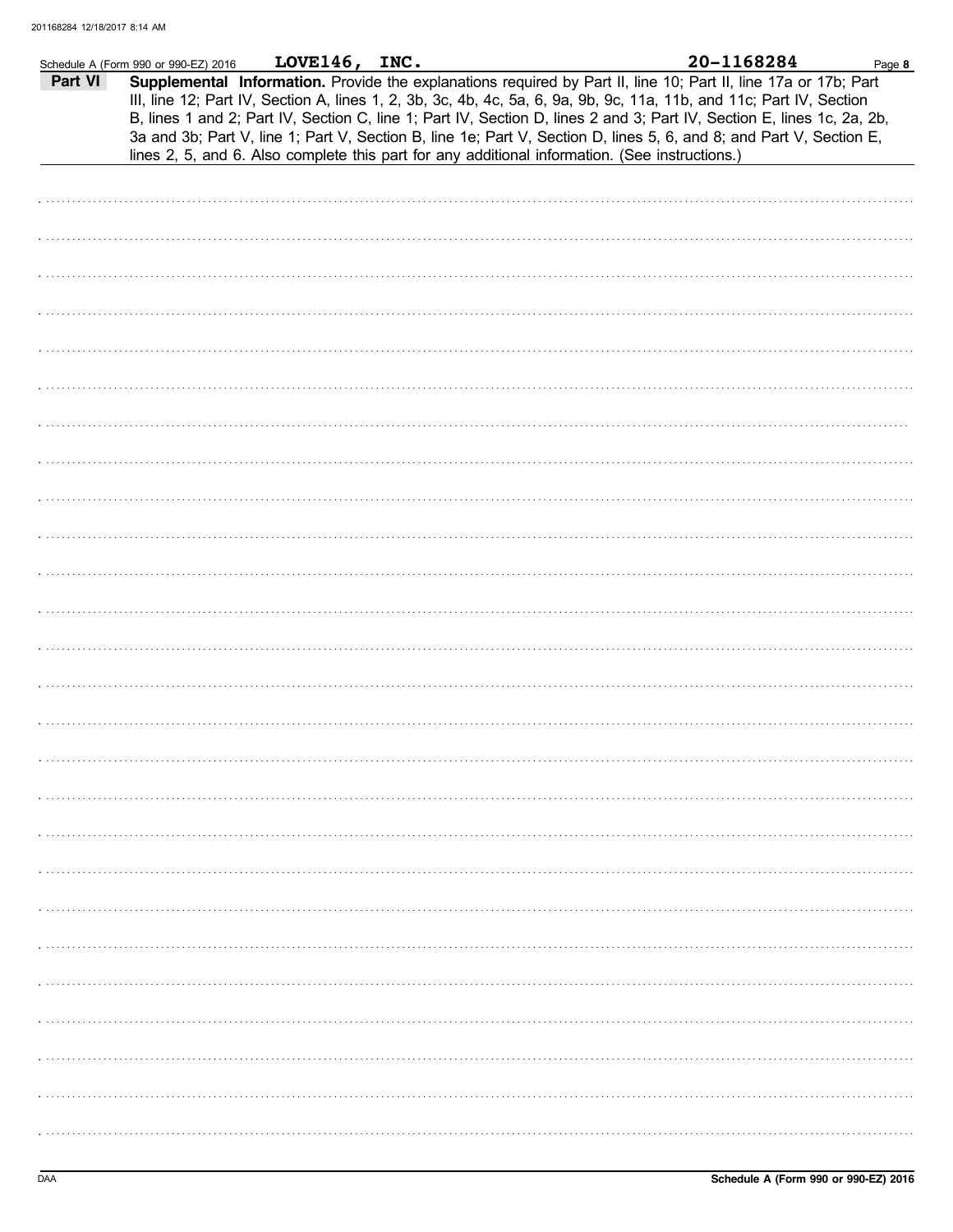Schedule A (Form 990 or 990-EZ) 2016 **LOVE146, INC.** **20-1168284**

**Part VI** **Supplemental Information.** Provide the explanations required by Part II, line 10; Part II, line 17a or 17b; Part III, line 12; Part IV, Section A, lines 1, 2, 3b, 3c, 4b, 4c, 5a, 6, 9a, 9b, 9c, 11a, 11b, and 11c; Part IV, Section B, lines 1 and 2; Part IV, Section C, line 1; Part IV, Section D, lines 2 and 3; Part IV, Section E, lines 1c, 2a, 2b, 3a and 3b; Part V, line 1; Part V, Section B, line 1e; Part V, Section D, lines 5, 6, and 8; and Part V, Section E, lines 2, 5, and 6. Also complete this part for any additional information. (See instructions.)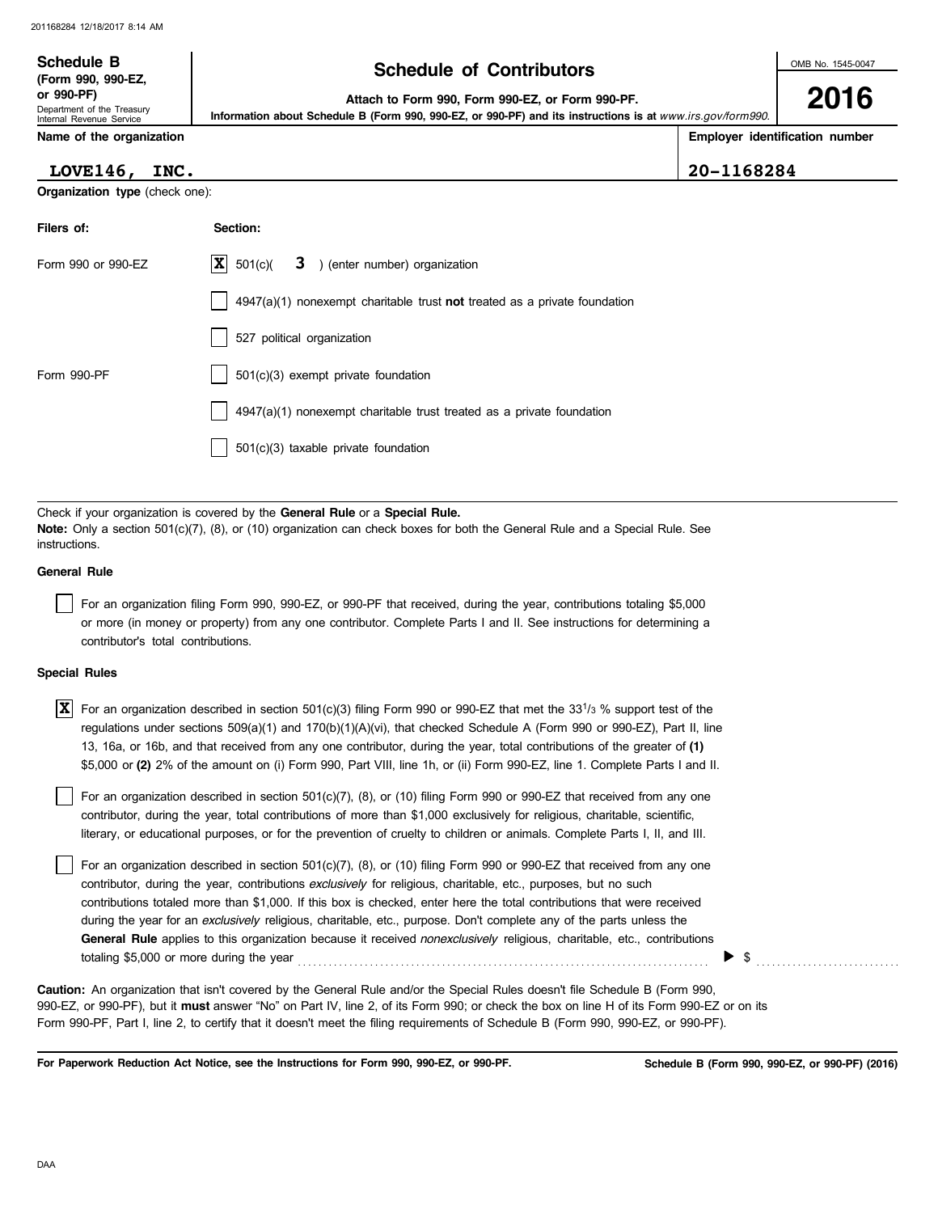**Schedule B**
**(Form 990, 990-EZ, or 990-PF)**
Department of the Treasury
Internal Revenue Service

# Schedule of Contributors

**Attach to Form 990, Form 990-EZ, or Form 990-PF.**
**Information about Schedule B (Form 990, 990-EZ, or 990-PF) and its instructions is at** *www.irs.gov/form990.*

OMB No. 1545-0047

**2016**

| Name of the organization | Employer identification number |
|---|---|
| **LOVE146, INC.** | **20-1168284** |

**Organization type** (check one):

| Filers of: | Section: |
|---|---|
| Form 990 or 990-EZ | [X] 501(c)( **3** ) (enter number) organization |
| | [ ] 4947(a)(1) nonexempt charitable trust **not** treated as a private foundation |
| | [ ] 527 political organization |
| Form 990-PF | [ ] 501(c)(3) exempt private foundation |
| | [ ] 4947(a)(1) nonexempt charitable trust treated as a private foundation |
| | [ ] 501(c)(3) taxable private foundation |

Check if your organization is covered by the **General Rule** or a **Special Rule.**
**Note:** Only a section 501(c)(7), (8), or (10) organization can check boxes for both the General Rule and a Special Rule. See instructions.

**General Rule**

[ ] For an organization filing Form 990, 990-EZ, or 990-PF that received, during the year, contributions totaling $5,000 or more (in money or property) from any one contributor. Complete Parts I and II. See instructions for determining a contributor's total contributions.

**Special Rules**

[X] For an organization described in section 501(c)(3) filing Form 990 or 990-EZ that met the $33^1/_3$ % support test of the regulations under sections 509(a)(1) and 170(b)(1)(A)(vi), that checked Schedule A (Form 990 or 990-EZ), Part II, line 13, 16a, or 16b, and that received from any one contributor, during the year, total contributions of the greater of **(1)** $5,000 or **(2)** 2% of the amount on (i) Form 990, Part VIII, line 1h, or (ii) Form 990-EZ, line 1. Complete Parts I and II.

[ ] For an organization described in section 501(c)(7), (8), or (10) filing Form 990 or 990-EZ that received from any one contributor, during the year, total contributions of more than $1,000 exclusively for religious, charitable, scientific, literary, or educational purposes, or for the prevention of cruelty to children or animals. Complete Parts I, II, and III.

[ ] For an organization described in section 501(c)(7), (8), or (10) filing Form 990 or 990-EZ that received from any one contributor, during the year, contributions *exclusively* for religious, charitable, etc., purposes, but no such contributions totaled more than $1,000. If this box is checked, enter here the total contributions that were received during the year for an *exclusively* religious, charitable, etc., purpose. Don't complete any of the parts unless the **General Rule** applies to this organization because it received *nonexclusively* religious, charitable, etc., contributions totaling $5,000 or more during the year ▶ $ ..........

**Caution:** An organization that isn't covered by the General Rule and/or the Special Rules doesn't file Schedule B (Form 990, 990-EZ, or 990-PF), but it **must** answer "No" on Part IV, line 2, of its Form 990; or check the box on line H of its Form 990-EZ or on its Form 990-PF, Part I, line 2, to certify that it doesn't meet the filing requirements of Schedule B (Form 990, 990-EZ, or 990-PF).

**For Paperwork Reduction Act Notice, see the Instructions for Form 990, 990-EZ, or 990-PF.** **Schedule B (Form 990, 990-EZ, or 990-PF) (2016)**

DAA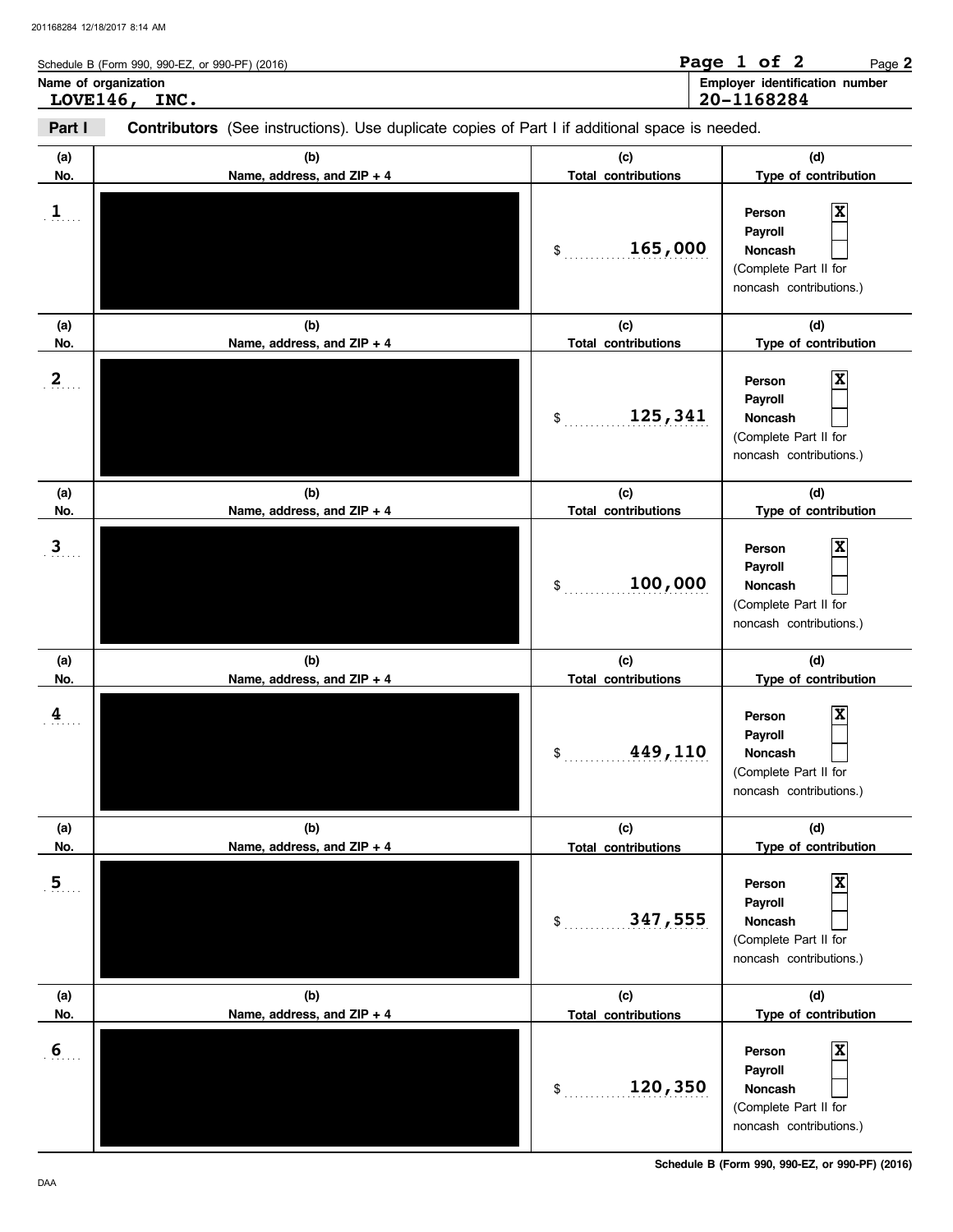Schedule B (Form 990, 990-EZ, or 990-PF) (2016)

**Name of organization**
**LOVE146, INC.**

**Employer identification number**
**20-1168284**

**Part I** **Contributors** (See instructions). Use duplicate copies of Part I if additional space is needed.

| (a) No. | (b) Name, address, and ZIP + 4 | (c) Total contributions | (d) Type of contribution |
|---|---|---|---|
| 1 | | $ 165,000 | Person [X] Payroll [ ] Noncash [ ] (Complete Part II for noncash contributions.) |
| 2 | | $ 125,341 | Person [X] Payroll [ ] Noncash [ ] (Complete Part II for noncash contributions.) |
| 3 | | $ 100,000 | Person [X] Payroll [ ] Noncash [ ] (Complete Part II for noncash contributions.) |
| 4 | | $ 449,110 | Person [X] Payroll [ ] Noncash [ ] (Complete Part II for noncash contributions.) |
| 5 | | $ 347,555 | Person [X] Payroll [ ] Noncash [ ] (Complete Part II for noncash contributions.) |
| 6 | | $ 120,350 | Person [X] Payroll [ ] Noncash [ ] (Complete Part II for noncash contributions.) |

Schedule B (Form 990, 990-EZ, or 990-PF) (2016)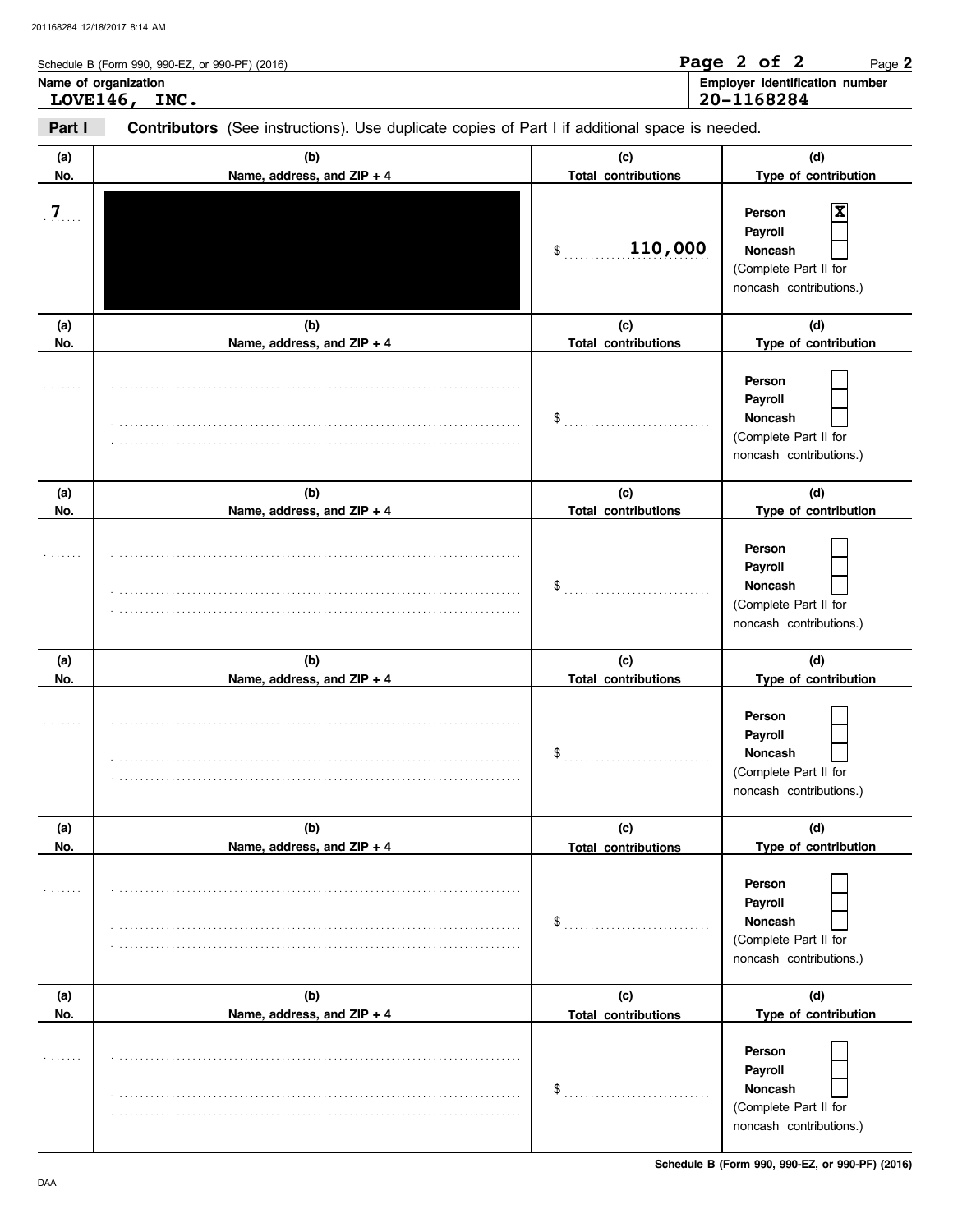Schedule B (Form 990, 990-EZ, or 990-PF) (2016)

**Name of organization**
LOVE146, INC.

**Employer identification number**
20-1168284

**Part I** **Contributors** (See instructions). Use duplicate copies of Part I if additional space is needed.

| (a) No. | (b) Name, address, and ZIP + 4 | (c) Total contributions | (d) Type of contribution |
|---|---|---|---|
| 7 | | $ 110,000 | Person [X] Payroll [ ] Noncash [ ] (Complete Part II for noncash contributions.) |
| | | $ | Person [ ] Payroll [ ] Noncash [ ] (Complete Part II for noncash contributions.) |
| | | $ | Person [ ] Payroll [ ] Noncash [ ] (Complete Part II for noncash contributions.) |
| | | $ | Person [ ] Payroll [ ] Noncash [ ] (Complete Part II for noncash contributions.) |
| | | $ | Person [ ] Payroll [ ] Noncash [ ] (Complete Part II for noncash contributions.) |
| | | $ | Person [ ] Payroll [ ] Noncash [ ] (Complete Part II for noncash contributions.) |

Schedule B (Form 990, 990-EZ, or 990-PF) (2016)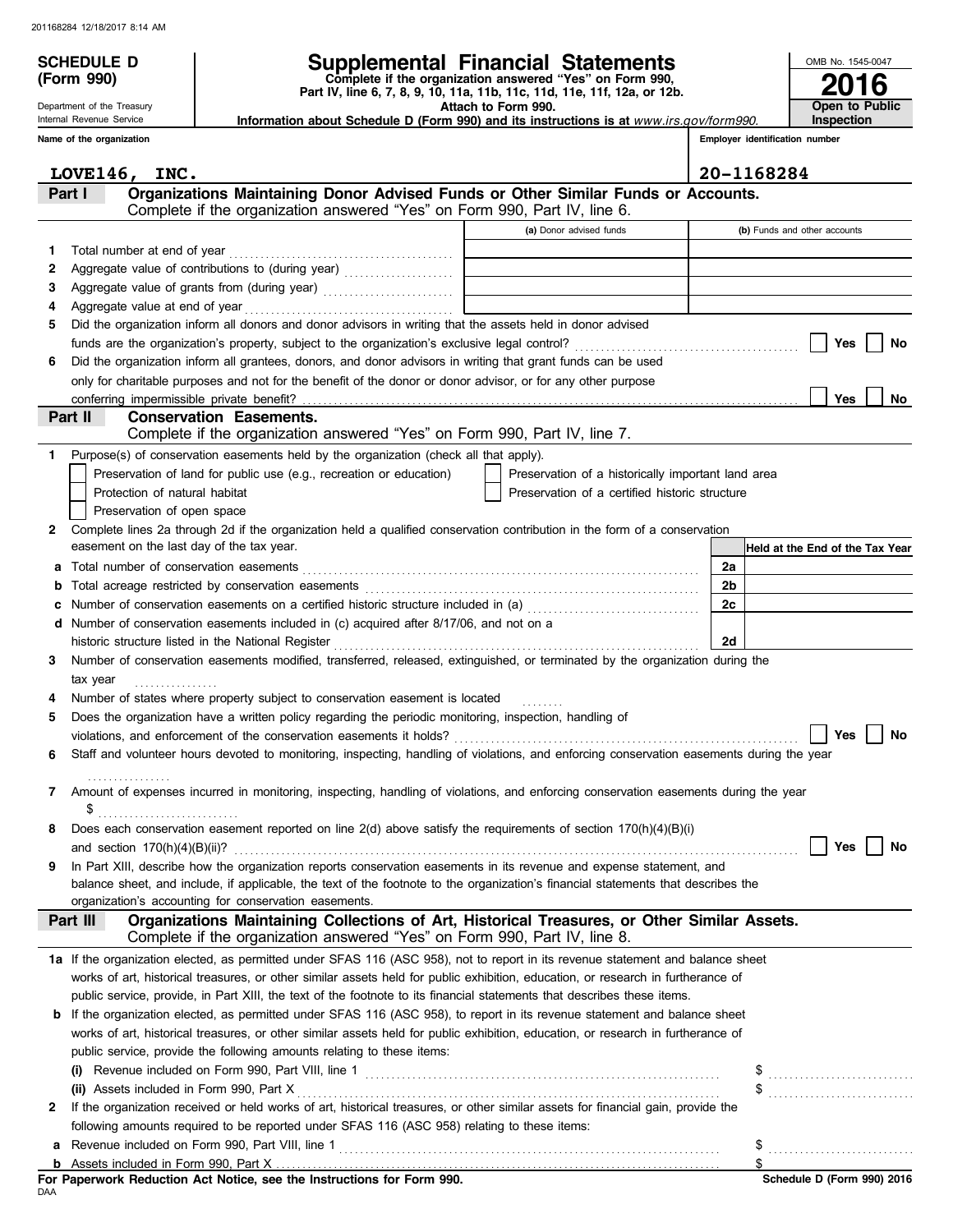**SCHEDULE D (Form 990)**

Department of the Treasury
Internal Revenue Service

# Supplemental Financial Statements

**Complete if the organization answered "Yes" on Form 990, Part IV, line 6, 7, 8, 9, 10, 11a, 11b, 11c, 11d, 11e, 11f, 12a, or 12b.**
**Attach to Form 990.**
**Information about Schedule D (Form 990) and its instructions is at** *www.irs.gov/form990.*

OMB No. 1545-0047
**2016**
**Open to Public Inspection**

**Name of the organization:** LOVE146, INC.
**Employer identification number:** 20-1168284

## Part I — Organizations Maintaining Donor Advised Funds or Other Similar Funds or Accounts.
Complete if the organization answered "Yes" on Form 990, Part IV, line 6.

| | | (a) Donor advised funds | (b) Funds and other accounts |
|---|---|---|---|
| 1 | Total number at end of year | | |
| 2 | Aggregate value of contributions to (during year) | | |
| 3 | Aggregate value of grants from (during year) | | |
| 4 | Aggregate value at end of year | | |

5 Did the organization inform all donors and donor advisors in writing that the assets held in donor advised funds are the organization's property, subject to the organization's exclusive legal control? ☐ Yes ☐ No

6 Did the organization inform all grantees, donors, and donor advisors in writing that grant funds can be used only for charitable purposes and not for the benefit of the donor or donor advisor, or for any other purpose conferring impermissible private benefit? ☐ Yes ☐ No

## Part II — Conservation Easements.
Complete if the organization answered "Yes" on Form 990, Part IV, line 7.

1 Purpose(s) of conservation easements held by the organization (check all that apply).
- ☐ Preservation of land for public use (e.g., recreation or education)
- ☐ Preservation of a historically important land area
- ☐ Protection of natural habitat
- ☐ Preservation of a certified historic structure
- ☐ Preservation of open space

2 Complete lines 2a through 2d if the organization held a qualified conservation contribution in the form of a conservation easement on the last day of the tax year.

| | | | Held at the End of the Tax Year |
|---|---|---|---|
| a | Total number of conservation easements | 2a | |
| b | Total acreage restricted by conservation easements | 2b | |
| c | Number of conservation easements on a certified historic structure included in (a) | 2c | |
| d | Number of conservation easements included in (c) acquired after 8/17/06, and not on a historic structure listed in the National Register | 2d | |

3 Number of conservation easements modified, transferred, released, extinguished, or terminated by the organization during the tax year

4 Number of states where property subject to conservation easement is located

5 Does the organization have a written policy regarding the periodic monitoring, inspection, handling of violations, and enforcement of the conservation easements it holds? ☐ Yes ☐ No

6 Staff and volunteer hours devoted to monitoring, inspecting, handling of violations, and enforcing conservation easements during the year

7 Amount of expenses incurred in monitoring, inspecting, handling of violations, and enforcing conservation easements during the year
$

8 Does each conservation easement reported on line 2(d) above satisfy the requirements of section 170(h)(4)(B)(i) and section 170(h)(4)(B)(ii)? ☐ Yes ☐ No

9 In Part XIII, describe how the organization reports conservation easements in its revenue and expense statement, and balance sheet, and include, if applicable, the text of the footnote to the organization's financial statements that describes the organization's accounting for conservation easements.

## Part III — Organizations Maintaining Collections of Art, Historical Treasures, or Other Similar Assets.
Complete if the organization answered "Yes" on Form 990, Part IV, line 8.

1a If the organization elected, as permitted under SFAS 116 (ASC 958), not to report in its revenue statement and balance sheet works of art, historical treasures, or other similar assets held for public exhibition, education, or research in furtherance of public service, provide, in Part XIII, the text of the footnote to its financial statements that describes these items.

b If the organization elected, as permitted under SFAS 116 (ASC 958), to report in its revenue statement and balance sheet works of art, historical treasures, or other similar assets held for public exhibition, education, or research in furtherance of public service, provide the following amounts relating to these items:

(i) Revenue included on Form 990, Part VIII, line 1 $

(ii) Assets included in Form 990, Part X $

2 If the organization received or held works of art, historical treasures, or other similar assets for financial gain, provide the following amounts required to be reported under SFAS 116 (ASC 958) relating to these items:

a Revenue included on Form 990, Part VIII, line 1 $

b Assets included in Form 990, Part X $

**For Paperwork Reduction Act Notice, see the Instructions for Form 990.**
DAA
**Schedule D (Form 990) 2016**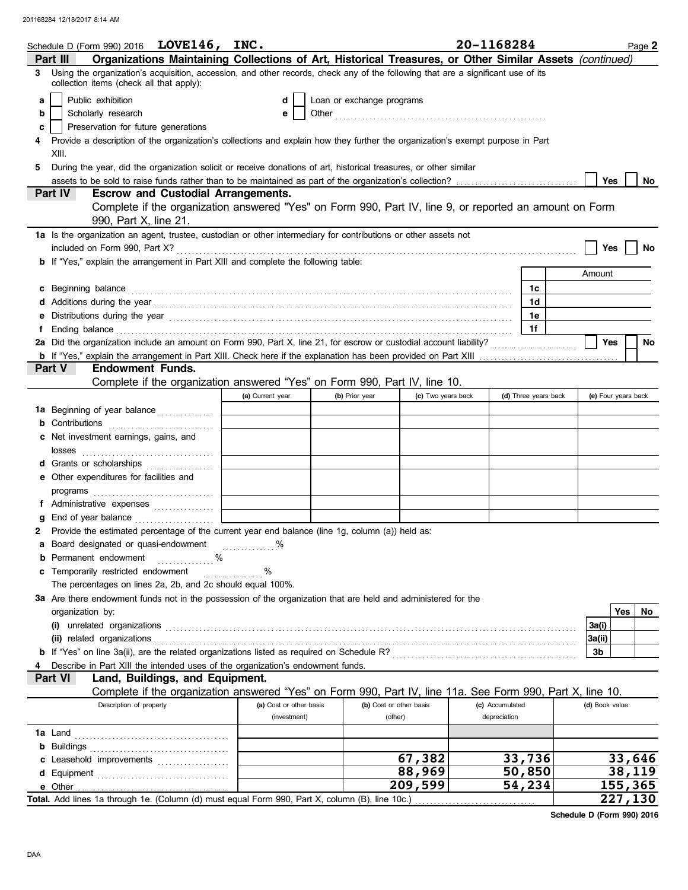Schedule D (Form 990) 2016 **LOVE146, INC.** **20-1168284** Page **2**

## Part III Organizations Maintaining Collections of Art, Historical Treasures, or Other Similar Assets *(continued)*

**3** Using the organization's acquisition, accession, and other records, check any of the following that are a significant use of its collection items (check all that apply):

- **a** ☐ Public exhibition
- **b** ☐ Scholarly research
- **c** ☐ Preservation for future generations
- **d** ☐ Loan or exchange programs
- **e** ☐ Other ..........

**4** Provide a description of the organization's collections and explain how they further the organization's exempt purpose in Part XIII.

**5** During the year, did the organization solicit or receive donations of art, historical treasures, or other similar assets to be sold to raise funds rather than to be maintained as part of the organization's collection? ☐ Yes ☐ No

## Part IV Escrow and Custodial Arrangements.

Complete if the organization answered "Yes" on Form 990, Part IV, line 9, or reported an amount on Form 990, Part X, line 21.

**1a** Is the organization an agent, trustee, custodian or other intermediary for contributions or other assets not included on Form 990, Part X? ☐ Yes ☐ No

**b** If "Yes," explain the arrangement in Part XIII and complete the following table:

| | | Amount |
|---|---|---|
| **c** Beginning balance | 1c | |
| **d** Additions during the year | 1d | |
| **e** Distributions during the year | 1e | |
| **f** Ending balance | 1f | |

**2a** Did the organization include an amount on Form 990, Part X, line 21, for escrow or custodial account liability? ☐ Yes ☐ No

**b** If "Yes," explain the arrangement in Part XIII. Check here if the explanation has been provided on Part XIII ☐

## Part V Endowment Funds.

Complete if the organization answered "Yes" on Form 990, Part IV, line 10.

| | (a) Current year | (b) Prior year | (c) Two years back | (d) Three years back | (e) Four years back |
|---|---|---|---|---|---|
| **1a** Beginning of year balance | | | | | |
| **b** Contributions | | | | | |
| **c** Net investment earnings, gains, and losses | | | | | |
| **d** Grants or scholarships | | | | | |
| **e** Other expenditures for facilities and programs | | | | | |
| **f** Administrative expenses | | | | | |
| **g** End of year balance | | | | | |

**2** Provide the estimated percentage of the current year end balance (line 1g, column (a)) held as:

- **a** Board designated or quasi-endowment ..........%
- **b** Permanent endowment ..........%
- **c** Temporarily restricted endowment ..........%

The percentages on lines 2a, 2b, and 2c should equal 100%.

**3a** Are there endowment funds not in the possession of the organization that are held and administered for the organization by:

| | | Yes | No |
|---|---|---|---|
| **(i)** unrelated organizations | 3a(i) | | |
| **(ii)** related organizations | 3a(ii) | | |
| **b** If "Yes" on line 3a(ii), are the related organizations listed as required on Schedule R? | 3b | | |

**4** Describe in Part XIII the intended uses of the organization's endowment funds.

## Part VI Land, Buildings, and Equipment.

Complete if the organization answered "Yes" on Form 990, Part IV, line 11a. See Form 990, Part X, line 10.

| Description of property | (a) Cost or other basis (investment) | (b) Cost or other basis (other) | (c) Accumulated depreciation | (d) Book value |
|---|---|---|---|---|
| **1a** Land | | | | |
| **b** Buildings | | | | |
| **c** Leasehold improvements | | 67,382 | 33,736 | 33,646 |
| **d** Equipment | | 88,969 | 50,850 | 38,119 |
| **e** Other | | 209,599 | 54,234 | 155,365 |
| **Total.** Add lines 1a through 1e. (Column (d) must equal Form 990, Part X, column (B), line 10c.) | | | | 227,130 |

Schedule D (Form 990) 2016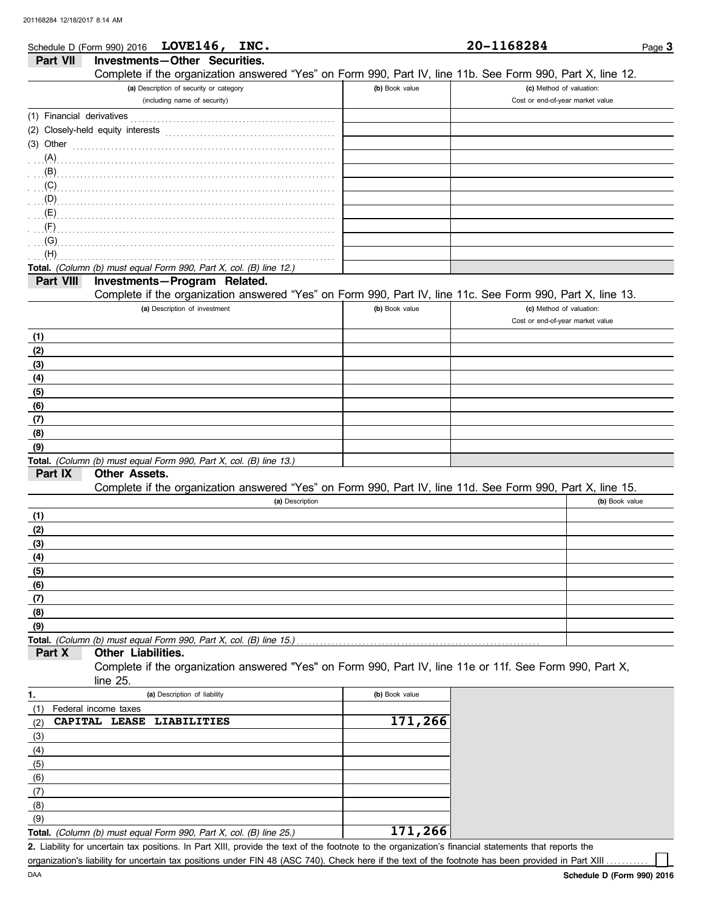Schedule D (Form 990) 2016 **LOVE146, INC.** **20-1168284**

## Part VII Investments—Other Securities.

Complete if the organization answered "Yes" on Form 990, Part IV, line 11b. See Form 990, Part X, line 12.

| (a) Description of security or category (including name of security) | (b) Book value | (c) Method of valuation: Cost or end-of-year market value |
|---|---|---|
| (1) Financial derivatives | | |
| (2) Closely-held equity interests | | |
| (3) Other | | |
| (A) | | |
| (B) | | |
| (C) | | |
| (D) | | |
| (E) | | |
| (F) | | |
| (G) | | |
| (H) | | |
| **Total.** *(Column (b) must equal Form 990, Part X, col. (B) line 12.)* | | |

## Part VIII Investments—Program Related.

Complete if the organization answered "Yes" on Form 990, Part IV, line 11c. See Form 990, Part X, line 13.

| (a) Description of investment | (b) Book value | (c) Method of valuation: Cost or end-of-year market value |
|---|---|---|
| (1) | | |
| (2) | | |
| (3) | | |
| (4) | | |
| (5) | | |
| (6) | | |
| (7) | | |
| (8) | | |
| (9) | | |
| **Total.** *(Column (b) must equal Form 990, Part X, col. (B) line 13.)* | | |

## Part IX Other Assets.

Complete if the organization answered "Yes" on Form 990, Part IV, line 11d. See Form 990, Part X, line 15.

| (a) Description | (b) Book value |
|---|---|
| (1) | |
| (2) | |
| (3) | |
| (4) | |
| (5) | |
| (6) | |
| (7) | |
| (8) | |
| (9) | |
| **Total.** *(Column (b) must equal Form 990, Part X, col. (B) line 15.)* | |

## Part X Other Liabilities.

Complete if the organization answered "Yes" on Form 990, Part IV, line 11e or 11f. See Form 990, Part X, line 25.

| 1. (a) Description of liability | (b) Book value |
|---|---|
| (1) Federal income taxes | |
| (2) CAPITAL LEASE LIABILITIES | 171,266 |
| (3) | |
| (4) | |
| (5) | |
| (6) | |
| (7) | |
| (8) | |
| (9) | |
| **Total.** *(Column (b) must equal Form 990, Part X, col. (B) line 25.)* | 171,266 |

**2.** Liability for uncertain tax positions. In Part XIII, provide the text of the footnote to the organization's financial statements that reports the organization's liability for uncertain tax positions under FIN 48 (ASC 740). Check here if the text of the footnote has been provided in Part XIII ☐

DAA **Schedule D (Form 990) 2016**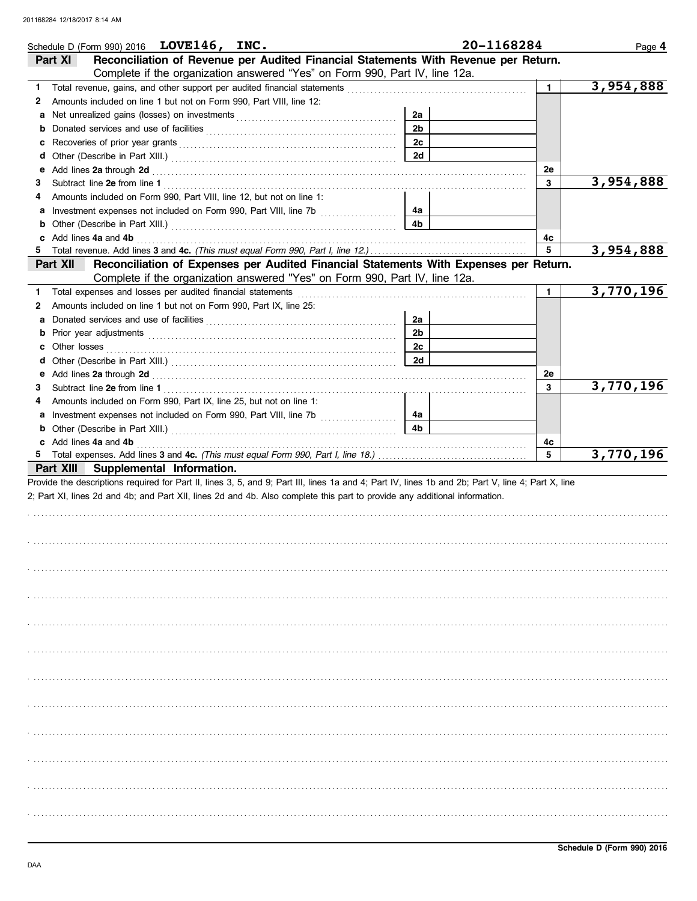201168284 12/18/2017 8:14 AM

Schedule D (Form 990) 2016 **LOVE146, INC.** **20-1168284** Page **4**

## Part XI Reconciliation of Revenue per Audited Financial Statements With Revenue per Return.

Complete if the organization answered "Yes" on Form 990, Part IV, line 12a.

| | | | | | |
|---|---|---|---|---|---|
| **1** | Total revenue, gains, and other support per audited financial statements | | | 1 | 3,954,888 |
| **2** | Amounts included on line 1 but not on Form 990, Part VIII, line 12: | | | | |
| **a** | Net unrealized gains (losses) on investments | 2a | | | |
| **b** | Donated services and use of facilities | 2b | | | |
| **c** | Recoveries of prior year grants | 2c | | | |
| **d** | Other (Describe in Part XIII.) | 2d | | | |
| **e** | Add lines **2a** through **2d** | | | 2e | |
| **3** | Subtract line **2e** from line **1** | | | 3 | 3,954,888 |
| **4** | Amounts included on Form 990, Part VIII, line 12, but not on line 1: | | | | |
| **a** | Investment expenses not included on Form 990, Part VIII, line 7b | 4a | | | |
| **b** | Other (Describe in Part XIII.) | 4b | | | |
| **c** | Add lines **4a** and **4b** | | | 4c | |
| **5** | Total revenue. Add lines **3** and **4c.** *(This must equal Form 990, Part I, line 12.)* | | | 5 | 3,954,888 |

## Part XII Reconciliation of Expenses per Audited Financial Statements With Expenses per Return.

Complete if the organization answered "Yes" on Form 990, Part IV, line 12a.

| | | | | | |
|---|---|---|---|---|---|
| **1** | Total expenses and losses per audited financial statements | | | 1 | 3,770,196 |
| **2** | Amounts included on line 1 but not on Form 990, Part IX, line 25: | | | | |
| **a** | Donated services and use of facilities | 2a | | | |
| **b** | Prior year adjustments | 2b | | | |
| **c** | Other losses | 2c | | | |
| **d** | Other (Describe in Part XIII.) | 2d | | | |
| **e** | Add lines **2a** through **2d** | | | 2e | |
| **3** | Subtract line **2e** from line **1** | | | 3 | 3,770,196 |
| **4** | Amounts included on Form 990, Part IX, line 25, but not on line 1: | | | | |
| **a** | Investment expenses not included on Form 990, Part VIII, line 7b | 4a | | | |
| **b** | Other (Describe in Part XIII.) | 4b | | | |
| **c** | Add lines **4a** and **4b** | | | 4c | |
| **5** | Total expenses. Add lines **3** and **4c.** *(This must equal Form 990, Part I, line 18.)* | | | 5 | 3,770,196 |

## Part XIII Supplemental Information.

Provide the descriptions required for Part II, lines 3, 5, and 9; Part III, lines 1a and 4; Part IV, lines 1b and 2b; Part V, line 4; Part X, line 2; Part XI, lines 2d and 4b; and Part XII, lines 2d and 4b. Also complete this part to provide any additional information.

DAA **Schedule D (Form 990) 2016**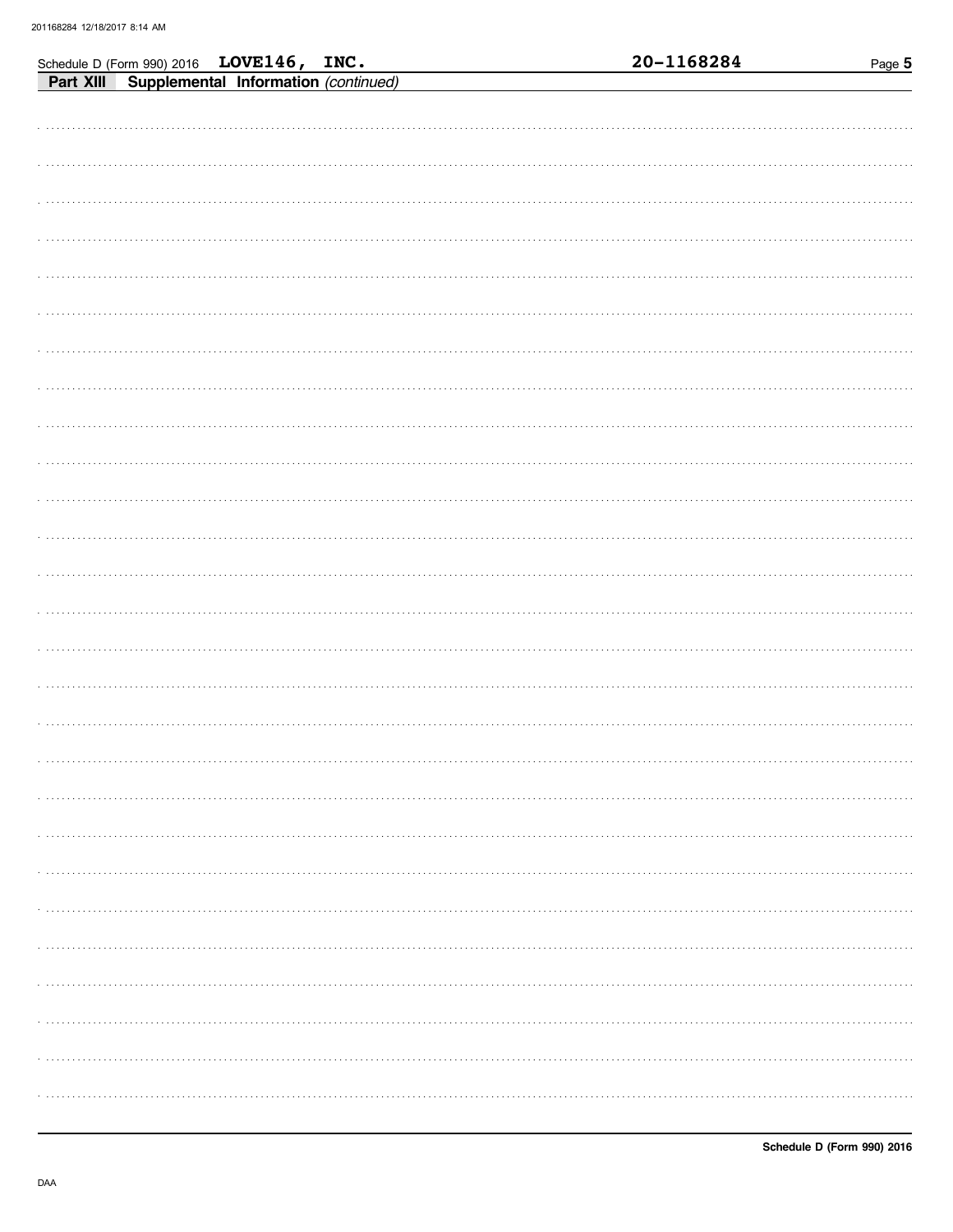Schedule D (Form 990) 2016 **LOVE146, INC.** **20-1168284**

**Part XIII** **Supplemental Information** *(continued)*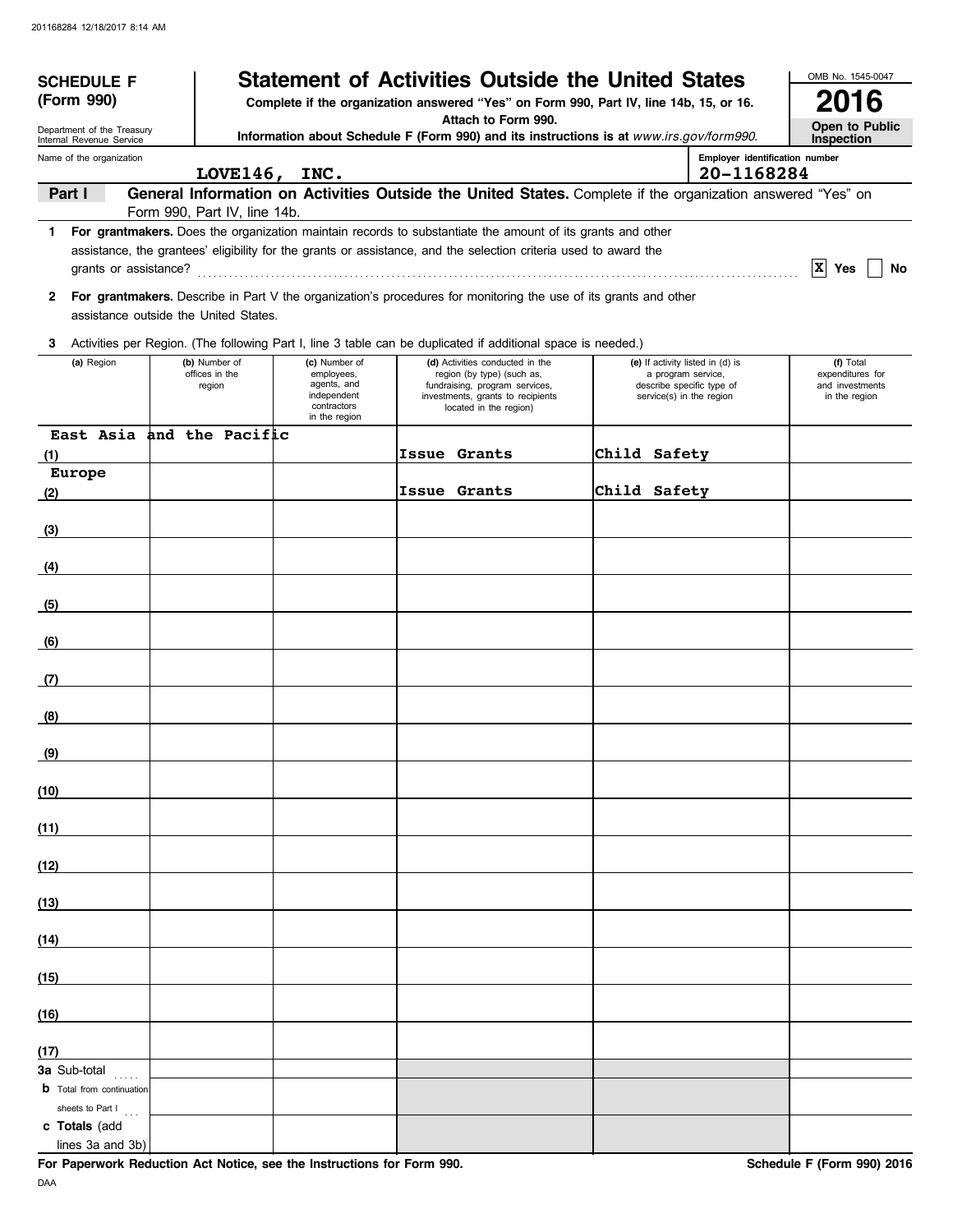201168284 12/18/2017 8:14 AM

**SCHEDULE F (Form 990)**

Department of the Treasury
Internal Revenue Service

# Statement of Activities Outside the United States

**Complete if the organization answered "Yes" on Form 990, Part IV, line 14b, 15, or 16.**
**Attach to Form 990.**
**Information about Schedule F (Form 990) and its instructions is at** *www.irs.gov/form990.*

OMB No. 1545-0047

**2016**

**Open to Public Inspection**

Name of the organization: LOVE146, INC.

Employer identification number: 20-1168284

**Part I** **General Information on Activities Outside the United States.** Complete if the organization answered "Yes" on Form 990, Part IV, line 14b.

**1** **For grantmakers.** Does the organization maintain records to substantiate the amount of its grants and other assistance, the grantees' eligibility for the grants or assistance, and the selection criteria used to award the grants or assistance? ☒ Yes ☐ No

**2** **For grantmakers.** Describe in Part V the organization's procedures for monitoring the use of its grants and other assistance outside the United States.

**3** Activities per Region. (The following Part I, line 3 table can be duplicated if additional space is needed.)

| (a) Region | (b) Number of offices in the region | (c) Number of employees, agents, and independent contractors in the region | (d) Activities conducted in the region (by type) (such as, fundraising, program services, investments, grants to recipients located in the region) | (e) If activity listed in (d) is a program service, describe specific type of service(s) in the region | (f) Total expenditures for and investments in the region |
|---|---|---|---|---|---|
| (1) East Asia and the Pacific | | | Issue Grants | Child Safety | |
| (2) Europe | | | Issue Grants | Child Safety | |
| (3) | | | | | |
| (4) | | | | | |
| (5) | | | | | |
| (6) | | | | | |
| (7) | | | | | |
| (8) | | | | | |
| (9) | | | | | |
| (10) | | | | | |
| (11) | | | | | |
| (12) | | | | | |
| (13) | | | | | |
| (14) | | | | | |
| (15) | | | | | |
| (16) | | | | | |
| (17) | | | | | |
| **3a** Sub-total | | | | | |
| **b** Total from continuation sheets to Part I | | | | | |
| **c Totals** (add lines 3a and 3b) | | | | | |

**For Paperwork Reduction Act Notice, see the Instructions for Form 990.** **Schedule F (Form 990) 2016**

DAA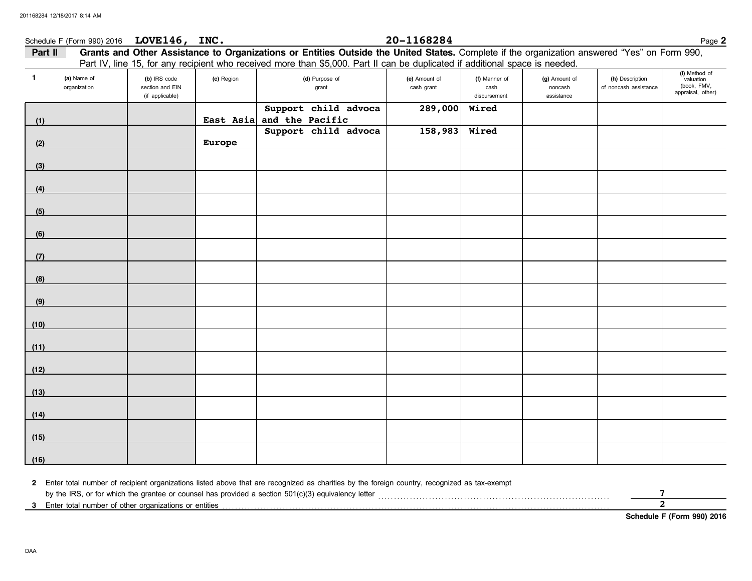Schedule F (Form 990) 2016 **LOVE146, INC.** **20-1168284** Page **2**

**Part II** **Grants and Other Assistance to Organizations or Entities Outside the United States.** Complete if the organization answered "Yes" on Form 990, Part IV, line 15, for any recipient who received more than $5,000. Part II can be duplicated if additional space is needed.

| 1 | (a) Name of organization | (b) IRS code section and EIN (if applicable) | (c) Region | (d) Purpose of grant | (e) Amount of cash grant | (f) Manner of cash disbursement | (g) Amount of noncash assistance | (h) Description of noncash assistance | (i) Method of valuation (book, FMV, appraisal, other) |
|---|---|---|---|---|---|---|---|---|---|
| (1) | | | East Asia and the Pacific | Support child advoca | 289,000 | Wired | | | |
| (2) | | | Europe | Support child advoca | 158,983 | Wired | | | |
| (3) | | | | | | | | | |
| (4) | | | | | | | | | |
| (5) | | | | | | | | | |
| (6) | | | | | | | | | |
| (7) | | | | | | | | | |
| (8) | | | | | | | | | |
| (9) | | | | | | | | | |
| (10) | | | | | | | | | |
| (11) | | | | | | | | | |
| (12) | | | | | | | | | |
| (13) | | | | | | | | | |
| (14) | | | | | | | | | |
| (15) | | | | | | | | | |
| (16) | | | | | | | | | |

**2** Enter total number of recipient organizations listed above that are recognized as charities by the foreign country, recognized as tax-exempt by the IRS, or for which the grantee or counsel has provided a section 501(c)(3) equivalency letter ........ **7**

**3** Enter total number of other organizations or entities ........ **2**

**Schedule F (Form 990) 2016**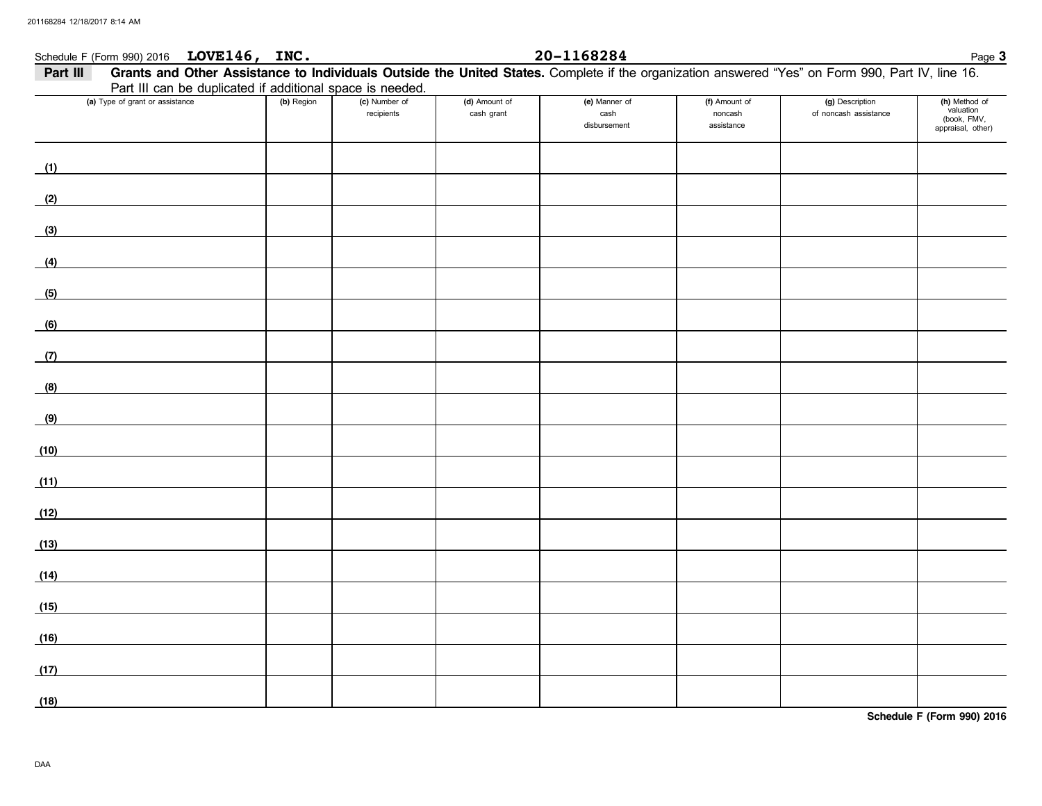Schedule F (Form 990) 2016 **LOVE146, INC.** **20-1168284**

**Part III** **Grants and Other Assistance to Individuals Outside the United States.** Complete if the organization answered "Yes" on Form 990, Part IV, line 16. Part III can be duplicated if additional space is needed.

| | (a) Type of grant or assistance | (b) Region | (c) Number of recipients | (d) Amount of cash grant | (e) Manner of cash disbursement | (f) Amount of noncash assistance | (g) Description of noncash assistance | (h) Method of valuation (book, FMV, appraisal, other) |
|---|---|---|---|---|---|---|---|---|
| (1) | | | | | | | | |
| (2) | | | | | | | | |
| (3) | | | | | | | | |
| (4) | | | | | | | | |
| (5) | | | | | | | | |
| (6) | | | | | | | | |
| (7) | | | | | | | | |
| (8) | | | | | | | | |
| (9) | | | | | | | | |
| (10) | | | | | | | | |
| (11) | | | | | | | | |
| (12) | | | | | | | | |
| (13) | | | | | | | | |
| (14) | | | | | | | | |
| (15) | | | | | | | | |
| (16) | | | | | | | | |
| (17) | | | | | | | | |
| (18) | | | | | | | | |

**Schedule F (Form 990) 2016**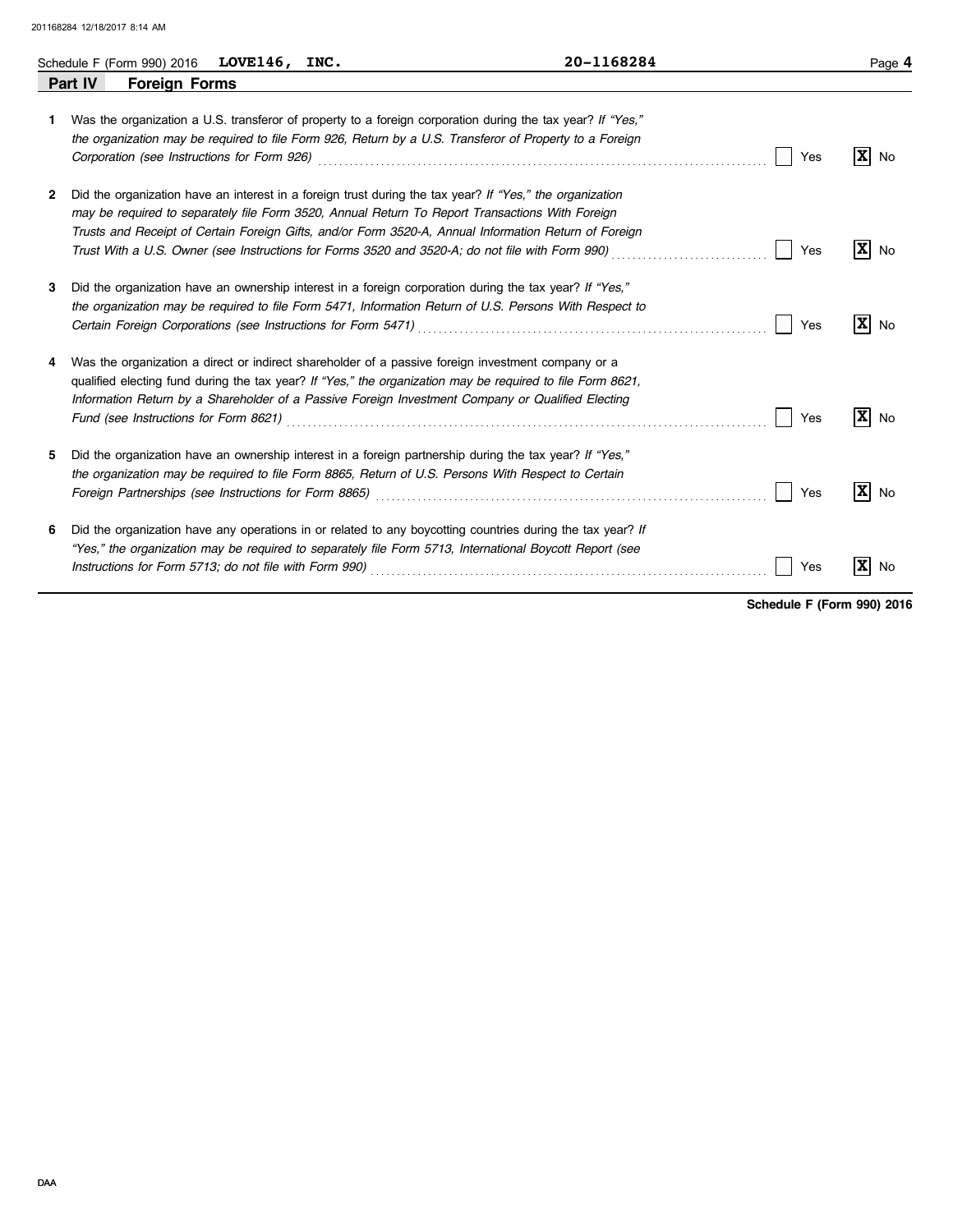Schedule F (Form 990) 2016 **LOVE146, INC.** **20-1168284**

## Part IV Foreign Forms

| | | Yes | No |
|---|---|---|---|
| **1** | Was the organization a U.S. transferor of property to a foreign corporation during the tax year? *If "Yes," the organization may be required to file Form 926, Return by a U.S. Transferor of Property to a Foreign Corporation (see Instructions for Form 926)* | | X |
| **2** | Did the organization have an interest in a foreign trust during the tax year? *If "Yes," the organization may be required to separately file Form 3520, Annual Return To Report Transactions With Foreign Trusts and Receipt of Certain Foreign Gifts, and/or Form 3520-A, Annual Information Return of Foreign Trust With a U.S. Owner (see Instructions for Forms 3520 and 3520-A; do not file with Form 990)* | | X |
| **3** | Did the organization have an ownership interest in a foreign corporation during the tax year? *If "Yes," the organization may be required to file Form 5471, Information Return of U.S. Persons With Respect to Certain Foreign Corporations (see Instructions for Form 5471)* | | X |
| **4** | Was the organization a direct or indirect shareholder of a passive foreign investment company or a qualified electing fund during the tax year? *If "Yes," the organization may be required to file Form 8621, Information Return by a Shareholder of a Passive Foreign Investment Company or Qualified Electing Fund (see Instructions for Form 8621)* | | X |
| **5** | Did the organization have an ownership interest in a foreign partnership during the tax year? *If "Yes," the organization may be required to file Form 8865, Return of U.S. Persons With Respect to Certain Foreign Partnerships (see Instructions for Form 8865)* | | X |
| **6** | Did the organization have any operations in or related to any boycotting countries during the tax year? *If "Yes," the organization may be required to separately file Form 5713, International Boycott Report (see Instructions for Form 5713; do not file with Form 990)* | | X |

**Schedule F (Form 990) 2016**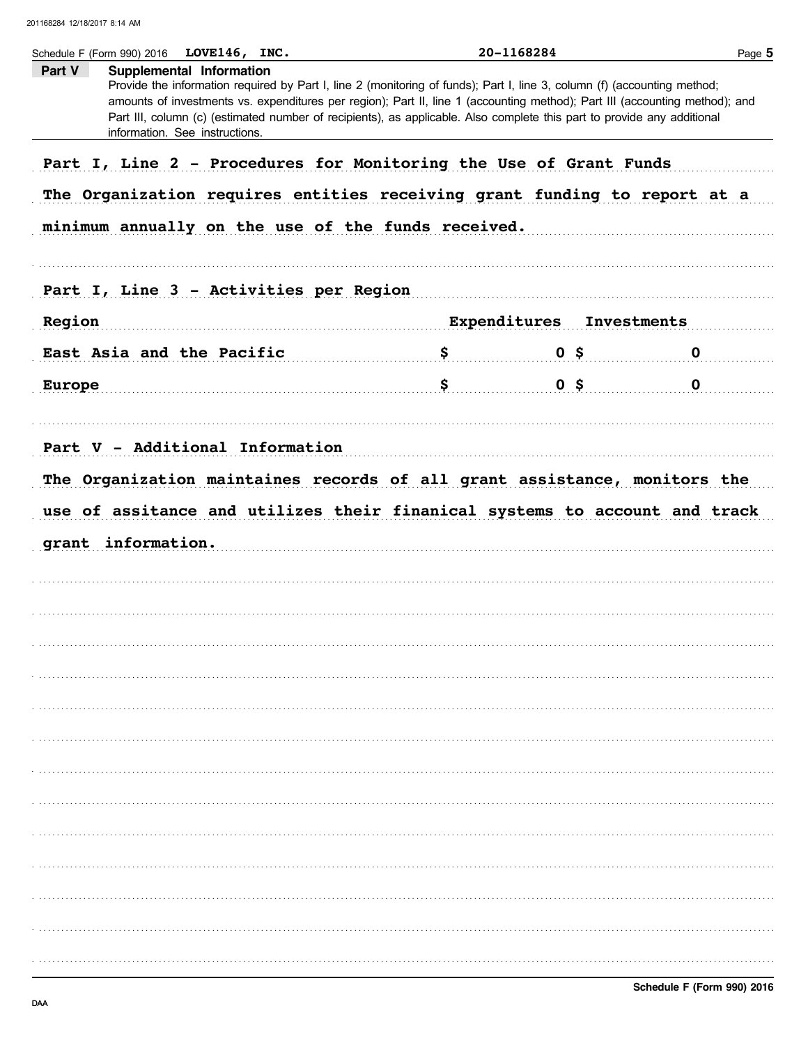Schedule F (Form 990) 2016 **LOVE146, INC.** **20-1168284**

## Part V Supplemental Information

Provide the information required by Part I, line 2 (monitoring of funds); Part I, line 3, column (f) (accounting method; amounts of investments vs. expenditures per region); Part II, line 1 (accounting method); Part III (accounting method); and Part III, column (c) (estimated number of recipients), as applicable. Also complete this part to provide any additional information. See instructions.

**Part I, Line 2 - Procedures for Monitoring the Use of Grant Funds**

The Organization requires entities receiving grant funding to report at a minimum annually on the use of the funds received.

**Part I, Line 3 - Activities per Region**

| Region | Expenditures | Investments |
|---|---|---|
| East Asia and the Pacific | $ 0 | $ 0 |
| Europe | $ 0 | $ 0 |

**Part V - Additional Information**

The Organization maintaines records of all grant assistance, monitors the use of assitance and utilizes their finanical systems to account and track grant information.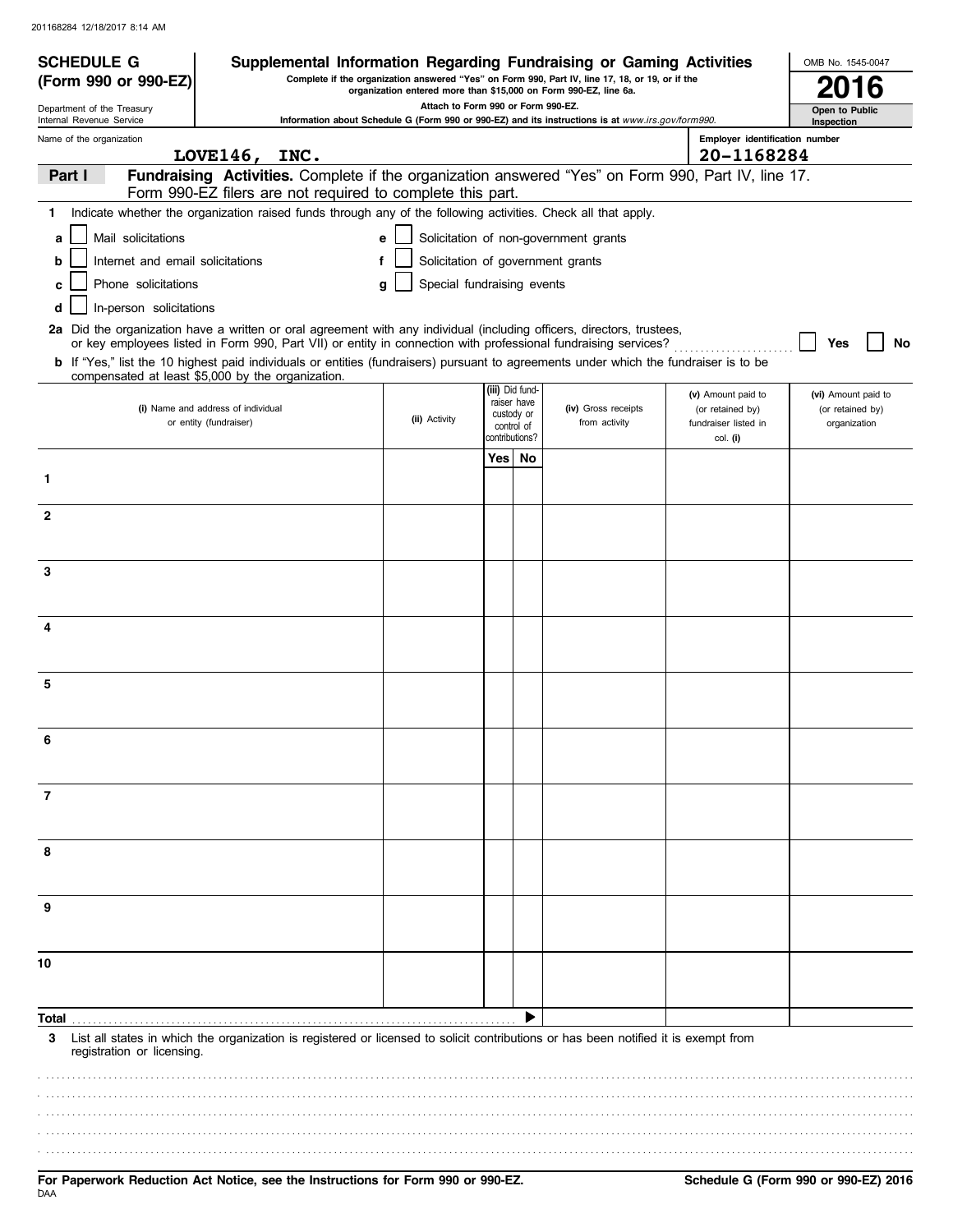201168284 12/18/2017 8:14 AM

# SCHEDULE G (Form 990 or 990-EZ)

Department of the Treasury
Internal Revenue Service

## Supplemental Information Regarding Fundraising or Gaming Activities

**Complete if the organization answered "Yes" on Form 990, Part IV, line 17, 18, or 19, or if the organization entered more than $15,000 on Form 990-EZ, line 6a.**

**Attach to Form 990 or Form 990-EZ.**

**Information about Schedule G (Form 990 or 990-EZ) and its instructions is at** *www.irs.gov/form990.*

OMB No. 1545-0047

**2016**

**Open to Public Inspection**

Name of the organization: **LOVE146, INC.**

Employer identification number: **20-1168284**

**Part I** **Fundraising Activities.** Complete if the organization answered "Yes" on Form 990, Part IV, line 17. Form 990-EZ filers are not required to complete this part.

1 Indicate whether the organization raised funds through any of the following activities. Check all that apply.

- a ☐ Mail solicitations
- b ☐ Internet and email solicitations
- c ☐ Phone solicitations
- d ☐ In-person solicitations
- e ☐ Solicitation of non-government grants
- f ☐ Solicitation of government grants
- g ☐ Special fundraising events

**2a** Did the organization have a written or oral agreement with any individual (including officers, directors, trustees, or key employees listed in Form 990, Part VII) or entity in connection with professional fundraising services? ☐ Yes ☐ No

**b** If "Yes," list the 10 highest paid individuals or entities (fundraisers) pursuant to agreements under which the fundraiser is to be compensated at least $5,000 by the organization.

| | (i) Name and address of individual or entity (fundraiser) | (ii) Activity | (iii) Did fundraiser have custody or control of contributions? Yes | No | (iv) Gross receipts from activity | (v) Amount paid to (or retained by) fundraiser listed in col. (i) | (vi) Amount paid to (or retained by) organization |
|---|---|---|---|---|---|---|---|
| 1 | | | | | | | |
| 2 | | | | | | | |
| 3 | | | | | | | |
| 4 | | | | | | | |
| 5 | | | | | | | |
| 6 | | | | | | | |
| 7 | | | | | | | |
| 8 | | | | | | | |
| 9 | | | | | | | |
| 10 | | | | | | | |
| **Total** | | | | ▶ | | | |

3 List all states in which the organization is registered or licensed to solicit contributions or has been notified it is exempt from registration or licensing.

**For Paperwork Reduction Act Notice, see the Instructions for Form 990 or 990-EZ.**

**Schedule G (Form 990 or 990-EZ) 2016**

DAA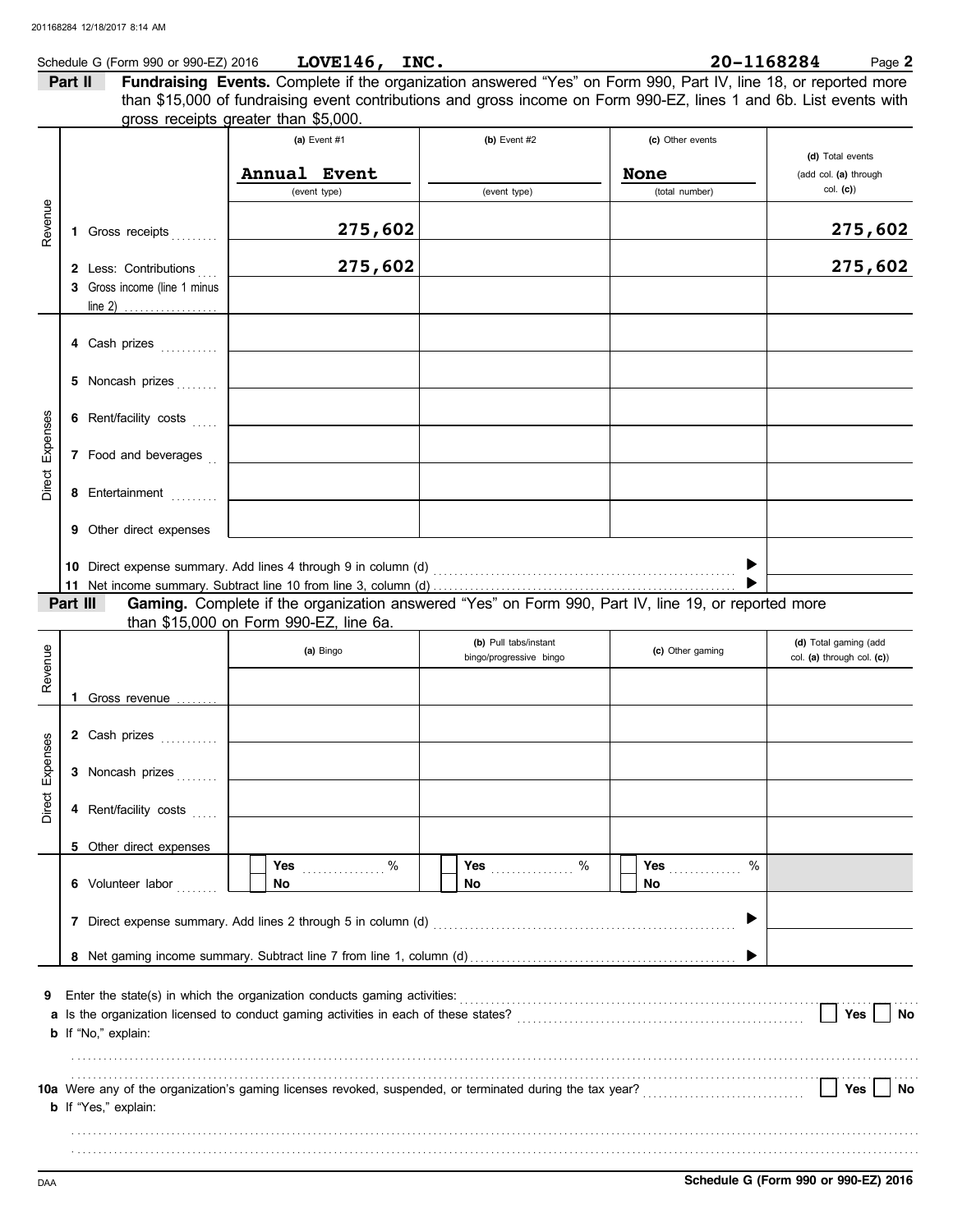Schedule G (Form 990 or 990-EZ) 2016 **LOVE146, INC.** **20-1168284** Page **2**

## Part II Fundraising Events.

Complete if the organization answered "Yes" on Form 990, Part IV, line 18, or reported more than $15,000 of fundraising event contributions and gross income on Form 990-EZ, lines 1 and 6b. List events with gross receipts greater than $5,000.

| | | (a) Event #1 | (b) Event #2 | (c) Other events | (d) Total events (add col. (a) through col. (c)) |
|---|---|---|---|---|---|
| | | Annual Event | | None | |
| | | (event type) | (event type) | (total number) | |
| Revenue | 1 Gross receipts | 275,602 | | | 275,602 |
| | 2 Less: Contributions | 275,602 | | | 275,602 |
| | 3 Gross income (line 1 minus line 2) | | | | |
| Direct Expenses | 4 Cash prizes | | | | |
| | 5 Noncash prizes | | | | |
| | 6 Rent/facility costs | | | | |
| | 7 Food and beverages | | | | |
| | 8 Entertainment | | | | |
| | 9 Other direct expenses | | | | |

10 Direct expense summary. Add lines 4 through 9 in column (d) ▶

11 Net income summary. Subtract line 10 from line 3, column (d) ▶

## Part III Gaming.

Complete if the organization answered "Yes" on Form 990, Part IV, line 19, or reported more than $15,000 on Form 990-EZ, line 6a.

| | | (a) Bingo | (b) Pull tabs/instant bingo/progressive bingo | (c) Other gaming | (d) Total gaming (add col. (a) through col. (c)) |
|---|---|---|---|---|---|
| Revenue | 1 Gross revenue | | | | |
| Direct Expenses | 2 Cash prizes | | | | |
| | 3 Noncash prizes | | | | |
| | 4 Rent/facility costs | | | | |
| | 5 Other direct expenses | | | | |
| | 6 Volunteer labor | ☐ Yes ____ % ☐ No | ☐ Yes ____ % ☐ No | ☐ Yes ____ % ☐ No | |

7 Direct expense summary. Add lines 2 through 5 in column (d) ▶

8 Net gaming income summary. Subtract line 7 from line 1, column (d) ▶

9 Enter the state(s) in which the organization conducts gaming activities:

a Is the organization licensed to conduct gaming activities in each of these states? ☐ Yes ☐ No

b If "No," explain:

10a Were any of the organization's gaming licenses revoked, suspended, or terminated during the tax year? ☐ Yes ☐ No

b If "Yes," explain:

DAA **Schedule G (Form 990 or 990-EZ) 2016**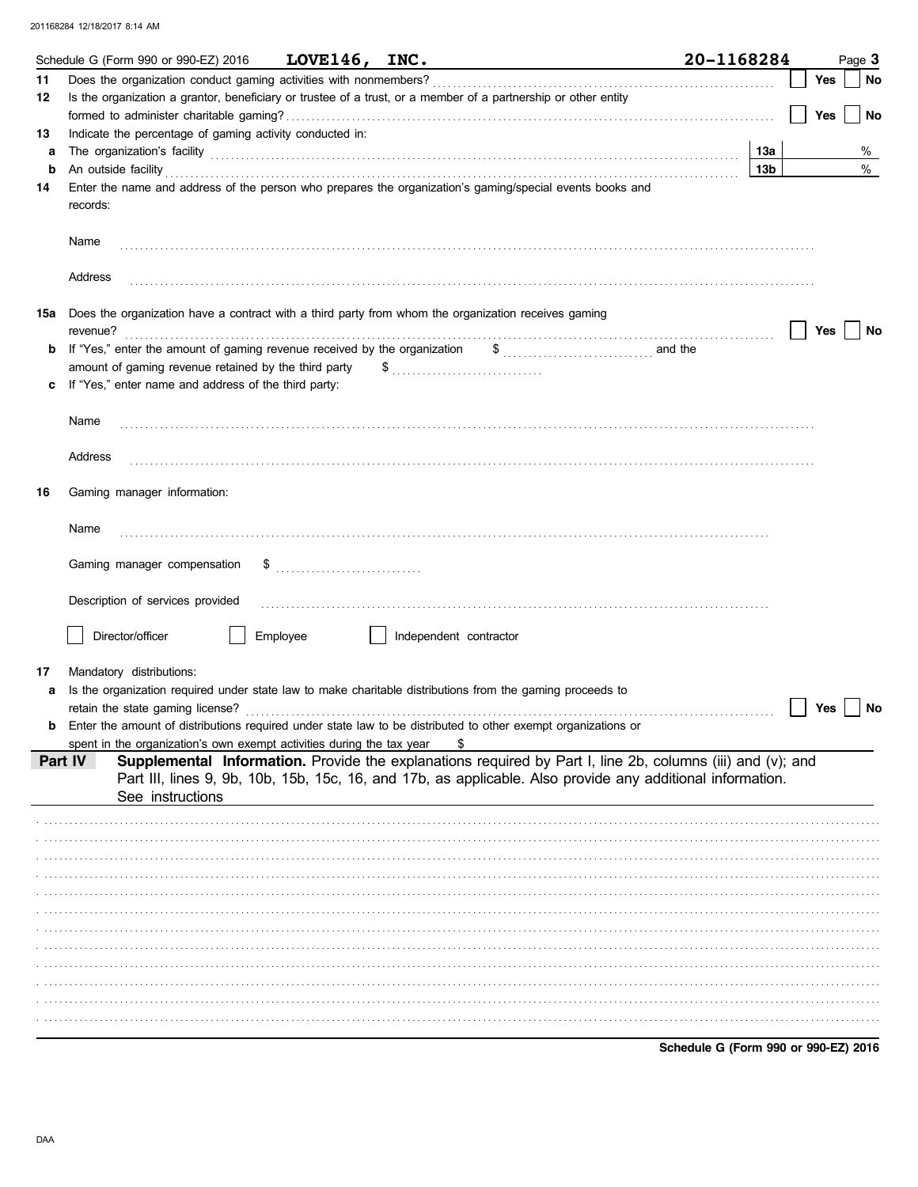Schedule G (Form 990 or 990-EZ) 2016 **LOVE146, INC.** **20-1168284** Page **3**

**11** Does the organization conduct gaming activities with nonmembers? ☐ Yes ☐ No

**12** Is the organization a grantor, beneficiary or trustee of a trust, or a member of a partnership or other entity formed to administer charitable gaming? ☐ Yes ☐ No

**13** Indicate the percentage of gaming activity conducted in:

**a** The organization's facility **13a** %

**b** An outside facility **13b** %

**14** Enter the name and address of the person who prepares the organization's gaming/special events books and records:

Name

Address

**15a** Does the organization have a contract with a third party from whom the organization receives gaming revenue? ☐ Yes ☐ No

**b** If "Yes," enter the amount of gaming revenue received by the organization $ and the amount of gaming revenue retained by the third party $

**c** If "Yes," enter name and address of the third party:

Name

Address

**16** Gaming manager information:

Name

Gaming manager compensation $

Description of services provided

☐ Director/officer ☐ Employee ☐ Independent contractor

**17** Mandatory distributions:

**a** Is the organization required under state law to make charitable distributions from the gaming proceeds to retain the state gaming license? ☐ Yes ☐ No

**b** Enter the amount of distributions required under state law to be distributed to other exempt organizations or spent in the organization's own exempt activities during the tax year $

## Part IV Supplemental Information.

Provide the explanations required by Part I, line 2b, columns (iii) and (v); and Part III, lines 9, 9b, 10b, 15b, 15c, 16, and 17b, as applicable. Also provide any additional information. See instructions

**Schedule G (Form 990 or 990-EZ) 2016**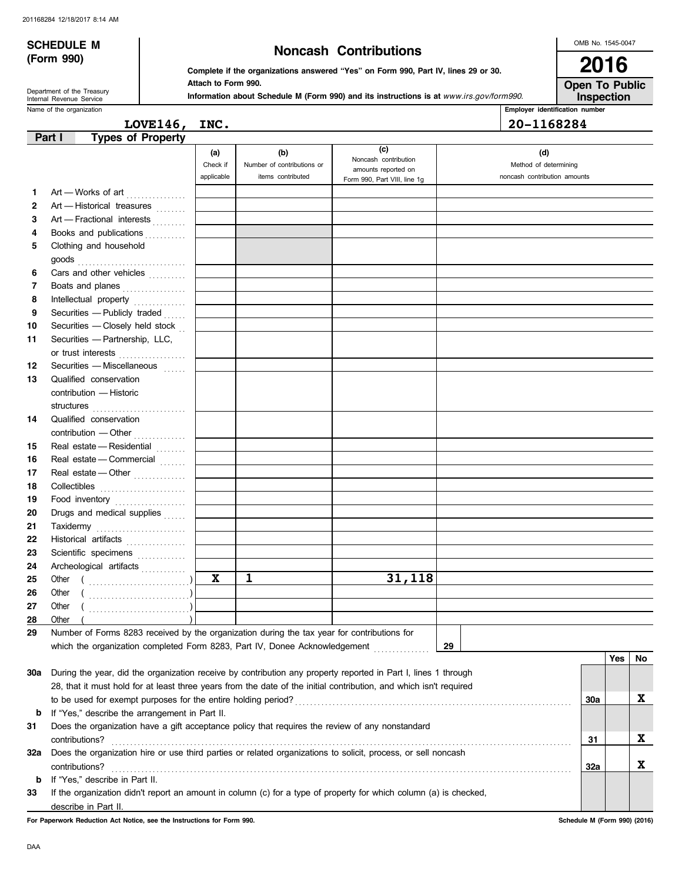201168284 12/18/2017 8:14 AM

**SCHEDULE M (Form 990)**

Department of the Treasury
Internal Revenue Service

# Noncash Contributions

**Complete if the organizations answered "Yes" on Form 990, Part IV, lines 29 or 30.**
**Attach to Form 990.**
**Information about Schedule M (Form 990) and its instructions is at** *www.irs.gov/form990.*

OMB No. 1545-0047

**2016**

**Open To Public Inspection**

Name of the organization: **LOVE146, INC.**

Employer identification number: **20-1168284**

## Part I — Types of Property

| | | (a) Check if applicable | (b) Number of contributions or items contributed | (c) Noncash contribution amounts reported on Form 990, Part VIII, line 1g | (d) Method of determining noncash contribution amounts |
|---|---|---|---|---|---|
| 1 | Art — Works of art | | | | |
| 2 | Art — Historical treasures | | | | |
| 3 | Art — Fractional interests | | | | |
| 4 | Books and publications | | | | |
| 5 | Clothing and household goods | | | | |
| 6 | Cars and other vehicles | | | | |
| 7 | Boats and planes | | | | |
| 8 | Intellectual property | | | | |
| 9 | Securities — Publicly traded | | | | |
| 10 | Securities — Closely held stock | | | | |
| 11 | Securities — Partnership, LLC, or trust interests | | | | |
| 12 | Securities — Miscellaneous | | | | |
| 13 | Qualified conservation contribution — Historic structures | | | | |
| 14 | Qualified conservation contribution — Other | | | | |
| 15 | Real estate — Residential | | | | |
| 16 | Real estate — Commercial | | | | |
| 17 | Real estate — Other | | | | |
| 18 | Collectibles | | | | |
| 19 | Food inventory | | | | |
| 20 | Drugs and medical supplies | | | | |
| 21 | Taxidermy | | | | |
| 22 | Historical artifacts | | | | |
| 23 | Scientific specimens | | | | |
| 24 | Archeological artifacts | | | | |
| 25 | Other ( ) | X | 1 | 31,118 | |
| 26 | Other ( ) | | | | |
| 27 | Other ( ) | | | | |
| 28 | Other ( ) | | | | |

29 Number of Forms 8283 received by the organization during the tax year for contributions for which the organization completed Form 8283, Part IV, Donee Acknowledgement ..... **29**

| | | | Yes | No |
|---|---|---|---|---|
| 30a | During the year, did the organization receive by contribution any property reported in Part I, lines 1 through 28, that it must hold for at least three years from the date of the initial contribution, and which isn't required to be used for exempt purposes for the entire holding period? | 30a | | X |
| b | If "Yes," describe the arrangement in Part II. | | | |
| 31 | Does the organization have a gift acceptance policy that requires the review of any nonstandard contributions? | 31 | | X |
| 32a | Does the organization hire or use third parties or related organizations to solicit, process, or sell noncash contributions? | 32a | | X |
| b | If "Yes," describe in Part II. | | | |
| 33 | If the organization didn't report an amount in column (c) for a type of property for which column (a) is checked, describe in Part II. | | | |

**For Paperwork Reduction Act Notice, see the Instructions for Form 990.**

**Schedule M (Form 990) (2016)**

DAA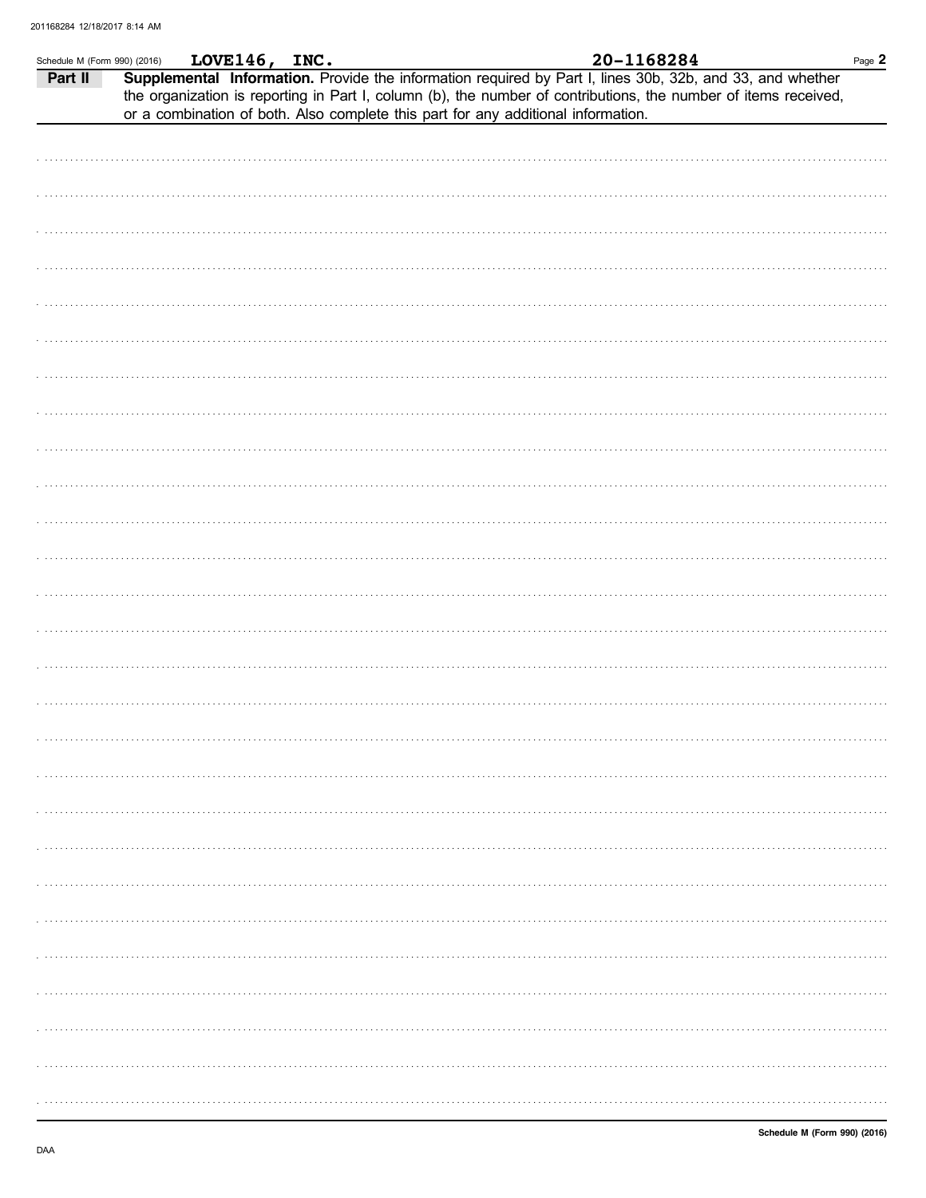Schedule M (Form 990) (2016) **LOVE146, INC.** **20-1168284**

**Part II** **Supplemental Information.** Provide the information required by Part I, lines 30b, 32b, and 33, and whether the organization is reporting in Part I, column (b), the number of contributions, the number of items received, or a combination of both. Also complete this part for any additional information.

Schedule M (Form 990) (2016)

DAA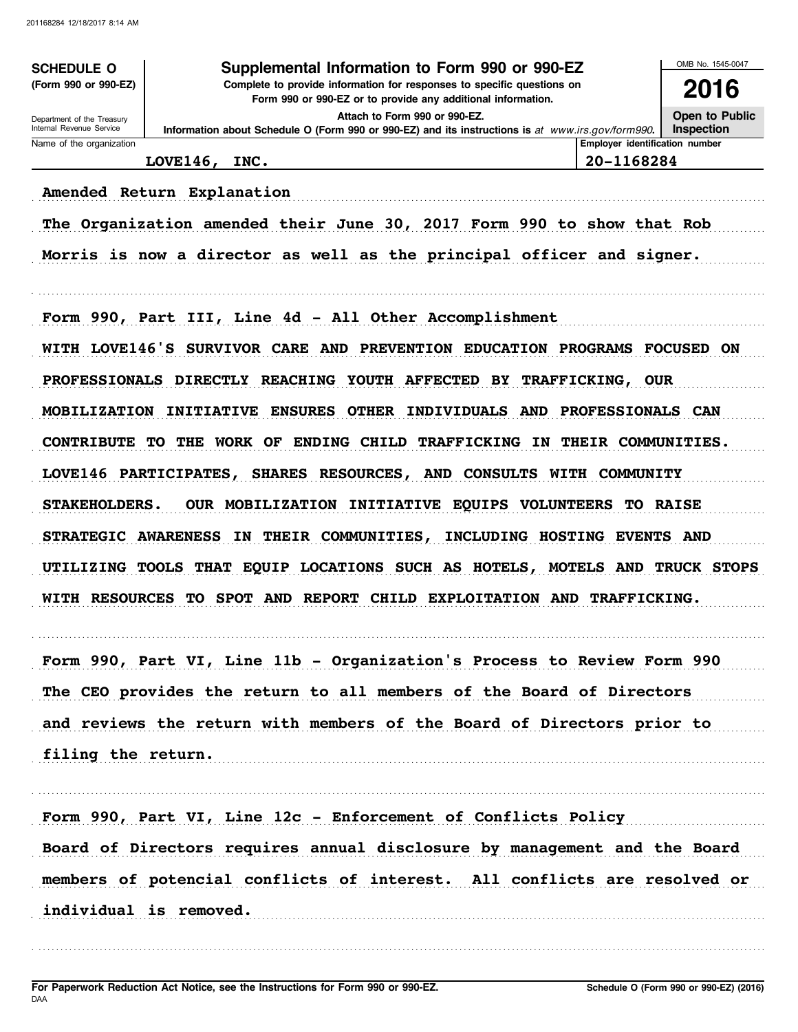**SCHEDULE O**
**(Form 990 or 990-EZ)**

Department of the Treasury
Internal Revenue Service

# Supplemental Information to Form 990 or 990-EZ

**Complete to provide information for responses to specific questions on Form 990 or 990-EZ or to provide any additional information.**

**Attach to Form 990 or 990-EZ.**

**Information about Schedule O (Form 990 or 990-EZ) and its instructions is at** *www.irs.gov/form990.*

OMB No. 1545-0047

**2016**

**Open to Public Inspection**

| Name of the organization | Employer identification number |
|---|---|
| LOVE146, INC. | 20-1168284 |

Amended Return Explanation

The Organization amended their June 30, 2017 Form 990 to show that Rob Morris is now a director as well as the principal officer and signer.

Form 990, Part III, Line 4d - All Other Accomplishment

WITH LOVE146'S SURVIVOR CARE AND PREVENTION EDUCATION PROGRAMS FOCUSED ON PROFESSIONALS DIRECTLY REACHING YOUTH AFFECTED BY TRAFFICKING, OUR MOBILIZATION INITIATIVE ENSURES OTHER INDIVIDUALS AND PROFESSIONALS CAN CONTRIBUTE TO THE WORK OF ENDING CHILD TRAFFICKING IN THEIR COMMUNITIES. LOVE146 PARTICIPATES, SHARES RESOURCES, AND CONSULTS WITH COMMUNITY STAKEHOLDERS. OUR MOBILIZATION INITIATIVE EQUIPS VOLUNTEERS TO RAISE STRATEGIC AWARENESS IN THEIR COMMUNITIES, INCLUDING HOSTING EVENTS AND UTILIZING TOOLS THAT EQUIP LOCATIONS SUCH AS HOTELS, MOTELS AND TRUCK STOPS WITH RESOURCES TO SPOT AND REPORT CHILD EXPLOITATION AND TRAFFICKING.

Form 990, Part VI, Line 11b - Organization's Process to Review Form 990

The CEO provides the return to all members of the Board of Directors and reviews the return with members of the Board of Directors prior to filing the return.

Form 990, Part VI, Line 12c - Enforcement of Conflicts Policy

Board of Directors requires annual disclosure by management and the Board members of potencial conflicts of interest. All conflicts are resolved or individual is removed.

**For Paperwork Reduction Act Notice, see the Instructions for Form 990 or 990-EZ.**
DAA

**Schedule O (Form 990 or 990-EZ) (2016)**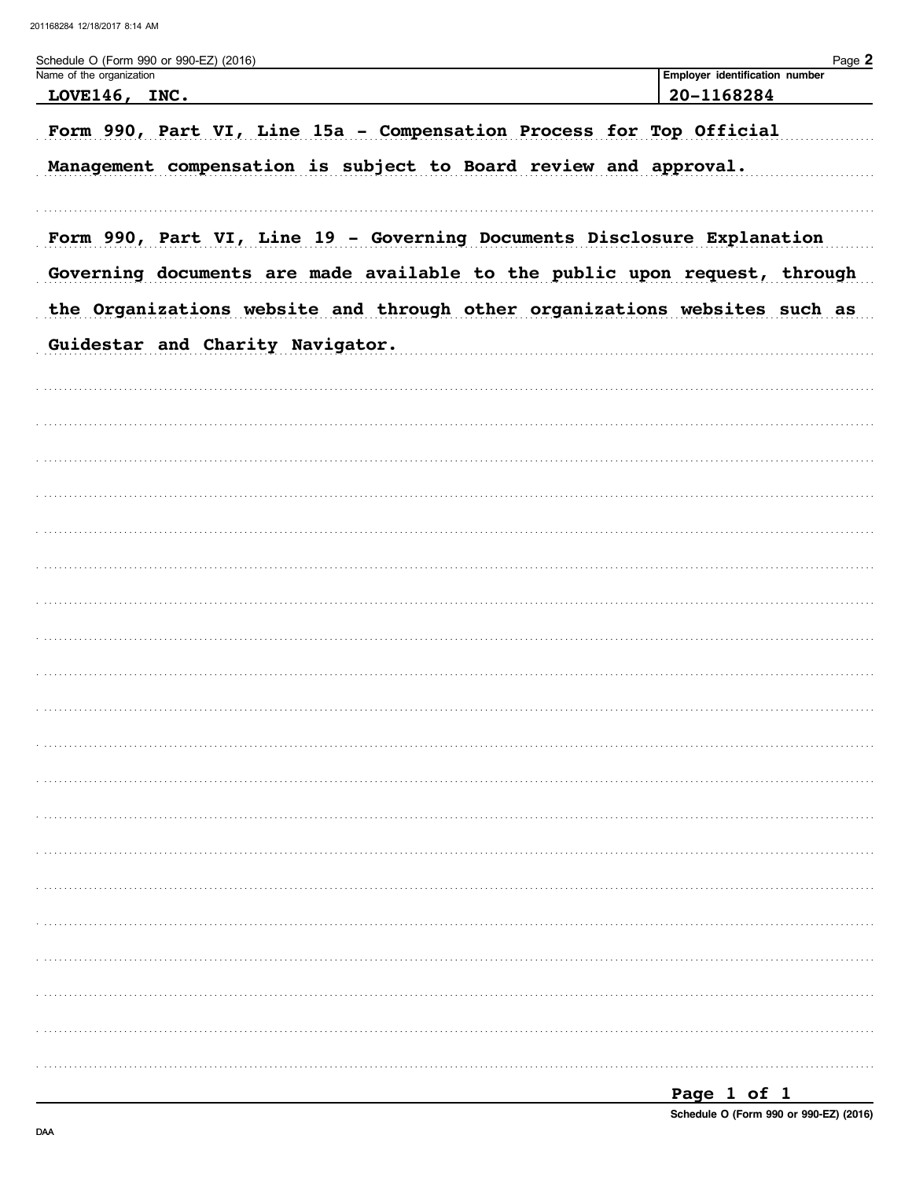Schedule O (Form 990 or 990-EZ) (2016)

| Name of the organization | Employer identification number |
| --- | --- |
| LOVE146, INC. | 20-1168284 |

Form 990, Part VI, Line 15a - Compensation Process for Top Official

Management compensation is subject to Board review and approval.

Form 990, Part VI, Line 19 - Governing Documents Disclosure Explanation

Governing documents are made available to the public upon request, through the Organizations website and through other organizations websites such as Guidestar and Charity Navigator.

Schedule O (Form 990 or 990-EZ) (2016)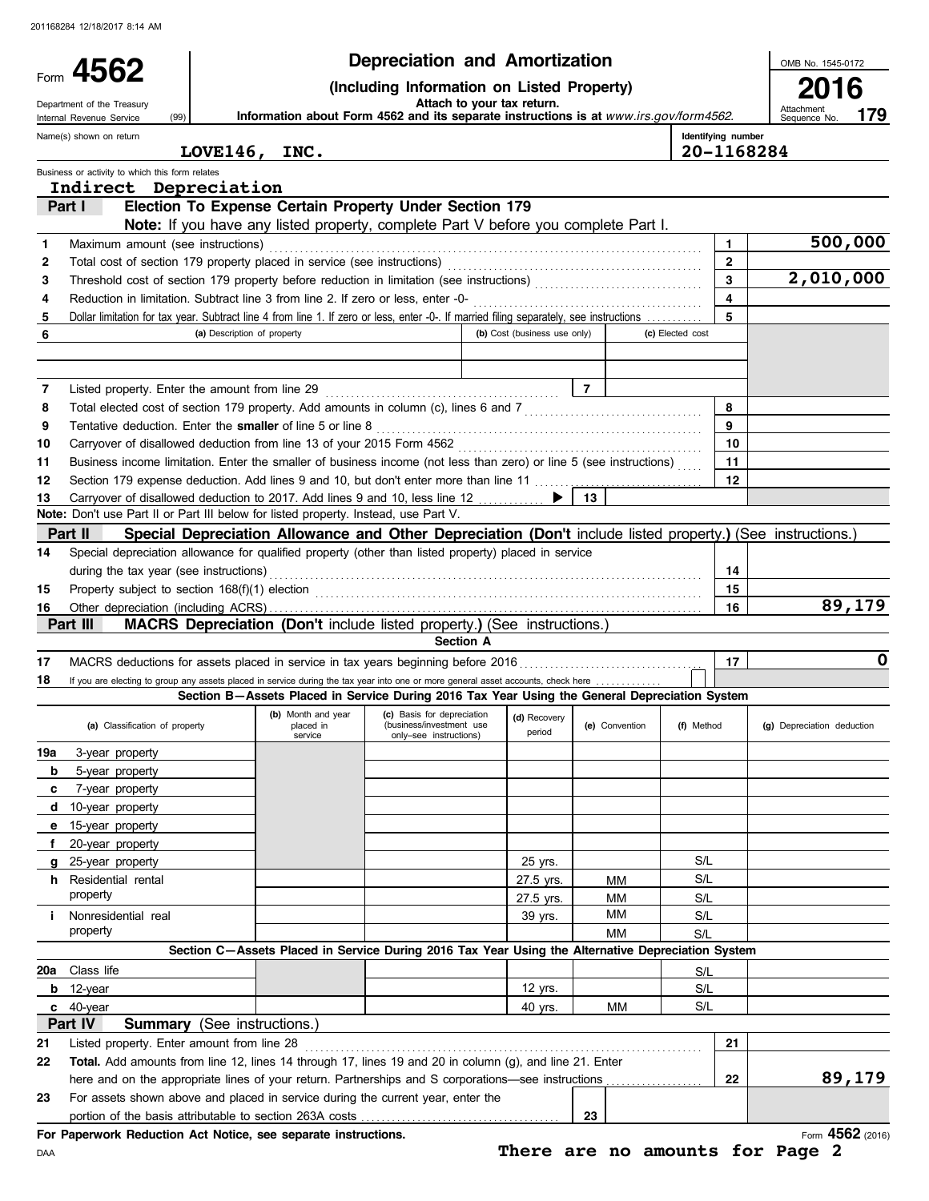201168284 12/18/2017 8:14 AM

Form **4562**

Department of the Treasury
Internal Revenue Service (99)

# Depreciation and Amortization

**(Including Information on Listed Property)**

**Attach to your tax return.**

**Information about Form 4562 and its separate instructions is at** *www.irs.gov/form4562.*

OMB No. 1545-0172

**2016**

Attachment Sequence No. **179**

Name(s) shown on return: **LOVE146, INC.**

Identifying number: **20-1168284**

Business or activity to which this form relates: **Indirect Depreciation**

## Part I Election To Expense Certain Property Under Section 179

**Note:** If you have any listed property, complete Part V before you complete Part I.

| Line | Description | Box | Amount |
|---|---|---|---|
| 1 | Maximum amount (see instructions) | 1 | 500,000 |
| 2 | Total cost of section 179 property placed in service (see instructions) | 2 | |
| 3 | Threshold cost of section 179 property before reduction in limitation (see instructions) | 3 | 2,010,000 |
| 4 | Reduction in limitation. Subtract line 3 from line 2. If zero or less, enter -0- | 4 | |
| 5 | Dollar limitation for tax year. Subtract line 4 from line 1. If zero or less, enter -0-. If married filing separately, see instructions | 5 | |

| 6 | (a) Description of property | (b) Cost (business use only) | (c) Elected cost |
|---|---|---|---|
| | | | |
| | | | |

| Line | Description | Box | Amount |
|---|---|---|---|
| 7 | Listed property. Enter the amount from line 29 | 7 | |
| 8 | Total elected cost of section 179 property. Add amounts in column (c), lines 6 and 7 | 8 | |
| 9 | Tentative deduction. Enter the **smaller** of line 5 or line 8 | 9 | |
| 10 | Carryover of disallowed deduction from line 13 of your 2015 Form 4562 | 10 | |
| 11 | Business income limitation. Enter the smaller of business income (not less than zero) or line 5 (see instructions) | 11 | |
| 12 | Section 179 expense deduction. Add lines 9 and 10, but don't enter more than line 11 | 12 | |
| 13 | Carryover of disallowed deduction to 2017. Add lines 9 and 10, less line 12 ▶ | 13 | |

**Note:** Don't use Part II or Part III below for listed property. Instead, use Part V.

## Part II Special Depreciation Allowance and Other Depreciation (Don't include listed property.) (See instructions.)

| Line | Description | Box | Amount |
|---|---|---|---|
| 14 | Special depreciation allowance for qualified property (other than listed property) placed in service during the tax year (see instructions) | 14 | |
| 15 | Property subject to section 168(f)(1) election | 15 | |
| 16 | Other depreciation (including ACRS) | 16 | 89,179 |

## Part III MACRS Depreciation (Don't include listed property.) (See instructions.)

**Section A**

| Line | Description | Box | Amount |
|---|---|---|---|
| 17 | MACRS deductions for assets placed in service in tax years beginning before 2016 | 17 | 0 |
| 18 | If you are electing to group any assets placed in service during the tax year into one or more general asset accounts, check here | | |

**Section B—Assets Placed in Service During 2016 Tax Year Using the General Depreciation System**

| (a) Classification of property | (b) Month and year placed in service | (c) Basis for depreciation (business/investment use only–see instructions) | (d) Recovery period | (e) Convention | (f) Method | (g) Depreciation deduction |
|---|---|---|---|---|---|---|
| 19a 3-year property | | | | | | |
| b 5-year property | | | | | | |
| c 7-year property | | | | | | |
| d 10-year property | | | | | | |
| e 15-year property | | | | | | |
| f 20-year property | | | | | | |
| g 25-year property | | | 25 yrs. | | S/L | |
| h Residential rental property | | | 27.5 yrs. | MM | S/L | |
| | | | 27.5 yrs. | MM | S/L | |
| i Nonresidential real property | | | 39 yrs. | MM | S/L | |
| | | | | MM | S/L | |

**Section C—Assets Placed in Service During 2016 Tax Year Using the Alternative Depreciation System**

| (a) Classification of property | (b) Month and year placed in service | (c) Basis for depreciation | (d) Recovery period | (e) Convention | (f) Method | (g) Depreciation deduction |
|---|---|---|---|---|---|---|
| 20a Class life | | | | | S/L | |
| b 12-year | | | 12 yrs. | | S/L | |
| c 40-year | | | 40 yrs. | MM | S/L | |

## Part IV Summary (See instructions.)

| Line | Description | Box | Amount |
|---|---|---|---|
| 21 | Listed property. Enter amount from line 28 | 21 | |
| 22 | **Total.** Add amounts from line 12, lines 14 through 17, lines 19 and 20 in column (g), and line 21. Enter here and on the appropriate lines of your return. Partnerships and S corporations—see instructions | 22 | 89,179 |
| 23 | For assets shown above and placed in service during the current year, enter the portion of the basis attributable to section 263A costs | 23 | |

**For Paperwork Reduction Act Notice, see separate instructions.**

Form **4562** (2016)

DAA

**There are no amounts for Page 2**